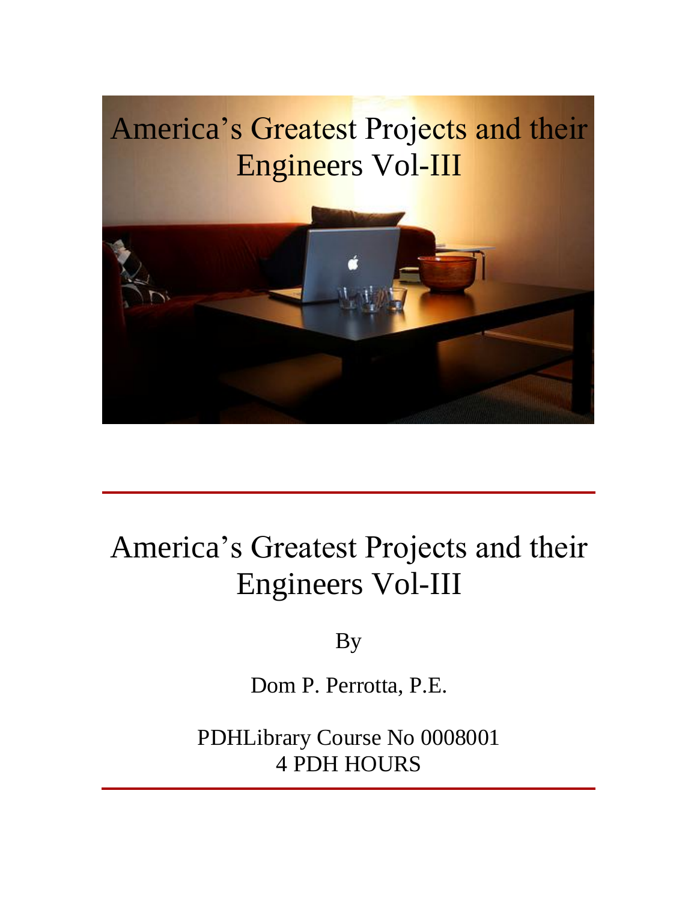# America's Greatest Projects and their Engineers Vol-III

By

Dom P. Perrotta, P.E.

PDHLibrary Course No 0008001
4 PDH HOURS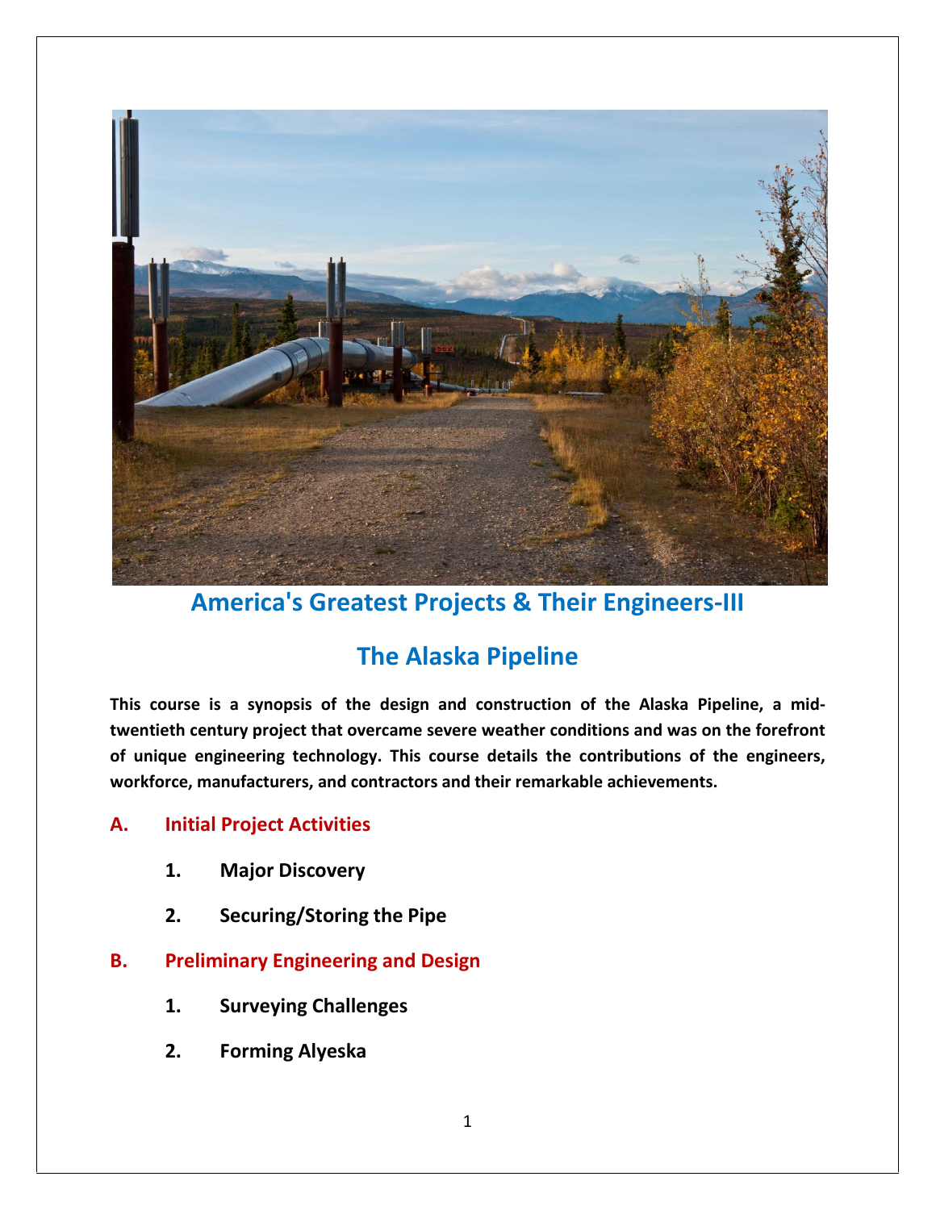# America's Great­est Projects & Their Engineers-III

## The Alaska Pipeline

**This course is a synopsis of the design and construction of the Alaska Pipeline, a mid-twentieth century project that overcame severe weather conditions and was on the forefront of unique engineering technology. This course details the contributions of the engineers, workforce, manufacturers, and contractors and their remarkable achievements.**

### A. Initial Project Activities

1. **Major Discovery**
2. **Securing/Storing the Pipe**

### B. Preliminary Engineering and Design

1. **Surveying Challenges**
2. **Forming Alyeska**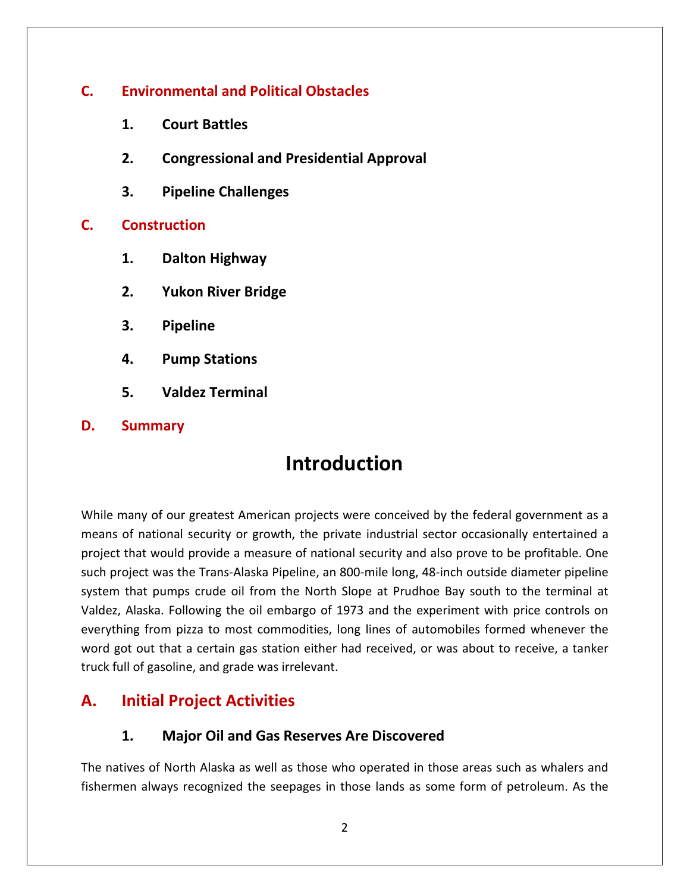**C. Environmental and Political Obstacles**

1. **Court Battles**
2. **Congressional and Presidential Approval**
3. **Pipeline Challenges**

**C. Construction**

1. **Dalton Highway**
2. **Yukon River Bridge**
3. **Pipeline**
4. **Pump Stations**
5. **Valdez Terminal**

**D. Summary**

# Introduction

While many of our greatest American projects were conceived by the federal government as a means of national security or growth, the private industrial sector occasionally entertained a project that would provide a measure of national security and also prove to be profitable. One such project was the Trans-Alaska Pipeline, an 800-mile long, 48-inch outside diameter pipeline system that pumps crude oil from the North Slope at Prudhoe Bay south to the terminal at Valdez, Alaska. Following the oil embargo of 1973 and the experiment with price controls on everything from pizza to most commodities, long lines of automobiles formed whenever the word got out that a certain gas station either had received, or was about to receive, a tanker truck full of gasoline, and grade was irrelevant.

## A. Initial Project Activities

### 1. Major Oil and Gas Reserves Are Discovered

The natives of North Alaska as well as those who operated in those areas such as whalers and fishermen always recognized the seepages in those lands as some form of petroleum. As the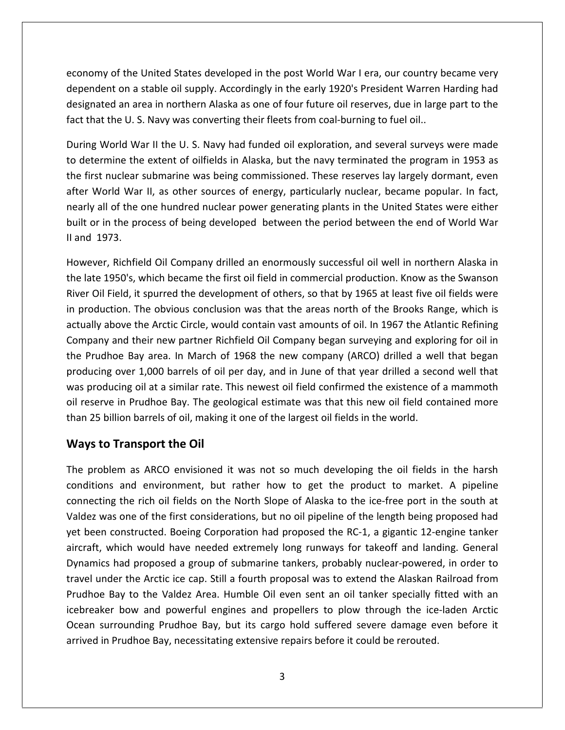economy of the United States developed in the post World War I era, our country became very dependent on a stable oil supply. Accordingly in the early 1920's President Warren Harding had designated an area in northern Alaska as one of four future oil reserves, due in large part to the fact that the U. S. Navy was converting their fleets from coal-burning to fuel oil..

During World War II the U. S. Navy had funded oil exploration, and several surveys were made to determine the extent of oilfields in Alaska, but the navy terminated the program in 1953 as the first nuclear submarine was being commissioned. These reserves lay largely dormant, even after World War II, as other sources of energy, particularly nuclear, became popular. In fact, nearly all of the one hundred nuclear power generating plants in the United States were either built or in the process of being developed between the period between the end of World War II and 1973.

However, Richfield Oil Company drilled an enormously successful oil well in northern Alaska in the late 1950's, which became the first oil field in commercial production. Know as the Swanson River Oil Field, it spurred the development of others, so that by 1965 at least five oil fields were in production. The obvious conclusion was that the areas north of the Brooks Range, which is actually above the Arctic Circle, would contain vast amounts of oil. In 1967 the Atlantic Refining Company and their new partner Richfield Oil Company began surveying and exploring for oil in the Prudhoe Bay area. In March of 1968 the new company (ARCO) drilled a well that began producing over 1,000 barrels of oil per day, and in June of that year drilled a second well that was producing oil at a similar rate. This newest oil field confirmed the existence of a mammoth oil reserve in Prudhoe Bay. The geological estimate was that this new oil field contained more than 25 billion barrels of oil, making it one of the largest oil fields in the world.

## Ways to Transport the Oil

The problem as ARCO envisioned it was not so much developing the oil fields in the harsh conditions and environment, but rather how to get the product to market. A pipeline connecting the rich oil fields on the North Slope of Alaska to the ice-free port in the south at Valdez was one of the first considerations, but no oil pipeline of the length being proposed had yet been constructed. Boeing Corporation had proposed the RC-1, a gigantic 12-engine tanker aircraft, which would have needed extremely long runways for takeoff and landing. General Dynamics had proposed a group of submarine tankers, probably nuclear-powered, in order to travel under the Arctic ice cap. Still a fourth proposal was to extend the Alaskan Railroad from Prudhoe Bay to the Valdez Area. Humble Oil even sent an oil tanker specially fitted with an icebreaker bow and powerful engines and propellers to plow through the ice-laden Arctic Ocean surrounding Prudhoe Bay, but its cargo hold suffered severe damage even before it arrived in Prudhoe Bay, necessitating extensive repairs before it could be rerouted.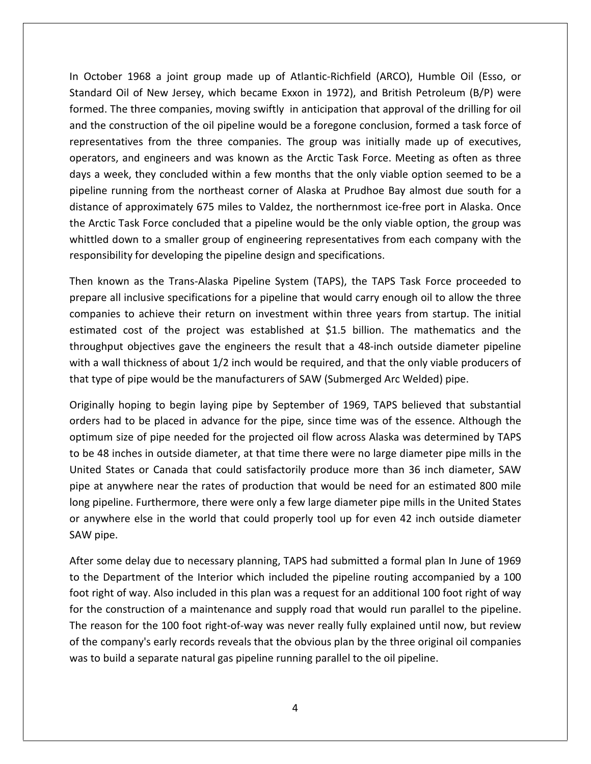In October 1968 a joint group made up of Atlantic-Richfield (ARCO), Humble Oil (Esso, or Standard Oil of New Jersey, which became Exxon in 1972), and British Petroleum (B/P) were formed. The three companies, moving swiftly in anticipation that approval of the drilling for oil and the construction of the oil pipeline would be a foregone conclusion, formed a task force of representatives from the three companies. The group was initially made up of executives, operators, and engineers and was known as the Arctic Task Force. Meeting as often as three days a week, they concluded within a few months that the only viable option seemed to be a pipeline running from the northeast corner of Alaska at Prudhoe Bay almost due south for a distance of approximately 675 miles to Valdez, the northernmost ice-free port in Alaska. Once the Arctic Task Force concluded that a pipeline would be the only viable option, the group was whittled down to a smaller group of engineering representatives from each company with the responsibility for developing the pipeline design and specifications.

Then known as the Trans-Alaska Pipeline System (TAPS), the TAPS Task Force proceeded to prepare all inclusive specifications for a pipeline that would carry enough oil to allow the three companies to achieve their return on investment within three years from startup. The initial estimated cost of the project was established at $1.5 billion. The mathematics and the throughput objectives gave the engineers the result that a 48-inch outside diameter pipeline with a wall thickness of about 1/2 inch would be required, and that the only viable producers of that type of pipe would be the manufacturers of SAW (Submerged Arc Welded) pipe.

Originally hoping to begin laying pipe by September of 1969, TAPS believed that substantial orders had to be placed in advance for the pipe, since time was of the essence. Although the optimum size of pipe needed for the projected oil flow across Alaska was determined by TAPS to be 48 inches in outside diameter, at that time there were no large diameter pipe mills in the United States or Canada that could satisfactorily produce more than 36 inch diameter, SAW pipe at anywhere near the rates of production that would be need for an estimated 800 mile long pipeline. Furthermore, there were only a few large diameter pipe mills in the United States or anywhere else in the world that could properly tool up for even 42 inch outside diameter SAW pipe.

After some delay due to necessary planning, TAPS had submitted a formal plan In June of 1969 to the Department of the Interior which included the pipeline routing accompanied by a 100 foot right of way. Also included in this plan was a request for an additional 100 foot right of way for the construction of a maintenance and supply road that would run parallel to the pipeline. The reason for the 100 foot right-of-way was never really fully explained until now, but review of the company's early records reveals that the obvious plan by the three original oil companies was to build a separate natural gas pipeline running parallel to the oil pipeline.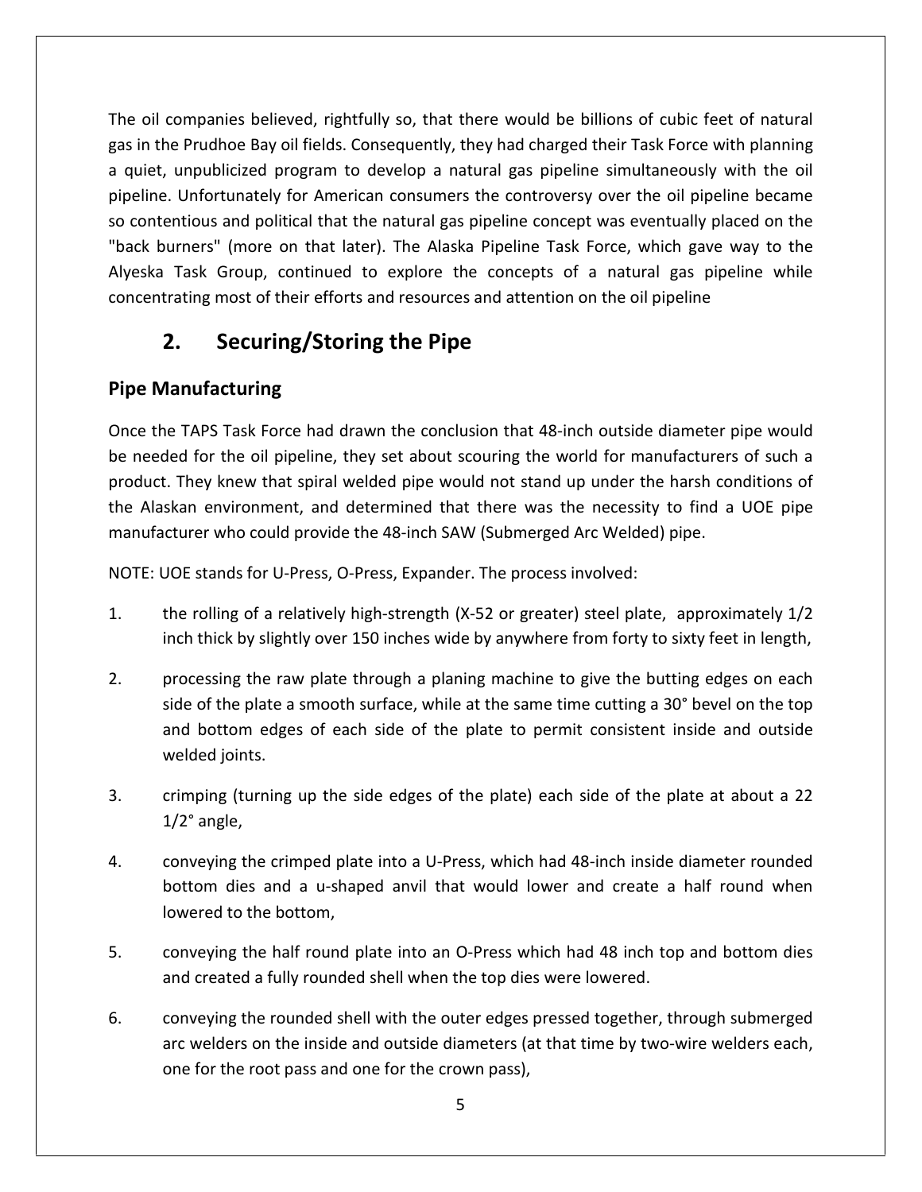The oil companies believed, rightfully so, that there would be billions of cubic feet of natural gas in the Prudhoe Bay oil fields. Consequently, they had charged their Task Force with planning a quiet, unpublicized program to develop a natural gas pipeline simultaneously with the oil pipeline. Unfortunately for American consumers the controversy over the oil pipeline became so contentious and political that the natural gas pipeline concept was eventually placed on the "back burners" (more on that later). The Alaska Pipeline Task Force, which gave way to the Alyeska Task Group, continued to explore the concepts of a natural gas pipeline while concentrating most of their efforts and resources and attention on the oil pipeline

## 2. Securing/Storing the Pipe

### Pipe Manufacturing

Once the TAPS Task Force had drawn the conclusion that 48-inch outside diameter pipe would be needed for the oil pipeline, they set about scouring the world for manufacturers of such a product. They knew that spiral welded pipe would not stand up under the harsh conditions of the Alaskan environment, and determined that there was the necessity to find a UOE pipe manufacturer who could provide the 48-inch SAW (Submerged Arc Welded) pipe.

NOTE: UOE stands for U-Press, O-Press, Expander. The process involved:

1. the rolling of a relatively high-strength (X-52 or greater) steel plate, approximately 1/2 inch thick by slightly over 150 inches wide by anywhere from forty to sixty feet in length,

2. processing the raw plate through a planing machine to give the butting edges on each side of the plate a smooth surface, while at the same time cutting a 30° bevel on the top and bottom edges of each side of the plate to permit consistent inside and outside welded joints.

3. crimping (turning up the side edges of the plate) each side of the plate at about a 22 1/2° angle,

4. conveying the crimped plate into a U-Press, which had 48-inch inside diameter rounded bottom dies and a u-shaped anvil that would lower and create a half round when lowered to the bottom,

5. conveying the half round plate into an O-Press which had 48 inch top and bottom dies and created a fully rounded shell when the top dies were lowered.

6. conveying the rounded shell with the outer edges pressed together, through submerged arc welders on the inside and outside diameters (at that time by two-wire welders each, one for the root pass and one for the crown pass),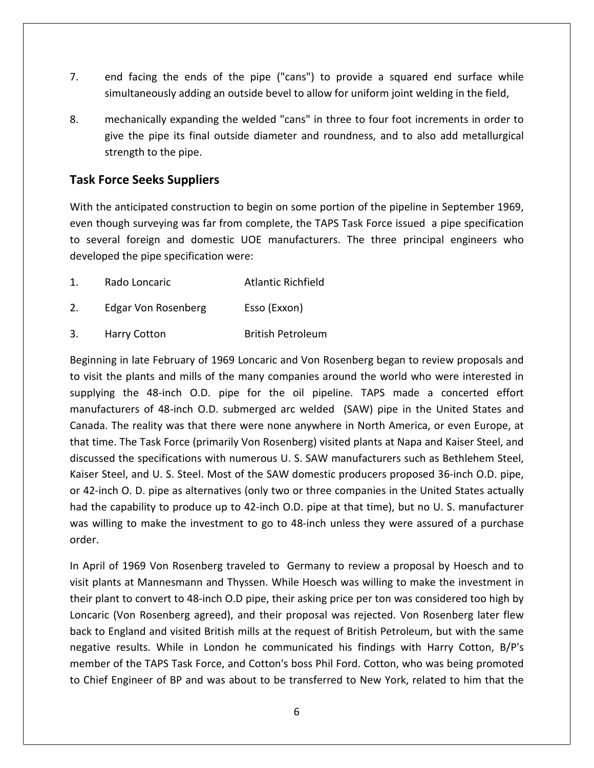7. end facing the ends of the pipe ("cans") to provide a squared end surface while simultaneously adding an outside bevel to allow for uniform joint welding in the field,

8. mechanically expanding the welded "cans" in three to four foot increments in order to give the pipe its final outside diameter and roundness, and to also add metallurgical strength to the pipe.

## Task Force Seeks Suppliers

With the anticipated construction to begin on some portion of the pipeline in September 1969, even though surveying was far from complete, the TAPS Task Force issued a pipe specification to several foreign and domestic UOE manufacturers. The three principal engineers who developed the pipe specification were:

1. Rado Loncaric — Atlantic Richfield
2. Edgar Von Rosenberg — Esso (Exxon)
3. Harry Cotton — British Petroleum

Beginning in late February of 1969 Loncaric and Von Rosenberg began to review proposals and to visit the plants and mills of the many companies around the world who were interested in supplying the 48-inch O.D. pipe for the oil pipeline. TAPS made a concerted effort manufacturers of 48-inch O.D. submerged arc welded (SAW) pipe in the United States and Canada. The reality was that there were none anywhere in North America, or even Europe, at that time. The Task Force (primarily Von Rosenberg) visited plants at Napa and Kaiser Steel, and discussed the specifications with numerous U. S. SAW manufacturers such as Bethlehem Steel, Kaiser Steel, and U. S. Steel. Most of the SAW domestic producers proposed 36-inch O.D. pipe, or 42-inch O. D. pipe as alternatives (only two or three companies in the United States actually had the capability to produce up to 42-inch O.D. pipe at that time), but no U. S. manufacturer was willing to make the investment to go to 48-inch unless they were assured of a purchase order.

In April of 1969 Von Rosenberg traveled to Germany to review a proposal by Hoesch and to visit plants at Mannesmann and Thyssen. While Hoesch was willing to make the investment in their plant to convert to 48-inch O.D pipe, their asking price per ton was considered too high by Loncaric (Von Rosenberg agreed), and their proposal was rejected. Von Rosenberg later flew back to England and visited British mills at the request of British Petroleum, but with the same negative results. While in London he communicated his findings with Harry Cotton, B/P's member of the TAPS Task Force, and Cotton's boss Phil Ford. Cotton, who was being promoted to Chief Engineer of BP and was about to be transferred to New York, related to him that the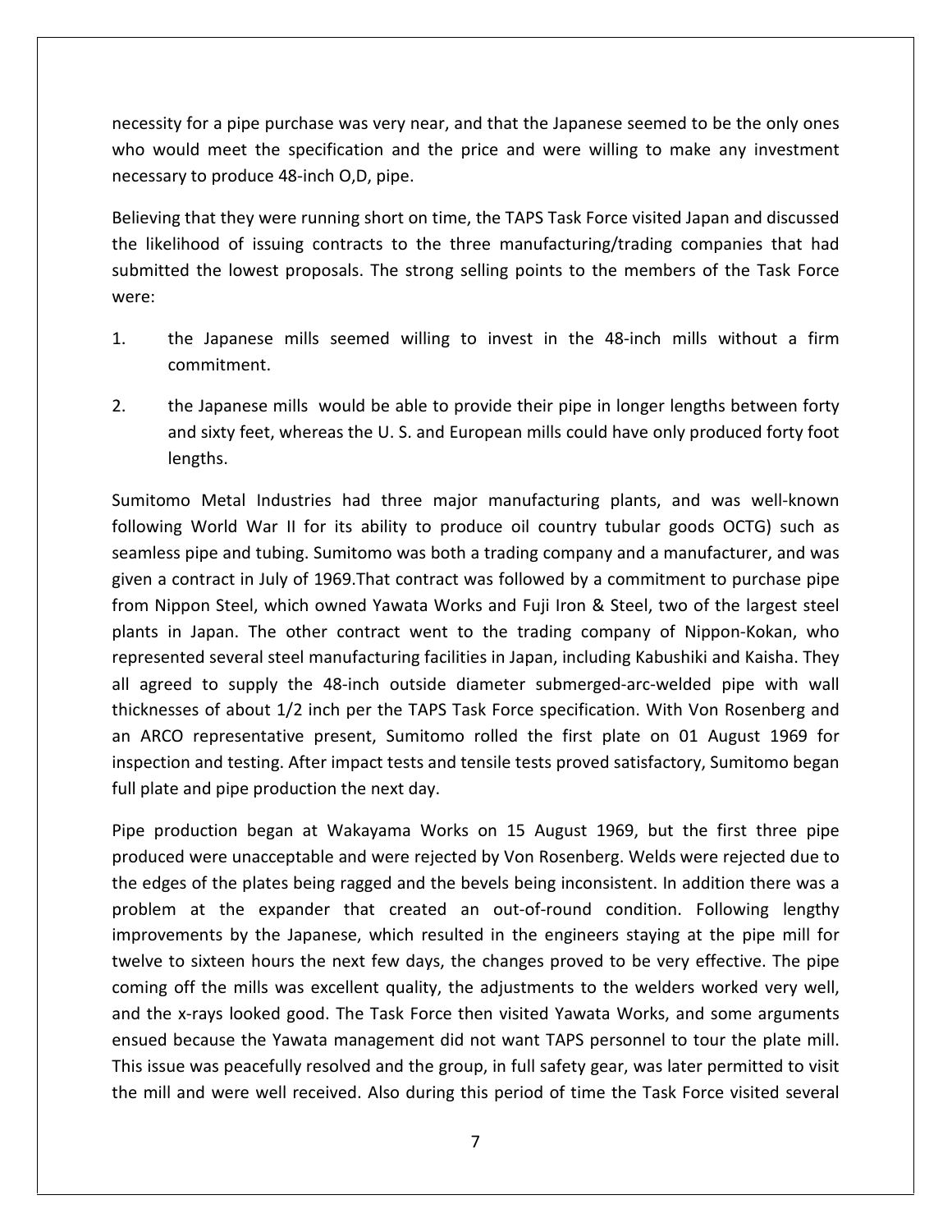necessity for a pipe purchase was very near, and that the Japanese seemed to be the only ones who would meet the specification and the price and were willing to make any investment necessary to produce 48-inch O,D, pipe.

Believing that they were running short on time, the TAPS Task Force visited Japan and discussed the likelihood of issuing contracts to the three manufacturing/trading companies that had submitted the lowest proposals. The strong selling points to the members of the Task Force were:

1. the Japanese mills seemed willing to invest in the 48-inch mills without a firm commitment.

2. the Japanese mills would be able to provide their pipe in longer lengths between forty and sixty feet, whereas the U. S. and European mills could have only produced forty foot lengths.

Sumitomo Metal Industries had three major manufacturing plants, and was well-known following World War II for its ability to produce oil country tubular goods OCTG) such as seamless pipe and tubing. Sumitomo was both a trading company and a manufacturer, and was given a contract in July of 1969.That contract was followed by a commitment to purchase pipe from Nippon Steel, which owned Yawata Works and Fuji Iron & Steel, two of the largest steel plants in Japan. The other contract went to the trading company of Nippon-Kokan, who represented several steel manufacturing facilities in Japan, including Kabushiki and Kaisha. They all agreed to supply the 48-inch outside diameter submerged-arc-welded pipe with wall thicknesses of about 1/2 inch per the TAPS Task Force specification. With Von Rosenberg and an ARCO representative present, Sumitomo rolled the first plate on 01 August 1969 for inspection and testing. After impact tests and tensile tests proved satisfactory, Sumitomo began full plate and pipe production the next day.

Pipe production began at Wakayama Works on 15 August 1969, but the first three pipe produced were unacceptable and were rejected by Von Rosenberg. Welds were rejected due to the edges of the plates being ragged and the bevels being inconsistent. In addition there was a problem at the expander that created an out-of-round condition. Following lengthy improvements by the Japanese, which resulted in the engineers staying at the pipe mill for twelve to sixteen hours the next few days, the changes proved to be very effective. The pipe coming off the mills was excellent quality, the adjustments to the welders worked very well, and the x-rays looked good. The Task Force then visited Yawata Works, and some arguments ensued because the Yawata management did not want TAPS personnel to tour the plate mill. This issue was peacefully resolved and the group, in full safety gear, was later permitted to visit the mill and were well received. Also during this period of time the Task Force visited several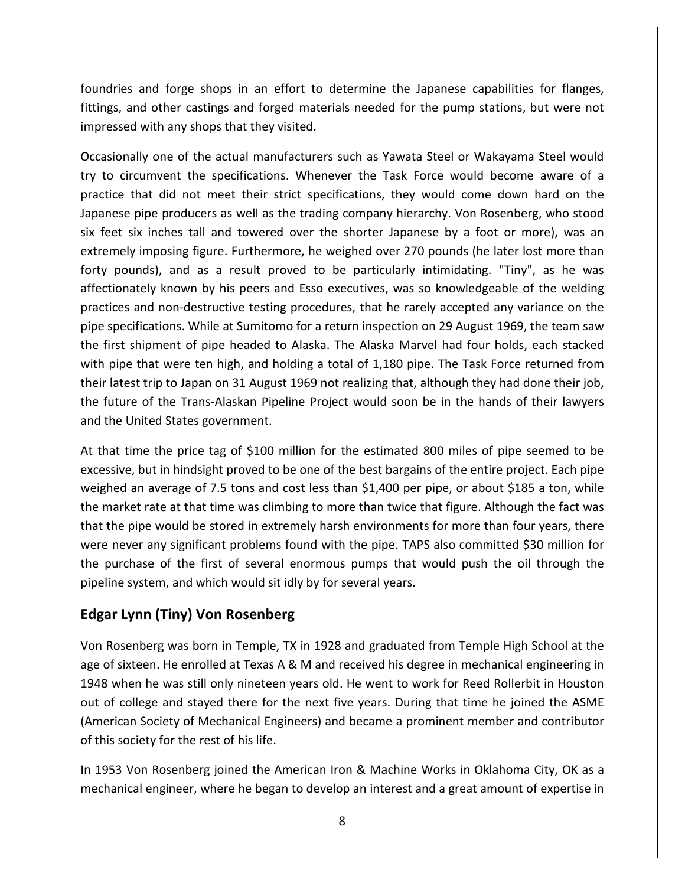foundries and forge shops in an effort to determine the Japanese capabilities for flanges, fittings, and other castings and forged materials needed for the pump stations, but were not impressed with any shops that they visited.

Occasionally one of the actual manufacturers such as Yawata Steel or Wakayama Steel would try to circumvent the specifications. Whenever the Task Force would become aware of a practice that did not meet their strict specifications, they would come down hard on the Japanese pipe producers as well as the trading company hierarchy. Von Rosenberg, who stood six feet six inches tall and towered over the shorter Japanese by a foot or more), was an extremely imposing figure. Furthermore, he weighed over 270 pounds (he later lost more than forty pounds), and as a result proved to be particularly intimidating. "Tiny", as he was affectionately known by his peers and Esso executives, was so knowledgeable of the welding practices and non-destructive testing procedures, that he rarely accepted any variance on the pipe specifications. While at Sumitomo for a return inspection on 29 August 1969, the team saw the first shipment of pipe headed to Alaska. The Alaska Marvel had four holds, each stacked with pipe that were ten high, and holding a total of 1,180 pipe. The Task Force returned from their latest trip to Japan on 31 August 1969 not realizing that, although they had done their job, the future of the Trans-Alaskan Pipeline Project would soon be in the hands of their lawyers and the United States government.

At that time the price tag of $100 million for the estimated 800 miles of pipe seemed to be excessive, but in hindsight proved to be one of the best bargains of the entire project. Each pipe weighed an average of 7.5 tons and cost less than $1,400 per pipe, or about $185 a ton, while the market rate at that time was climbing to more than twice that figure. Although the fact was that the pipe would be stored in extremely harsh environments for more than four years, there were never any significant problems found with the pipe. TAPS also committed $30 million for the purchase of the first of several enormous pumps that would push the oil through the pipeline system, and which would sit idly by for several years.

## Edgar Lynn (Tiny) Von Rosenberg

Von Rosenberg was born in Temple, TX in 1928 and graduated from Temple High School at the age of sixteen. He enrolled at Texas A & M and received his degree in mechanical engineering in 1948 when he was still only nineteen years old. He went to work for Reed Rollerbit in Houston out of college and stayed there for the next five years. During that time he joined the ASME (American Society of Mechanical Engineers) and became a prominent member and contributor of this society for the rest of his life.

In 1953 Von Rosenberg joined the American Iron & Machine Works in Oklahoma City, OK as a mechanical engineer, where he began to develop an interest and a great amount of expertise in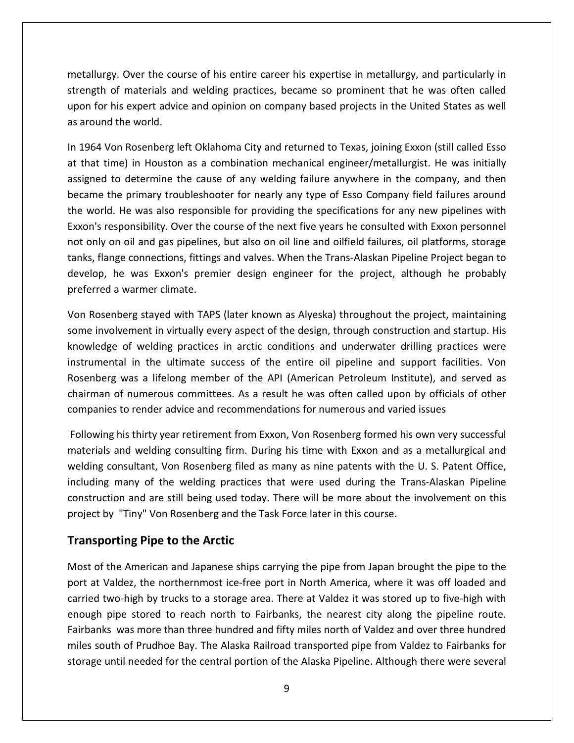metallurgy. Over the course of his entire career his expertise in metallurgy, and particularly in strength of materials and welding practices, became so prominent that he was often called upon for his expert advice and opinion on company based projects in the United States as well as around the world.

In 1964 Von Rosenberg left Oklahoma City and returned to Texas, joining Exxon (still called Esso at that time) in Houston as a combination mechanical engineer/metallurgist. He was initially assigned to determine the cause of any welding failure anywhere in the company, and then became the primary troubleshooter for nearly any type of Esso Company field failures around the world. He was also responsible for providing the specifications for any new pipelines with Exxon's responsibility. Over the course of the next five years he consulted with Exxon personnel not only on oil and gas pipelines, but also on oil line and oilfield failures, oil platforms, storage tanks, flange connections, fittings and valves. When the Trans-Alaskan Pipeline Project began to develop, he was Exxon's premier design engineer for the project, although he probably preferred a warmer climate.

Von Rosenberg stayed with TAPS (later known as Alyeska) throughout the project, maintaining some involvement in virtually every aspect of the design, through construction and startup. His knowledge of welding practices in arctic conditions and underwater drilling practices were instrumental in the ultimate success of the entire oil pipeline and support facilities. Von Rosenberg was a lifelong member of the API (American Petroleum Institute), and served as chairman of numerous committees. As a result he was often called upon by officials of other companies to render advice and recommendations for numerous and varied issues

Following his thirty year retirement from Exxon, Von Rosenberg formed his own very successful materials and welding consulting firm. During his time with Exxon and as a metallurgical and welding consultant, Von Rosenberg filed as many as nine patents with the U. S. Patent Office, including many of the welding practices that were used during the Trans-Alaskan Pipeline construction and are still being used today. There will be more about the involvement on this project by "Tiny" Von Rosenberg and the Task Force later in this course.

## Transporting Pipe to the Arctic

Most of the American and Japanese ships carrying the pipe from Japan brought the pipe to the port at Valdez, the northernmost ice-free port in North America, where it was off loaded and carried two-high by trucks to a storage area. There at Valdez it was stored up to five-high with enough pipe stored to reach north to Fairbanks, the nearest city along the pipeline route. Fairbanks was more than three hundred and fifty miles north of Valdez and over three hundred miles south of Prudhoe Bay. The Alaska Railroad transported pipe from Valdez to Fairbanks for storage until needed for the central portion of the Alaska Pipeline. Although there were several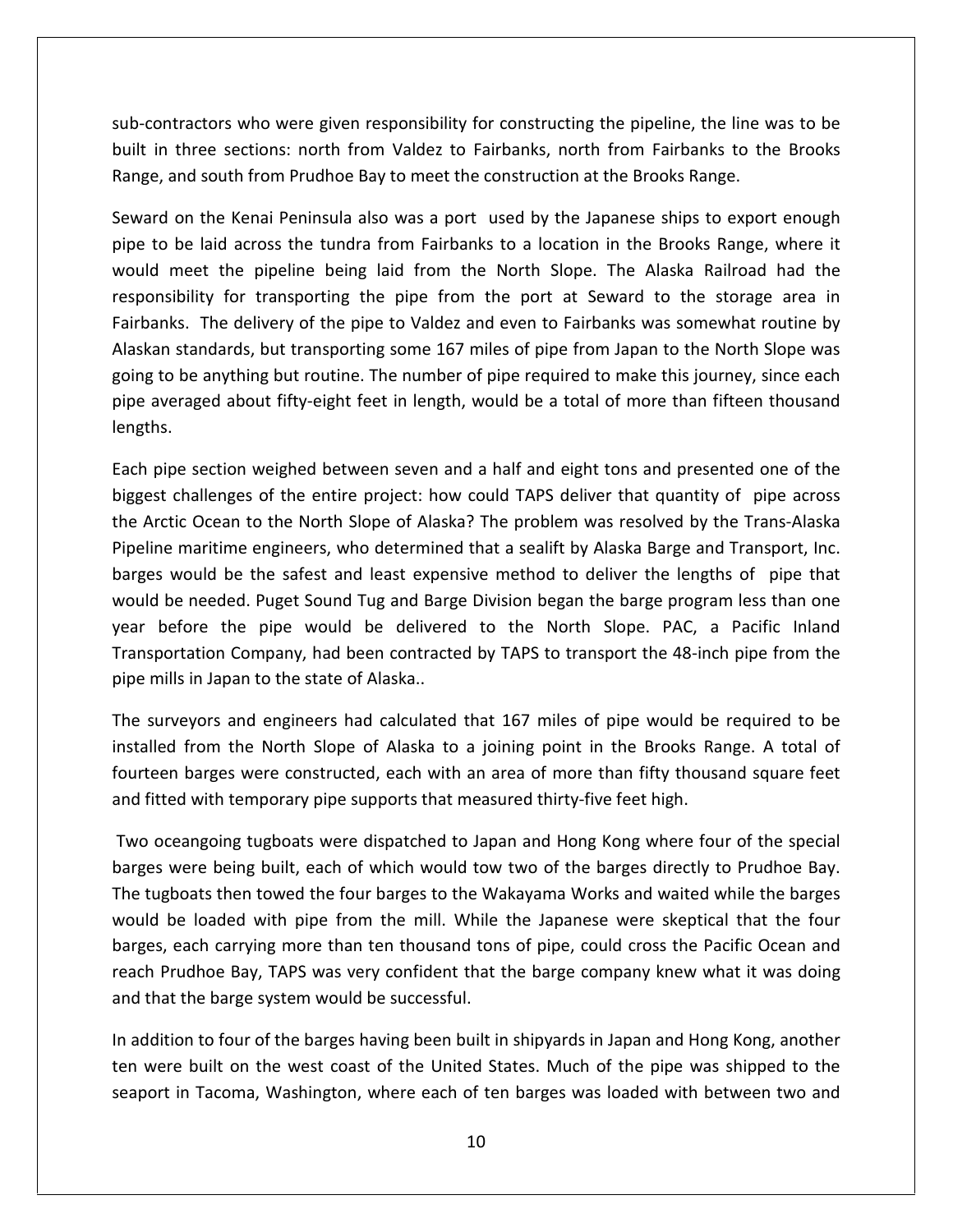sub-contractors who were given responsibility for constructing the pipeline, the line was to be built in three sections: north from Valdez to Fairbanks, north from Fairbanks to the Brooks Range, and south from Prudhoe Bay to meet the construction at the Brooks Range.

Seward on the Kenai Peninsula also was a port used by the Japanese ships to export enough pipe to be laid across the tundra from Fairbanks to a location in the Brooks Range, where it would meet the pipeline being laid from the North Slope. The Alaska Railroad had the responsibility for transporting the pipe from the port at Seward to the storage area in Fairbanks. The delivery of the pipe to Valdez and even to Fairbanks was somewhat routine by Alaskan standards, but transporting some 167 miles of pipe from Japan to the North Slope was going to be anything but routine. The number of pipe required to make this journey, since each pipe averaged about fifty-eight feet in length, would be a total of more than fifteen thousand lengths.

Each pipe section weighed between seven and a half and eight tons and presented one of the biggest challenges of the entire project: how could TAPS deliver that quantity of pipe across the Arctic Ocean to the North Slope of Alaska? The problem was resolved by the Trans-Alaska Pipeline maritime engineers, who determined that a sealift by Alaska Barge and Transport, Inc. barges would be the safest and least expensive method to deliver the lengths of pipe that would be needed. Puget Sound Tug and Barge Division began the barge program less than one year before the pipe would be delivered to the North Slope. PAC, a Pacific Inland Transportation Company, had been contracted by TAPS to transport the 48-inch pipe from the pipe mills in Japan to the state of Alaska..

The surveyors and engineers had calculated that 167 miles of pipe would be required to be installed from the North Slope of Alaska to a joining point in the Brooks Range. A total of fourteen barges were constructed, each with an area of more than fifty thousand square feet and fitted with temporary pipe supports that measured thirty-five feet high.

Two oceangoing tugboats were dispatched to Japan and Hong Kong where four of the special barges were being built, each of which would tow two of the barges directly to Prudhoe Bay. The tugboats then towed the four barges to the Wakayama Works and waited while the barges would be loaded with pipe from the mill. While the Japanese were skeptical that the four barges, each carrying more than ten thousand tons of pipe, could cross the Pacific Ocean and reach Prudhoe Bay, TAPS was very confident that the barge company knew what it was doing and that the barge system would be successful.

In addition to four of the barges having been built in shipyards in Japan and Hong Kong, another ten were built on the west coast of the United States. Much of the pipe was shipped to the seaport in Tacoma, Washington, where each of ten barges was loaded with between two and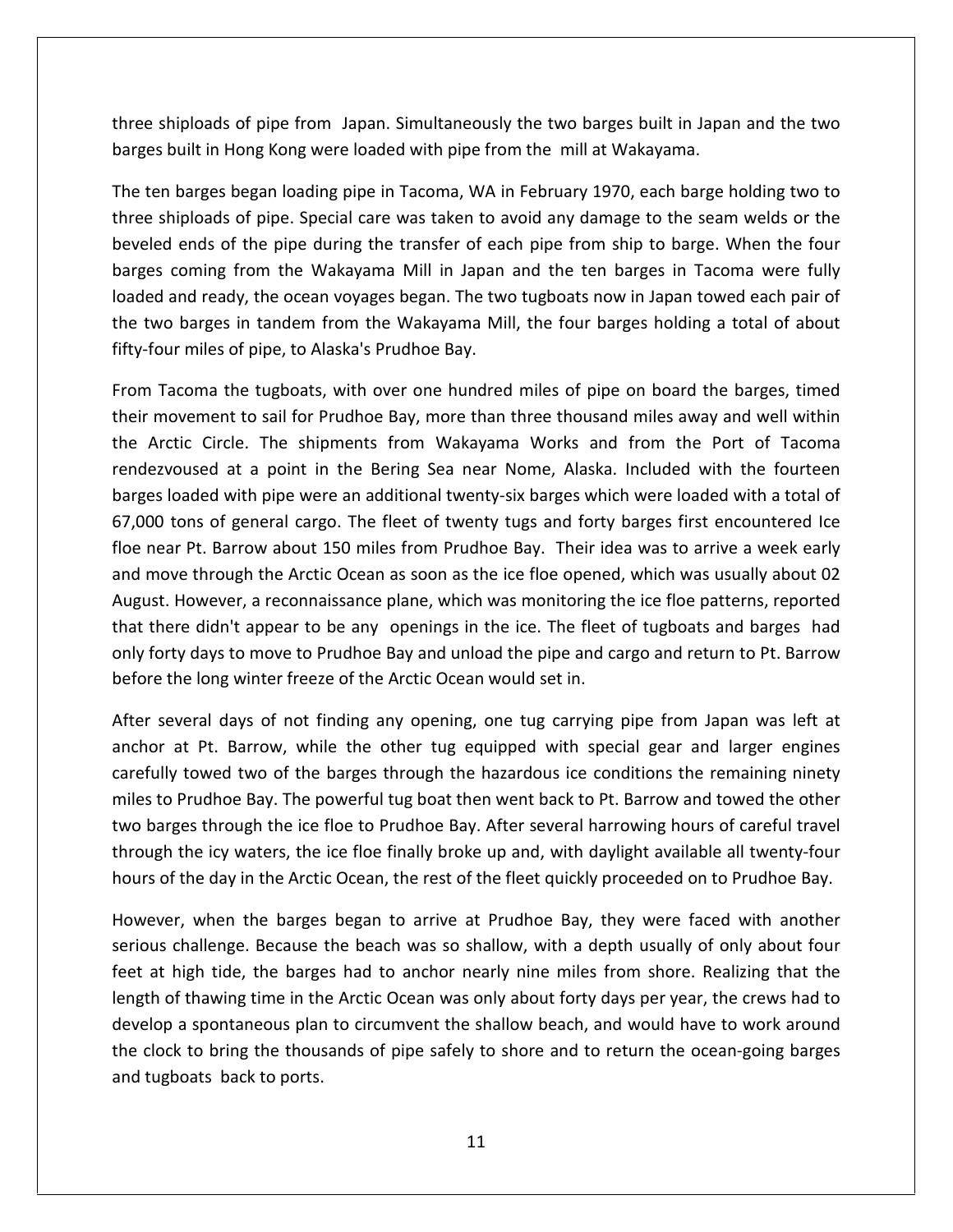three shiploads of pipe from Japan. Simultaneously the two barges built in Japan and the two barges built in Hong Kong were loaded with pipe from the mill at Wakayama.

The ten barges began loading pipe in Tacoma, WA in February 1970, each barge holding two to three shiploads of pipe. Special care was taken to avoid any damage to the seam welds or the beveled ends of the pipe during the transfer of each pipe from ship to barge. When the four barges coming from the Wakayama Mill in Japan and the ten barges in Tacoma were fully loaded and ready, the ocean voyages began. The two tugboats now in Japan towed each pair of the two barges in tandem from the Wakayama Mill, the four barges holding a total of about fifty-four miles of pipe, to Alaska's Prudhoe Bay.

From Tacoma the tugboats, with over one hundred miles of pipe on board the barges, timed their movement to sail for Prudhoe Bay, more than three thousand miles away and well within the Arctic Circle. The shipments from Wakayama Works and from the Port of Tacoma rendezvoused at a point in the Bering Sea near Nome, Alaska. Included with the fourteen barges loaded with pipe were an additional twenty-six barges which were loaded with a total of 67,000 tons of general cargo. The fleet of twenty tugs and forty barges first encountered Ice floe near Pt. Barrow about 150 miles from Prudhoe Bay. Their idea was to arrive a week early and move through the Arctic Ocean as soon as the ice floe opened, which was usually about 02 August. However, a reconnaissance plane, which was monitoring the ice floe patterns, reported that there didn't appear to be any openings in the ice. The fleet of tugboats and barges had only forty days to move to Prudhoe Bay and unload the pipe and cargo and return to Pt. Barrow before the long winter freeze of the Arctic Ocean would set in.

After several days of not finding any opening, one tug carrying pipe from Japan was left at anchor at Pt. Barrow, while the other tug equipped with special gear and larger engines carefully towed two of the barges through the hazardous ice conditions the remaining ninety miles to Prudhoe Bay. The powerful tug boat then went back to Pt. Barrow and towed the other two barges through the ice floe to Prudhoe Bay. After several harrowing hours of careful travel through the icy waters, the ice floe finally broke up and, with daylight available all twenty-four hours of the day in the Arctic Ocean, the rest of the fleet quickly proceeded on to Prudhoe Bay.

However, when the barges began to arrive at Prudhoe Bay, they were faced with another serious challenge. Because the beach was so shallow, with a depth usually of only about four feet at high tide, the barges had to anchor nearly nine miles from shore. Realizing that the length of thawing time in the Arctic Ocean was only about forty days per year, the crews had to develop a spontaneous plan to circumvent the shallow beach, and would have to work around the clock to bring the thousands of pipe safely to shore and to return the ocean-going barges and tugboats back to ports.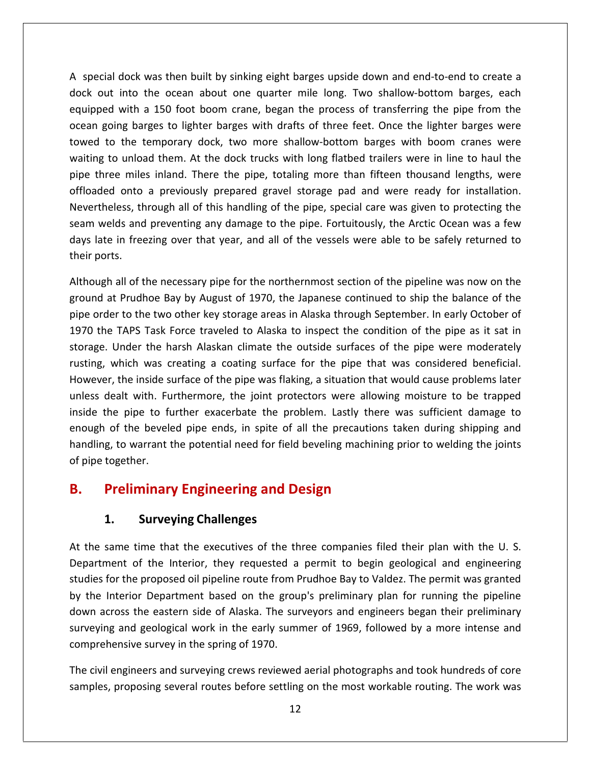A special dock was then built by sinking eight barges upside down and end-to-end to create a dock out into the ocean about one quarter mile long. Two shallow-bottom barges, each equipped with a 150 foot boom crane, began the process of transferring the pipe from the ocean going barges to lighter barges with drafts of three feet. Once the lighter barges were towed to the temporary dock, two more shallow-bottom barges with boom cranes were waiting to unload them. At the dock trucks with long flatbed trailers were in line to haul the pipe three miles inland. There the pipe, totaling more than fifteen thousand lengths, were offloaded onto a previously prepared gravel storage pad and were ready for installation. Nevertheless, through all of this handling of the pipe, special care was given to protecting the seam welds and preventing any damage to the pipe. Fortuitously, the Arctic Ocean was a few days late in freezing over that year, and all of the vessels were able to be safely returned to their ports.

Although all of the necessary pipe for the northernmost section of the pipeline was now on the ground at Prudhoe Bay by August of 1970, the Japanese continued to ship the balance of the pipe order to the two other key storage areas in Alaska through September. In early October of 1970 the TAPS Task Force traveled to Alaska to inspect the condition of the pipe as it sat in storage. Under the harsh Alaskan climate the outside surfaces of the pipe were moderately rusting, which was creating a coating surface for the pipe that was considered beneficial. However, the inside surface of the pipe was flaking, a situation that would cause problems later unless dealt with. Furthermore, the joint protectors were allowing moisture to be trapped inside the pipe to further exacerbate the problem. Lastly there was sufficient damage to enough of the beveled pipe ends, in spite of all the precautions taken during shipping and handling, to warrant the potential need for field beveling machining prior to welding the joints of pipe together.

## B. Preliminary Engineering and Design

### 1. Surveying Challenges

At the same time that the executives of the three companies filed their plan with the U. S. Department of the Interior, they requested a permit to begin geological and engineering studies for the proposed oil pipeline route from Prudhoe Bay to Valdez. The permit was granted by the Interior Department based on the group's preliminary plan for running the pipeline down across the eastern side of Alaska. The surveyors and engineers began their preliminary surveying and geological work in the early summer of 1969, followed by a more intense and comprehensive survey in the spring of 1970.

The civil engineers and surveying crews reviewed aerial photographs and took hundreds of core samples, proposing several routes before settling on the most workable routing. The work was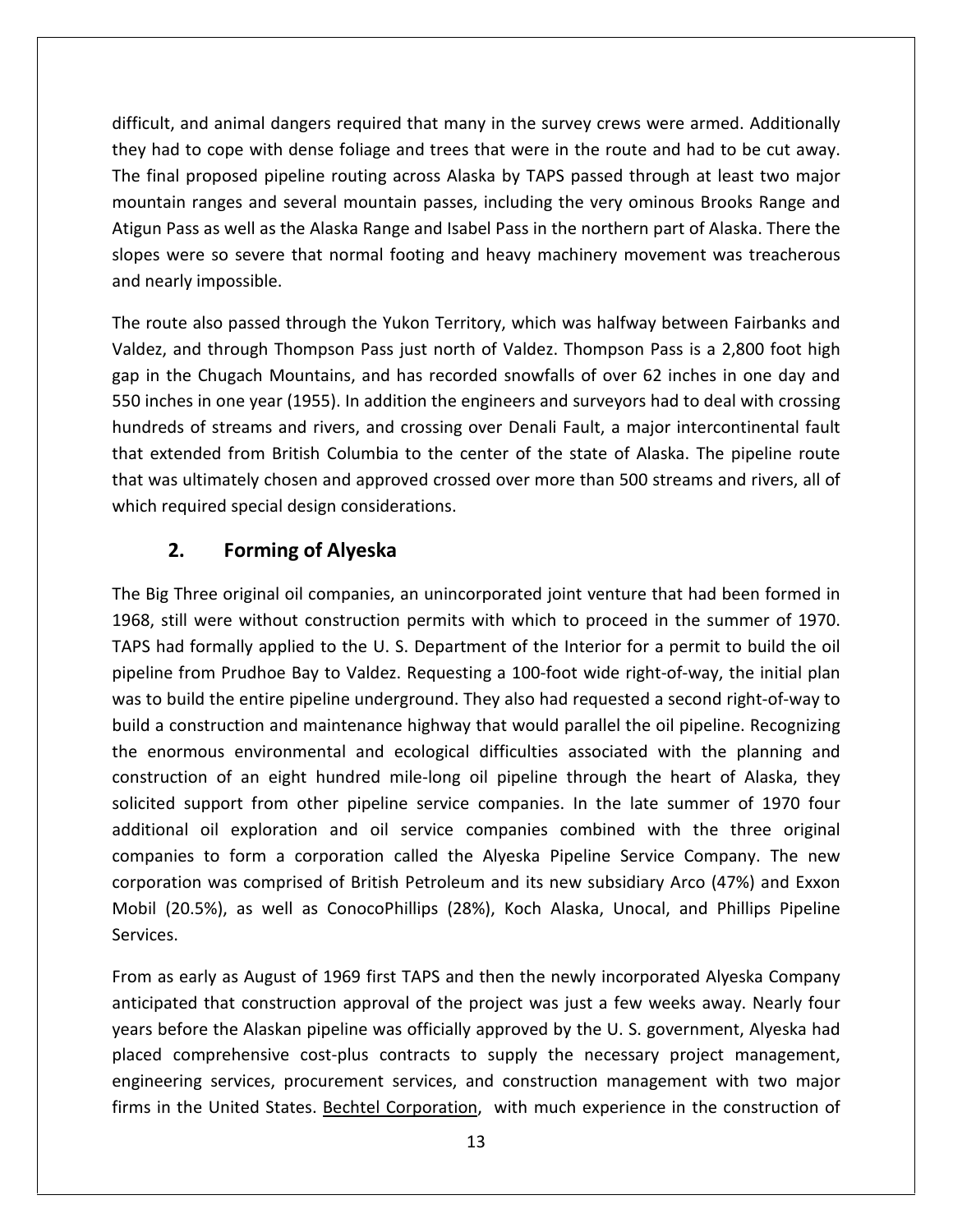difficult, and animal dangers required that many in the survey crews were armed. Additionally they had to cope with dense foliage and trees that were in the route and had to be cut away. The final proposed pipeline routing across Alaska by TAPS passed through at least two major mountain ranges and several mountain passes, including the very ominous Brooks Range and Atigun Pass as well as the Alaska Range and Isabel Pass in the northern part of Alaska. There the slopes were so severe that normal footing and heavy machinery movement was treacherous and nearly impossible.

The route also passed through the Yukon Territory, which was halfway between Fairbanks and Valdez, and through Thompson Pass just north of Valdez. Thompson Pass is a 2,800 foot high gap in the Chugach Mountains, and has recorded snowfalls of over 62 inches in one day and 550 inches in one year (1955). In addition the engineers and surveyors had to deal with crossing hundreds of streams and rivers, and crossing over Denali Fault, a major intercontinental fault that extended from British Columbia to the center of the state of Alaska. The pipeline route that was ultimately chosen and approved crossed over more than 500 streams and rivers, all of which required special design considerations.

## 2. Forming of Alyeska

The Big Three original oil companies, an unincorporated joint venture that had been formed in 1968, still were without construction permits with which to proceed in the summer of 1970. TAPS had formally applied to the U. S. Department of the Interior for a permit to build the oil pipeline from Prudhoe Bay to Valdez. Requesting a 100-foot wide right-of-way, the initial plan was to build the entire pipeline underground. They also had requested a second right-of-way to build a construction and maintenance highway that would parallel the oil pipeline. Recognizing the enormous environmental and ecological difficulties associated with the planning and construction of an eight hundred mile-long oil pipeline through the heart of Alaska, they solicited support from other pipeline service companies. In the late summer of 1970 four additional oil exploration and oil service companies combined with the three original companies to form a corporation called the Alyeska Pipeline Service Company. The new corporation was comprised of British Petroleum and its new subsidiary Arco (47%) and Exxon Mobil (20.5%), as well as ConocoPhillips (28%), Koch Alaska, Unocal, and Phillips Pipeline Services.

From as early as August of 1969 first TAPS and then the newly incorporated Alyeska Company anticipated that construction approval of the project was just a few weeks away. Nearly four years before the Alaskan pipeline was officially approved by the U. S. government, Alyeska had placed comprehensive cost-plus contracts to supply the necessary project management, engineering services, procurement services, and construction management with two major firms in the United States. Bechtel Corporation, with much experience in the construction of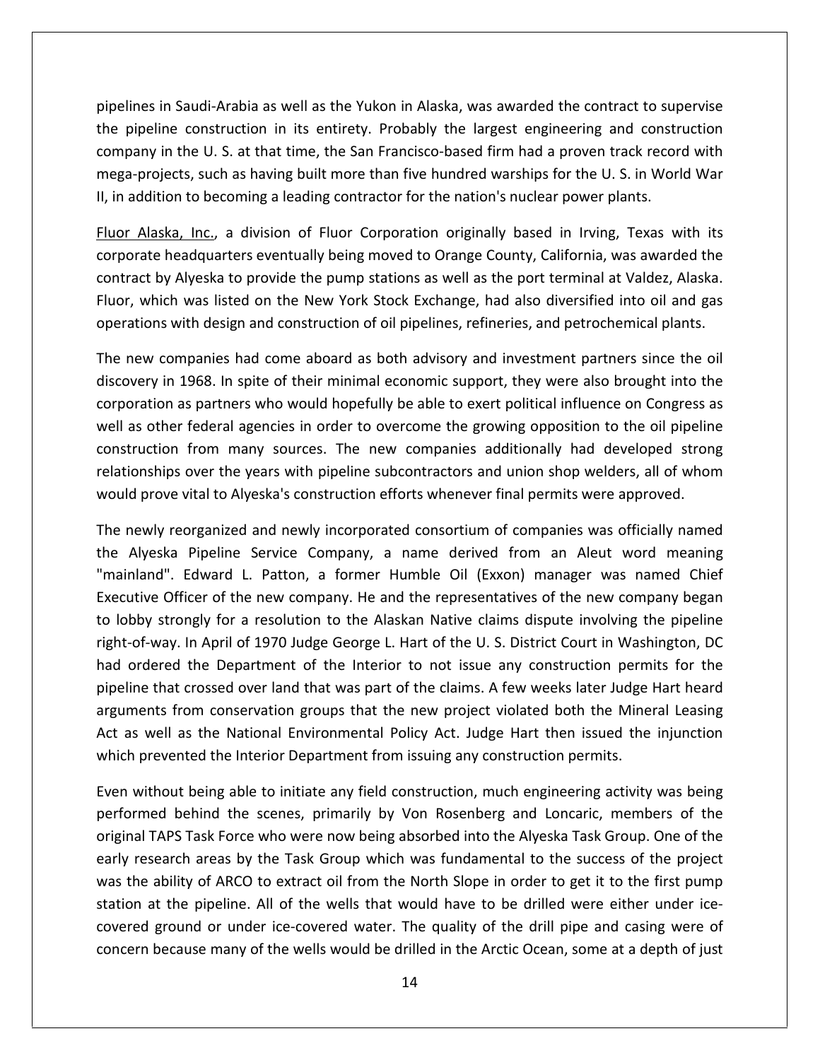pipelines in Saudi-Arabia as well as the Yukon in Alaska, was awarded the contract to supervise the pipeline construction in its entirety. Probably the largest engineering and construction company in the U. S. at that time, the San Francisco-based firm had a proven track record with mega-projects, such as having built more than five hundred warships for the U. S. in World War II, in addition to becoming a leading contractor for the nation's nuclear power plants.

Fluor Alaska, Inc., a division of Fluor Corporation originally based in Irving, Texas with its corporate headquarters eventually being moved to Orange County, California, was awarded the contract by Alyeska to provide the pump stations as well as the port terminal at Valdez, Alaska. Fluor, which was listed on the New York Stock Exchange, had also diversified into oil and gas operations with design and construction of oil pipelines, refineries, and petrochemical plants.

The new companies had come aboard as both advisory and investment partners since the oil discovery in 1968. In spite of their minimal economic support, they were also brought into the corporation as partners who would hopefully be able to exert political influence on Congress as well as other federal agencies in order to overcome the growing opposition to the oil pipeline construction from many sources. The new companies additionally had developed strong relationships over the years with pipeline subcontractors and union shop welders, all of whom would prove vital to Alyeska's construction efforts whenever final permits were approved.

The newly reorganized and newly incorporated consortium of companies was officially named the Alyeska Pipeline Service Company, a name derived from an Aleut word meaning "mainland". Edward L. Patton, a former Humble Oil (Exxon) manager was named Chief Executive Officer of the new company. He and the representatives of the new company began to lobby strongly for a resolution to the Alaskan Native claims dispute involving the pipeline right-of-way. In April of 1970 Judge George L. Hart of the U. S. District Court in Washington, DC had ordered the Department of the Interior to not issue any construction permits for the pipeline that crossed over land that was part of the claims. A few weeks later Judge Hart heard arguments from conservation groups that the new project violated both the Mineral Leasing Act as well as the National Environmental Policy Act. Judge Hart then issued the injunction which prevented the Interior Department from issuing any construction permits.

Even without being able to initiate any field construction, much engineering activity was being performed behind the scenes, primarily by Von Rosenberg and Loncaric, members of the original TAPS Task Force who were now being absorbed into the Alyeska Task Group. One of the early research areas by the Task Group which was fundamental to the success of the project was the ability of ARCO to extract oil from the North Slope in order to get it to the first pump station at the pipeline. All of the wells that would have to be drilled were either under ice-covered ground or under ice-covered water. The quality of the drill pipe and casing were of concern because many of the wells would be drilled in the Arctic Ocean, some at a depth of just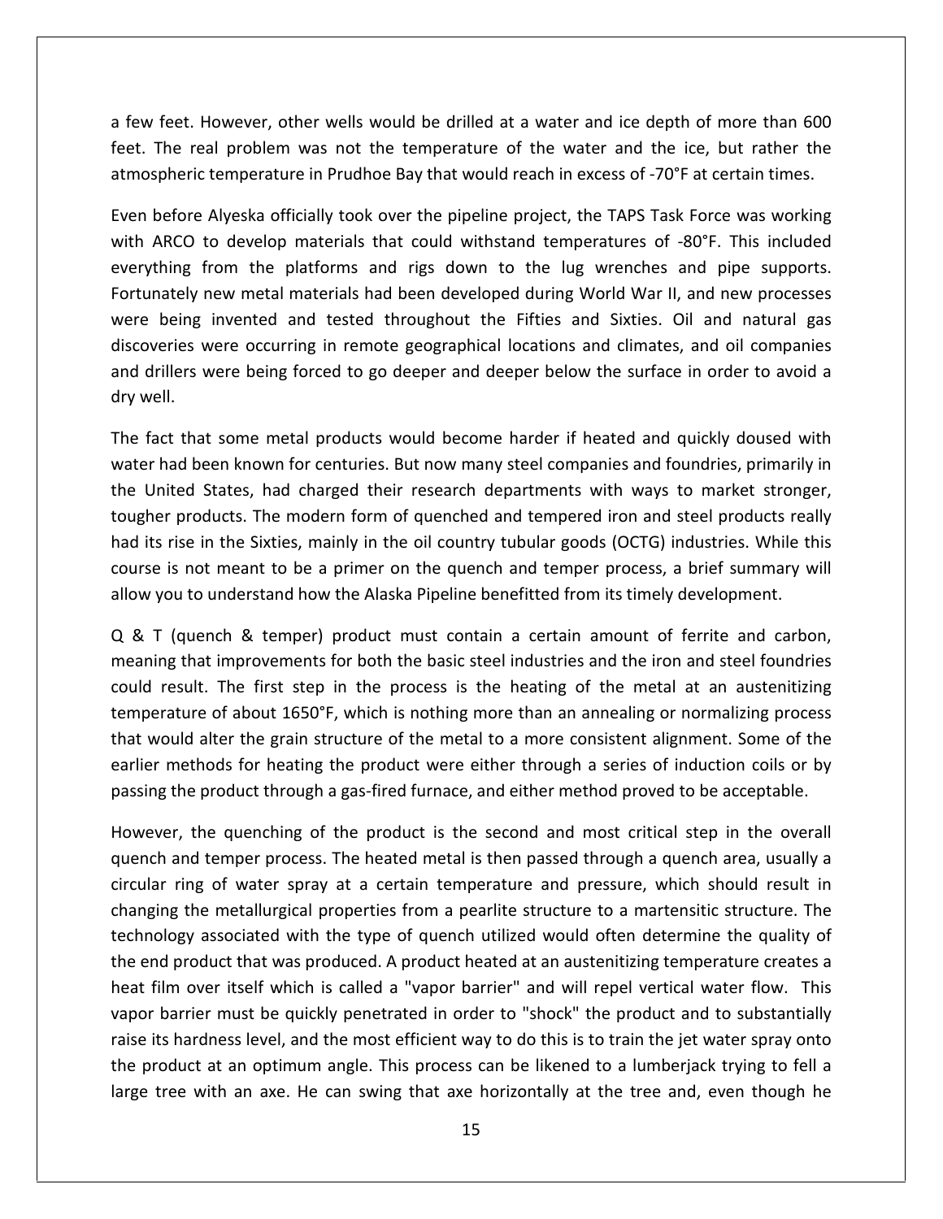a few feet. However, other wells would be drilled at a water and ice depth of more than 600 feet. The real problem was not the temperature of the water and the ice, but rather the atmospheric temperature in Prudhoe Bay that would reach in excess of -70°F at certain times.

Even before Alyeska officially took over the pipeline project, the TAPS Task Force was working with ARCO to develop materials that could withstand temperatures of -80°F. This included everything from the platforms and rigs down to the lug wrenches and pipe supports. Fortunately new metal materials had been developed during World War II, and new processes were being invented and tested throughout the Fifties and Sixties. Oil and natural gas discoveries were occurring in remote geographical locations and climates, and oil companies and drillers were being forced to go deeper and deeper below the surface in order to avoid a dry well.

The fact that some metal products would become harder if heated and quickly doused with water had been known for centuries. But now many steel companies and foundries, primarily in the United States, had charged their research departments with ways to market stronger, tougher products. The modern form of quenched and tempered iron and steel products really had its rise in the Sixties, mainly in the oil country tubular goods (OCTG) industries. While this course is not meant to be a primer on the quench and temper process, a brief summary will allow you to understand how the Alaska Pipeline benefitted from its timely development.

Q & T (quench & temper) product must contain a certain amount of ferrite and carbon, meaning that improvements for both the basic steel industries and the iron and steel foundries could result. The first step in the process is the heating of the metal at an austenitizing temperature of about 1650°F, which is nothing more than an annealing or normalizing process that would alter the grain structure of the metal to a more consistent alignment. Some of the earlier methods for heating the product were either through a series of induction coils or by passing the product through a gas-fired furnace, and either method proved to be acceptable.

However, the quenching of the product is the second and most critical step in the overall quench and temper process. The heated metal is then passed through a quench area, usually a circular ring of water spray at a certain temperature and pressure, which should result in changing the metallurgical properties from a pearlite structure to a martensitic structure. The technology associated with the type of quench utilized would often determine the quality of the end product that was produced. A product heated at an austenitizing temperature creates a heat film over itself which is called a "vapor barrier" and will repel vertical water flow. This vapor barrier must be quickly penetrated in order to "shock" the product and to substantially raise its hardness level, and the most efficient way to do this is to train the jet water spray onto the product at an optimum angle. This process can be likened to a lumberjack trying to fell a large tree with an axe. He can swing that axe horizontally at the tree and, even though he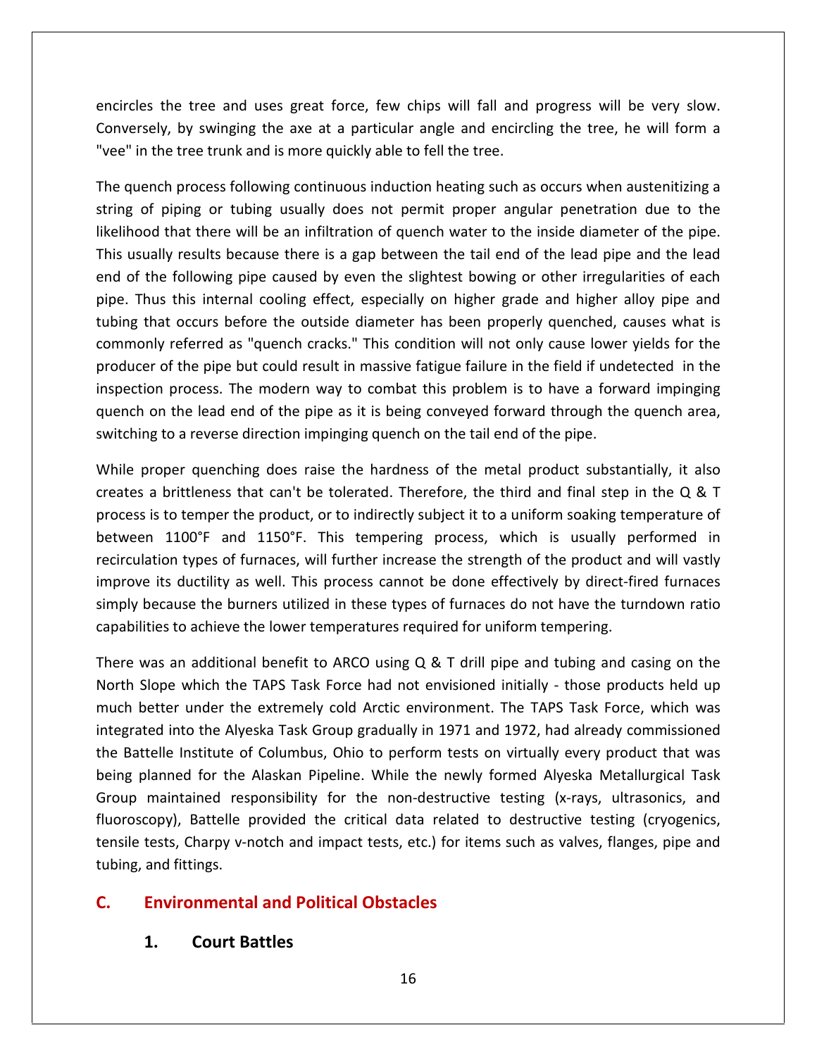encircles the tree and uses great force, few chips will fall and progress will be very slow. Conversely, by swinging the axe at a particular angle and encircling the tree, he will form a "vee" in the tree trunk and is more quickly able to fell the tree.

The quench process following continuous induction heating such as occurs when austenitizing a string of piping or tubing usually does not permit proper angular penetration due to the likelihood that there will be an infiltration of quench water to the inside diameter of the pipe. This usually results because there is a gap between the tail end of the lead pipe and the lead end of the following pipe caused by even the slightest bowing or other irregularities of each pipe. Thus this internal cooling effect, especially on higher grade and higher alloy pipe and tubing that occurs before the outside diameter has been properly quenched, causes what is commonly referred as "quench cracks." This condition will not only cause lower yields for the producer of the pipe but could result in massive fatigue failure in the field if undetected in the inspection process. The modern way to combat this problem is to have a forward impinging quench on the lead end of the pipe as it is being conveyed forward through the quench area, switching to a reverse direction impinging quench on the tail end of the pipe.

While proper quenching does raise the hardness of the metal product substantially, it also creates a brittleness that can't be tolerated. Therefore, the third and final step in the Q & T process is to temper the product, or to indirectly subject it to a uniform soaking temperature of between 1100°F and 1150°F. This tempering process, which is usually performed in recirculation types of furnaces, will further increase the strength of the product and will vastly improve its ductility as well. This process cannot be done effectively by direct-fired furnaces simply because the burners utilized in these types of furnaces do not have the turndown ratio capabilities to achieve the lower temperatures required for uniform tempering.

There was an additional benefit to ARCO using Q & T drill pipe and tubing and casing on the North Slope which the TAPS Task Force had not envisioned initially - those products held up much better under the extremely cold Arctic environment. The TAPS Task Force, which was integrated into the Alyeska Task Group gradually in 1971 and 1972, had already commissioned the Battelle Institute of Columbus, Ohio to perform tests on virtually every product that was being planned for the Alaskan Pipeline. While the newly formed Alyeska Metallurgical Task Group maintained responsibility for the non-destructive testing (x-rays, ultrasonics, and fluoroscopy), Battelle provided the critical data related to destructive testing (cryogenics, tensile tests, Charpy v-notch and impact tests, etc.) for items such as valves, flanges, pipe and tubing, and fittings.

## C. Environmental and Political Obstacles

### 1. Court Battles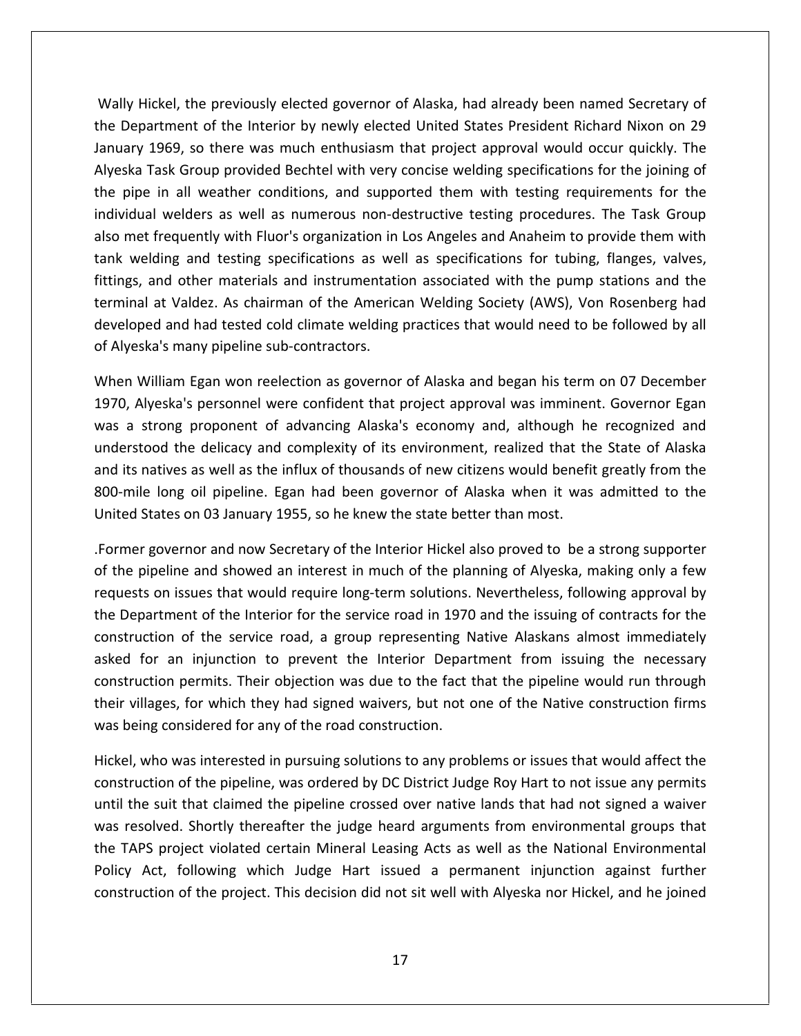Wally Hickel, the previously elected governor of Alaska, had already been named Secretary of the Department of the Interior by newly elected United States President Richard Nixon on 29 January 1969, so there was much enthusiasm that project approval would occur quickly. The Alyeska Task Group provided Bechtel with very concise welding specifications for the joining of the pipe in all weather conditions, and supported them with testing requirements for the individual welders as well as numerous non-destructive testing procedures. The Task Group also met frequently with Fluor's organization in Los Angeles and Anaheim to provide them with tank welding and testing specifications as well as specifications for tubing, flanges, valves, fittings, and other materials and instrumentation associated with the pump stations and the terminal at Valdez. As chairman of the American Welding Society (AWS), Von Rosenberg had developed and had tested cold climate welding practices that would need to be followed by all of Alyeska's many pipeline sub-contractors.

When William Egan won reelection as governor of Alaska and began his term on 07 December 1970, Alyeska's personnel were confident that project approval was imminent. Governor Egan was a strong proponent of advancing Alaska's economy and, although he recognized and understood the delicacy and complexity of its environment, realized that the State of Alaska and its natives as well as the influx of thousands of new citizens would benefit greatly from the 800-mile long oil pipeline. Egan had been governor of Alaska when it was admitted to the United States on 03 January 1955, so he knew the state better than most.

.Former governor and now Secretary of the Interior Hickel also proved to be a strong supporter of the pipeline and showed an interest in much of the planning of Alyeska, making only a few requests on issues that would require long-term solutions. Nevertheless, following approval by the Department of the Interior for the service road in 1970 and the issuing of contracts for the construction of the service road, a group representing Native Alaskans almost immediately asked for an injunction to prevent the Interior Department from issuing the necessary construction permits. Their objection was due to the fact that the pipeline would run through their villages, for which they had signed waivers, but not one of the Native construction firms was being considered for any of the road construction.

Hickel, who was interested in pursuing solutions to any problems or issues that would affect the construction of the pipeline, was ordered by DC District Judge Roy Hart to not issue any permits until the suit that claimed the pipeline crossed over native lands that had not signed a waiver was resolved. Shortly thereafter the judge heard arguments from environmental groups that the TAPS project violated certain Mineral Leasing Acts as well as the National Environmental Policy Act, following which Judge Hart issued a permanent injunction against further construction of the project. This decision did not sit well with Alyeska nor Hickel, and he joined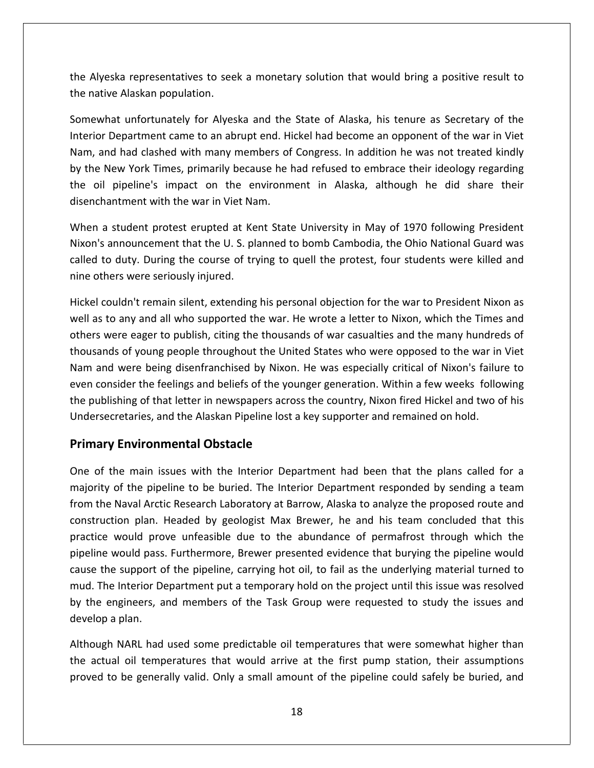the Alyeska representatives to seek a monetary solution that would bring a positive result to the native Alaskan population.

Somewhat unfortunately for Alyeska and the State of Alaska, his tenure as Secretary of the Interior Department came to an abrupt end. Hickel had become an opponent of the war in Viet Nam, and had clashed with many members of Congress. In addition he was not treated kindly by the New York Times, primarily because he had refused to embrace their ideology regarding the oil pipeline's impact on the environment in Alaska, although he did share their disenchantment with the war in Viet Nam.

When a student protest erupted at Kent State University in May of 1970 following President Nixon's announcement that the U. S. planned to bomb Cambodia, the Ohio National Guard was called to duty. During the course of trying to quell the protest, four students were killed and nine others were seriously injured.

Hickel couldn't remain silent, extending his personal objection for the war to President Nixon as well as to any and all who supported the war. He wrote a letter to Nixon, which the Times and others were eager to publish, citing the thousands of war casualties and the many hundreds of thousands of young people throughout the United States who were opposed to the war in Viet Nam and were being disenfranchised by Nixon. He was especially critical of Nixon's failure to even consider the feelings and beliefs of the younger generation. Within a few weeks following the publishing of that letter in newspapers across the country, Nixon fired Hickel and two of his Undersecretaries, and the Alaskan Pipeline lost a key supporter and remained on hold.

## Primary Environmental Obstacle

One of the main issues with the Interior Department had been that the plans called for a majority of the pipeline to be buried. The Interior Department responded by sending a team from the Naval Arctic Research Laboratory at Barrow, Alaska to analyze the proposed route and construction plan. Headed by geologist Max Brewer, he and his team concluded that this practice would prove unfeasible due to the abundance of permafrost through which the pipeline would pass. Furthermore, Brewer presented evidence that burying the pipeline would cause the support of the pipeline, carrying hot oil, to fail as the underlying material turned to mud. The Interior Department put a temporary hold on the project until this issue was resolved by the engineers, and members of the Task Group were requested to study the issues and develop a plan.

Although NARL had used some predictable oil temperatures that were somewhat higher than the actual oil temperatures that would arrive at the first pump station, their assumptions proved to be generally valid. Only a small amount of the pipeline could safely be buried, and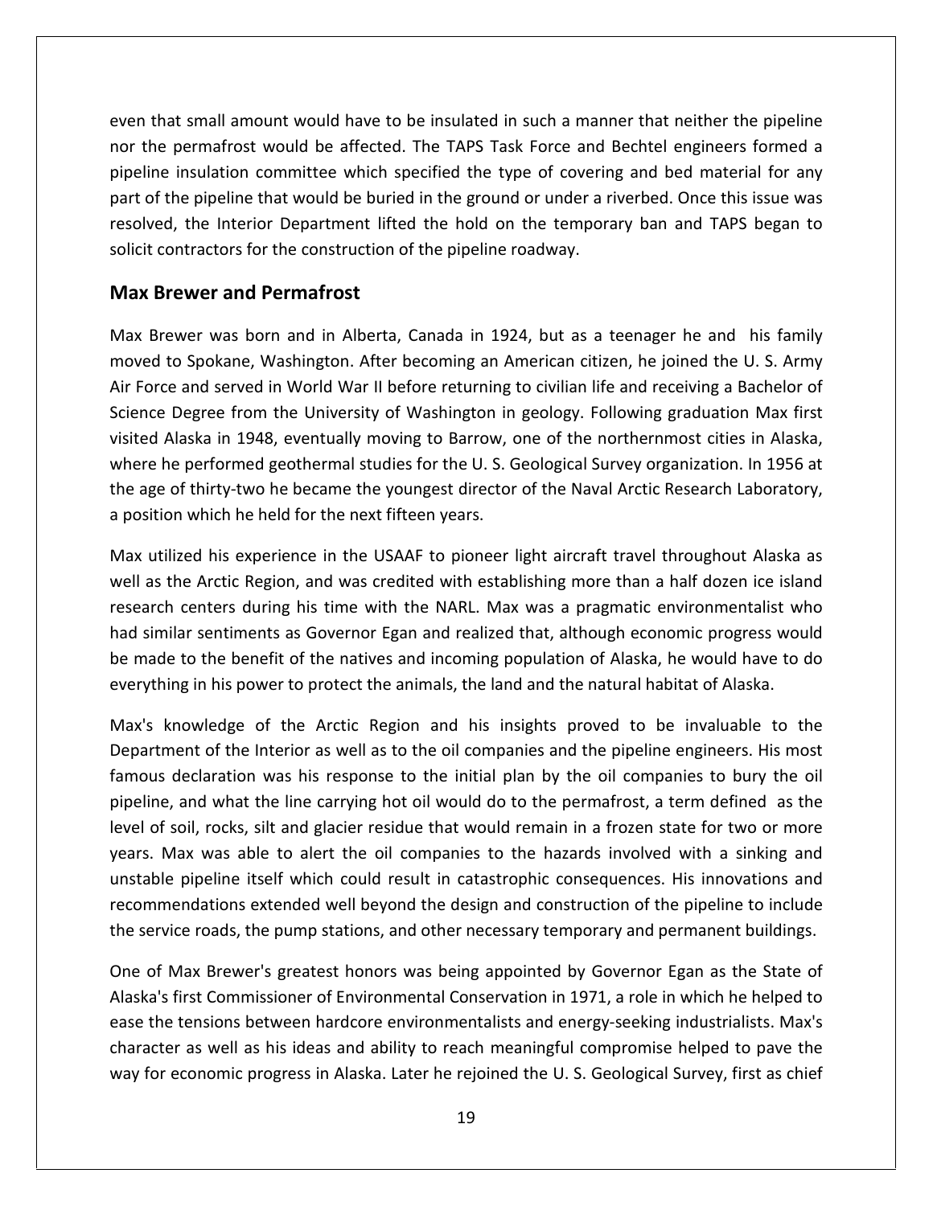even that small amount would have to be insulated in such a manner that neither the pipeline nor the permafrost would be affected. The TAPS Task Force and Bechtel engineers formed a pipeline insulation committee which specified the type of covering and bed material for any part of the pipeline that would be buried in the ground or under a riverbed. Once this issue was resolved, the Interior Department lifted the hold on the temporary ban and TAPS began to solicit contractors for the construction of the pipeline roadway.

## Max Brewer and Permafrost

Max Brewer was born and in Alberta, Canada in 1924, but as a teenager he and his family moved to Spokane, Washington. After becoming an American citizen, he joined the U. S. Army Air Force and served in World War II before returning to civilian life and receiving a Bachelor of Science Degree from the University of Washington in geology. Following graduation Max first visited Alaska in 1948, eventually moving to Barrow, one of the northernmost cities in Alaska, where he performed geothermal studies for the U. S. Geological Survey organization. In 1956 at the age of thirty-two he became the youngest director of the Naval Arctic Research Laboratory, a position which he held for the next fifteen years.

Max utilized his experience in the USAAF to pioneer light aircraft travel throughout Alaska as well as the Arctic Region, and was credited with establishing more than a half dozen ice island research centers during his time with the NARL. Max was a pragmatic environmentalist who had similar sentiments as Governor Egan and realized that, although economic progress would be made to the benefit of the natives and incoming population of Alaska, he would have to do everything in his power to protect the animals, the land and the natural habitat of Alaska.

Max's knowledge of the Arctic Region and his insights proved to be invaluable to the Department of the Interior as well as to the oil companies and the pipeline engineers. His most famous declaration was his response to the initial plan by the oil companies to bury the oil pipeline, and what the line carrying hot oil would do to the permafrost, a term defined as the level of soil, rocks, silt and glacier residue that would remain in a frozen state for two or more years. Max was able to alert the oil companies to the hazards involved with a sinking and unstable pipeline itself which could result in catastrophic consequences. His innovations and recommendations extended well beyond the design and construction of the pipeline to include the service roads, the pump stations, and other necessary temporary and permanent buildings.

One of Max Brewer's greatest honors was being appointed by Governor Egan as the State of Alaska's first Commissioner of Environmental Conservation in 1971, a role in which he helped to ease the tensions between hardcore environmentalists and energy-seeking industrialists. Max's character as well as his ideas and ability to reach meaningful compromise helped to pave the way for economic progress in Alaska. Later he rejoined the U. S. Geological Survey, first as chief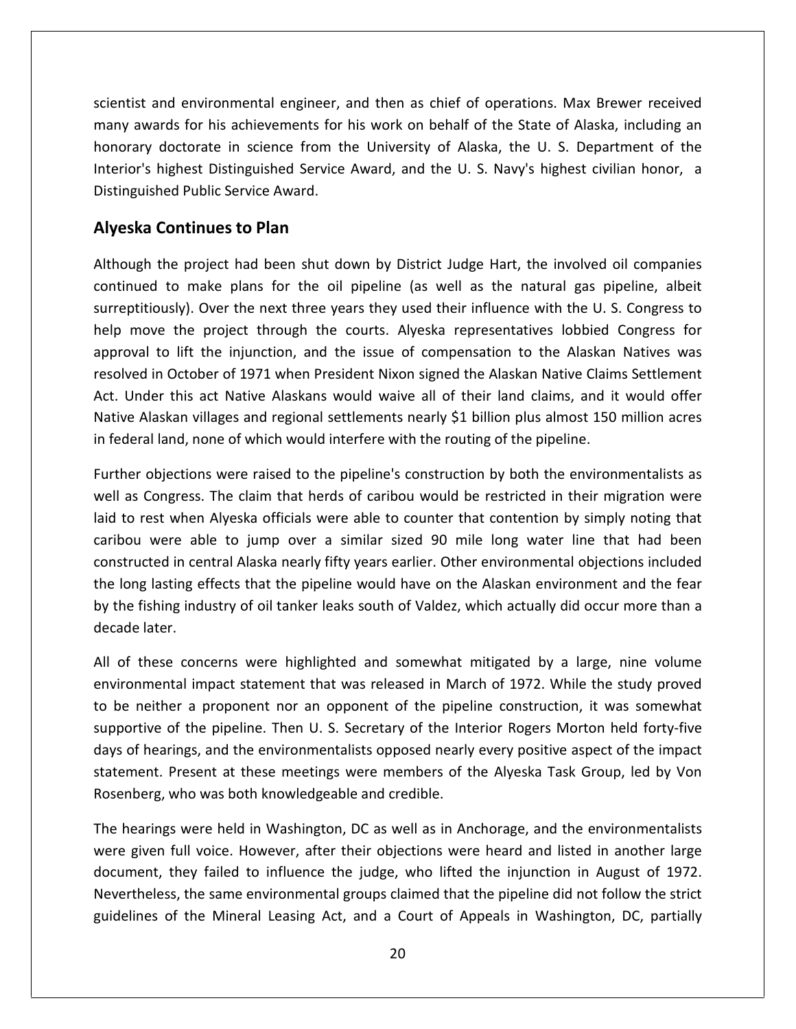scientist and environmental engineer, and then as chief of operations. Max Brewer received many awards for his achievements for his work on behalf of the State of Alaska, including an honorary doctorate in science from the University of Alaska, the U. S. Department of the Interior's highest Distinguished Service Award, and the U. S. Navy's highest civilian honor, a Distinguished Public Service Award.

## Alyeska Continues to Plan

Although the project had been shut down by District Judge Hart, the involved oil companies continued to make plans for the oil pipeline (as well as the natural gas pipeline, albeit surreptitiously). Over the next three years they used their influence with the U. S. Congress to help move the project through the courts. Alyeska representatives lobbied Congress for approval to lift the injunction, and the issue of compensation to the Alaskan Natives was resolved in October of 1971 when President Nixon signed the Alaskan Native Claims Settlement Act. Under this act Native Alaskans would waive all of their land claims, and it would offer Native Alaskan villages and regional settlements nearly $1 billion plus almost 150 million acres in federal land, none of which would interfere with the routing of the pipeline.

Further objections were raised to the pipeline's construction by both the environmentalists as well as Congress. The claim that herds of caribou would be restricted in their migration were laid to rest when Alyeska officials were able to counter that contention by simply noting that caribou were able to jump over a similar sized 90 mile long water line that had been constructed in central Alaska nearly fifty years earlier. Other environmental objections included the long lasting effects that the pipeline would have on the Alaskan environment and the fear by the fishing industry of oil tanker leaks south of Valdez, which actually did occur more than a decade later.

All of these concerns were highlighted and somewhat mitigated by a large, nine volume environmental impact statement that was released in March of 1972. While the study proved to be neither a proponent nor an opponent of the pipeline construction, it was somewhat supportive of the pipeline. Then U. S. Secretary of the Interior Rogers Morton held forty-five days of hearings, and the environmentalists opposed nearly every positive aspect of the impact statement. Present at these meetings were members of the Alyeska Task Group, led by Von Rosenberg, who was both knowledgeable and credible.

The hearings were held in Washington, DC as well as in Anchorage, and the environmentalists were given full voice. However, after their objections were heard and listed in another large document, they failed to influence the judge, who lifted the injunction in August of 1972. Nevertheless, the same environmental groups claimed that the pipeline did not follow the strict guidelines of the Mineral Leasing Act, and a Court of Appeals in Washington, DC, partially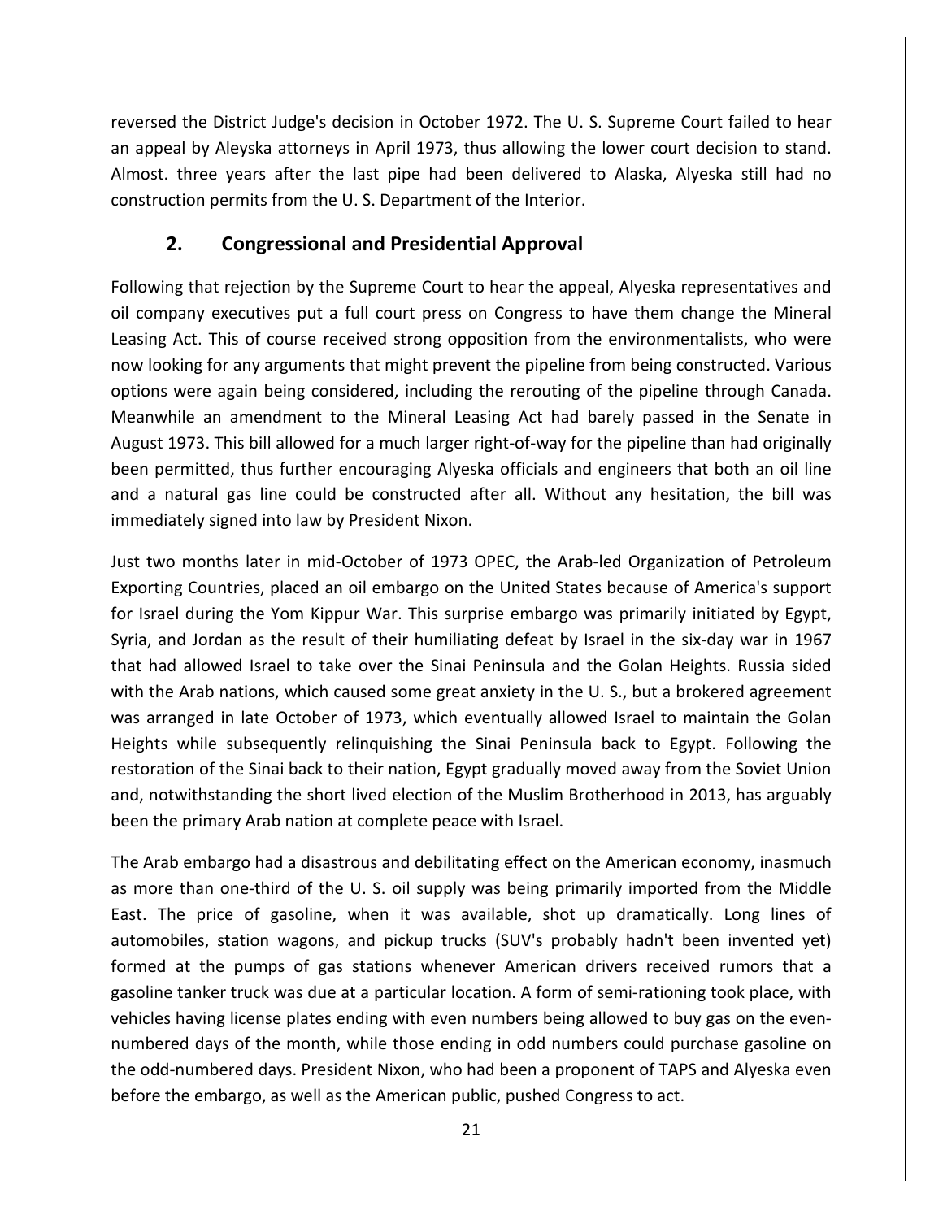reversed the District Judge's decision in October 1972. The U. S. Supreme Court failed to hear an appeal by Aleyska attorneys in April 1973, thus allowing the lower court decision to stand. Almost. three years after the last pipe had been delivered to Alaska, Alyeska still had no construction permits from the U. S. Department of the Interior.

## 2. Congressional and Presidential Approval

Following that rejection by the Supreme Court to hear the appeal, Alyeska representatives and oil company executives put a full court press on Congress to have them change the Mineral Leasing Act. This of course received strong opposition from the environmentalists, who were now looking for any arguments that might prevent the pipeline from being constructed. Various options were again being considered, including the rerouting of the pipeline through Canada. Meanwhile an amendment to the Mineral Leasing Act had barely passed in the Senate in August 1973. This bill allowed for a much larger right-of-way for the pipeline than had originally been permitted, thus further encouraging Alyeska officials and engineers that both an oil line and a natural gas line could be constructed after all. Without any hesitation, the bill was immediately signed into law by President Nixon.

Just two months later in mid-October of 1973 OPEC, the Arab-led Organization of Petroleum Exporting Countries, placed an oil embargo on the United States because of America's support for Israel during the Yom Kippur War. This surprise embargo was primarily initiated by Egypt, Syria, and Jordan as the result of their humiliating defeat by Israel in the six-day war in 1967 that had allowed Israel to take over the Sinai Peninsula and the Golan Heights. Russia sided with the Arab nations, which caused some great anxiety in the U. S., but a brokered agreement was arranged in late October of 1973, which eventually allowed Israel to maintain the Golan Heights while subsequently relinquishing the Sinai Peninsula back to Egypt. Following the restoration of the Sinai back to their nation, Egypt gradually moved away from the Soviet Union and, notwithstanding the short lived election of the Muslim Brotherhood in 2013, has arguably been the primary Arab nation at complete peace with Israel.

The Arab embargo had a disastrous and debilitating effect on the American economy, inasmuch as more than one-third of the U. S. oil supply was being primarily imported from the Middle East. The price of gasoline, when it was available, shot up dramatically. Long lines of automobiles, station wagons, and pickup trucks (SUV's probably hadn't been invented yet) formed at the pumps of gas stations whenever American drivers received rumors that a gasoline tanker truck was due at a particular location. A form of semi-rationing took place, with vehicles having license plates ending with even numbers being allowed to buy gas on the even-numbered days of the month, while those ending in odd numbers could purchase gasoline on the odd-numbered days. President Nixon, who had been a proponent of TAPS and Alyeska even before the embargo, as well as the American public, pushed Congress to act.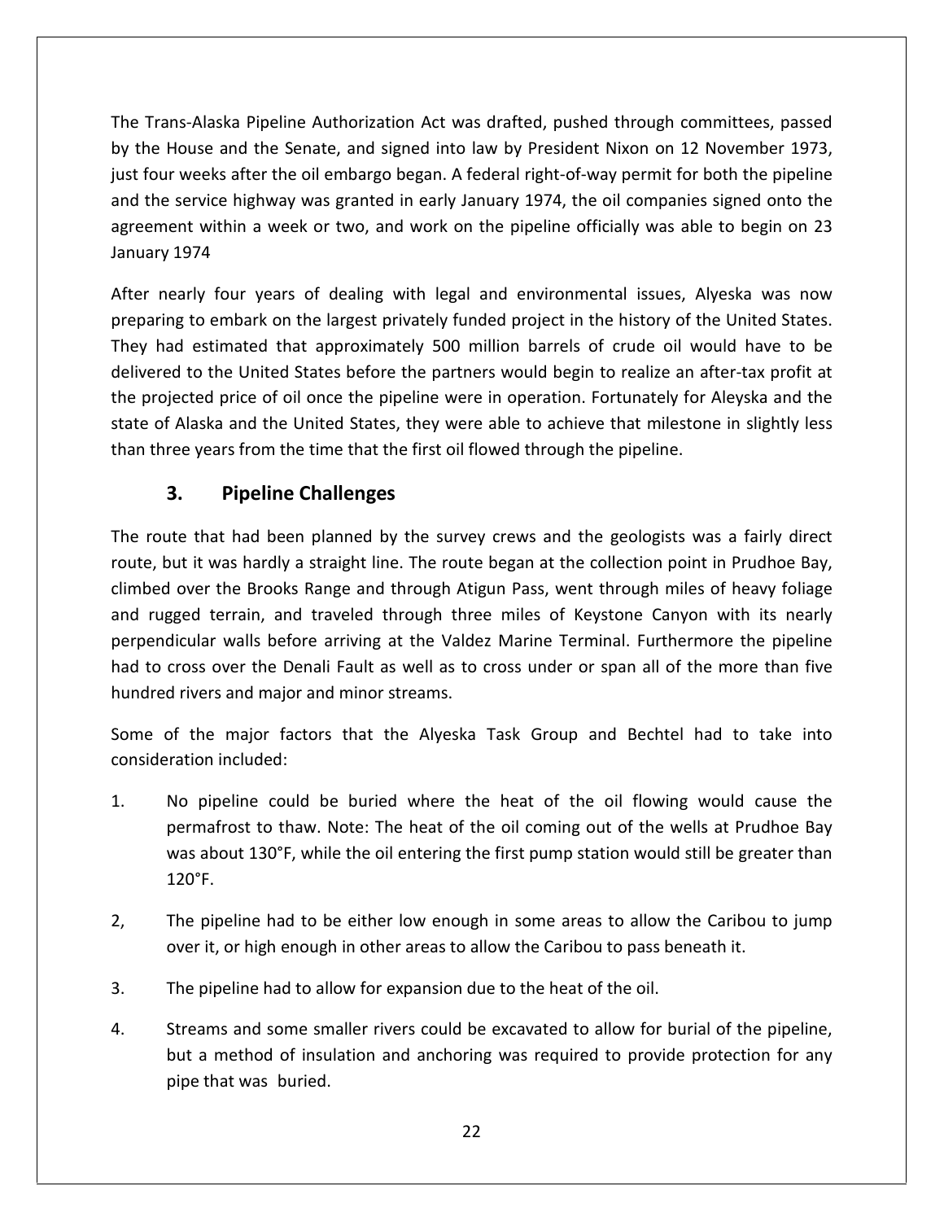The Trans-Alaska Pipeline Authorization Act was drafted, pushed through committees, passed by the House and the Senate, and signed into law by President Nixon on 12 November 1973, just four weeks after the oil embargo began. A federal right-of-way permit for both the pipeline and the service highway was granted in early January 1974, the oil companies signed onto the agreement within a week or two, and work on the pipeline officially was able to begin on 23 January 1974

After nearly four years of dealing with legal and environmental issues, Alyeska was now preparing to embark on the largest privately funded project in the history of the United States. They had estimated that approximately 500 million barrels of crude oil would have to be delivered to the United States before the partners would begin to realize an after-tax profit at the projected price of oil once the pipeline were in operation. Fortunately for Aleyska and the state of Alaska and the United States, they were able to achieve that milestone in slightly less than three years from the time that the first oil flowed through the pipeline.

## 3. Pipeline Challenges

The route that had been planned by the survey crews and the geologists was a fairly direct route, but it was hardly a straight line. The route began at the collection point in Prudhoe Bay, climbed over the Brooks Range and through Atigun Pass, went through miles of heavy foliage and rugged terrain, and traveled through three miles of Keystone Canyon with its nearly perpendicular walls before arriving at the Valdez Marine Terminal. Furthermore the pipeline had to cross over the Denali Fault as well as to cross under or span all of the more than five hundred rivers and major and minor streams.

Some of the major factors that the Alyeska Task Group and Bechtel had to take into consideration included:

1. No pipeline could be buried where the heat of the oil flowing would cause the permafrost to thaw. Note: The heat of the oil coming out of the wells at Prudhoe Bay was about 130°F, while the oil entering the first pump station would still be greater than 120°F.

2, The pipeline had to be either low enough in some areas to allow the Caribou to jump over it, or high enough in other areas to allow the Caribou to pass beneath it.

3. The pipeline had to allow for expansion due to the heat of the oil.

4. Streams and some smaller rivers could be excavated to allow for burial of the pipeline, but a method of insulation and anchoring was required to provide protection for any pipe that was buried.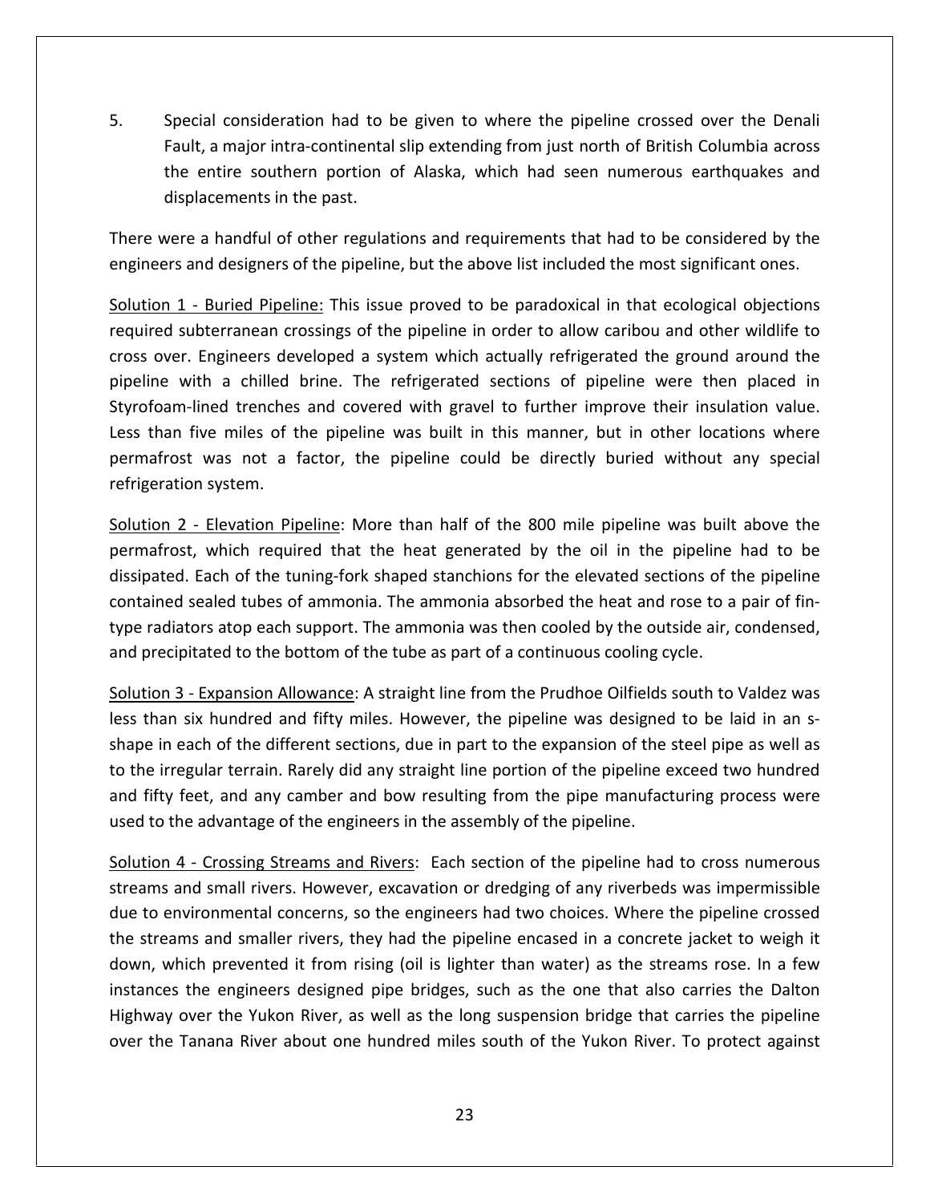5. Special consideration had to be given to where the pipeline crossed over the Denali Fault, a major intra-continental slip extending from just north of British Columbia across the entire southern portion of Alaska, which had seen numerous earthquakes and displacements in the past.

There were a handful of other regulations and requirements that had to be considered by the engineers and designers of the pipeline, but the above list included the most significant ones.

<u>Solution 1 - Buried Pipeline:</u> This issue proved to be paradoxical in that ecological objections required subterranean crossings of the pipeline in order to allow caribou and other wildlife to cross over. Engineers developed a system which actually refrigerated the ground around the pipeline with a chilled brine. The refrigerated sections of pipeline were then placed in Styrofoam-lined trenches and covered with gravel to further improve their insulation value. Less than five miles of the pipeline was built in this manner, but in other locations where permafrost was not a factor, the pipeline could be directly buried without any special refrigeration system.

<u>Solution 2 - Elevation Pipeline</u>: More than half of the 800 mile pipeline was built above the permafrost, which required that the heat generated by the oil in the pipeline had to be dissipated. Each of the tuning-fork shaped stanchions for the elevated sections of the pipeline contained sealed tubes of ammonia. The ammonia absorbed the heat and rose to a pair of fin-type radiators atop each support. The ammonia was then cooled by the outside air, condensed, and precipitated to the bottom of the tube as part of a continuous cooling cycle.

<u>Solution 3 - Expansion Allowance</u>: A straight line from the Prudhoe Oilfields south to Valdez was less than six hundred and fifty miles. However, the pipeline was designed to be laid in an s-shape in each of the different sections, due in part to the expansion of the steel pipe as well as to the irregular terrain. Rarely did any straight line portion of the pipeline exceed two hundred and fifty feet, and any camber and bow resulting from the pipe manufacturing process were used to the advantage of the engineers in the assembly of the pipeline.

<u>Solution 4 - Crossing Streams and Rivers</u>: Each section of the pipeline had to cross numerous streams and small rivers. However, excavation or dredging of any riverbeds was impermissible due to environmental concerns, so the engineers had two choices. Where the pipeline crossed the streams and smaller rivers, they had the pipeline encased in a concrete jacket to weigh it down, which prevented it from rising (oil is lighter than water) as the streams rose. In a few instances the engineers designed pipe bridges, such as the one that also carries the Dalton Highway over the Yukon River, as well as the long suspension bridge that carries the pipeline over the Tanana River about one hundred miles south of the Yukon River. To protect against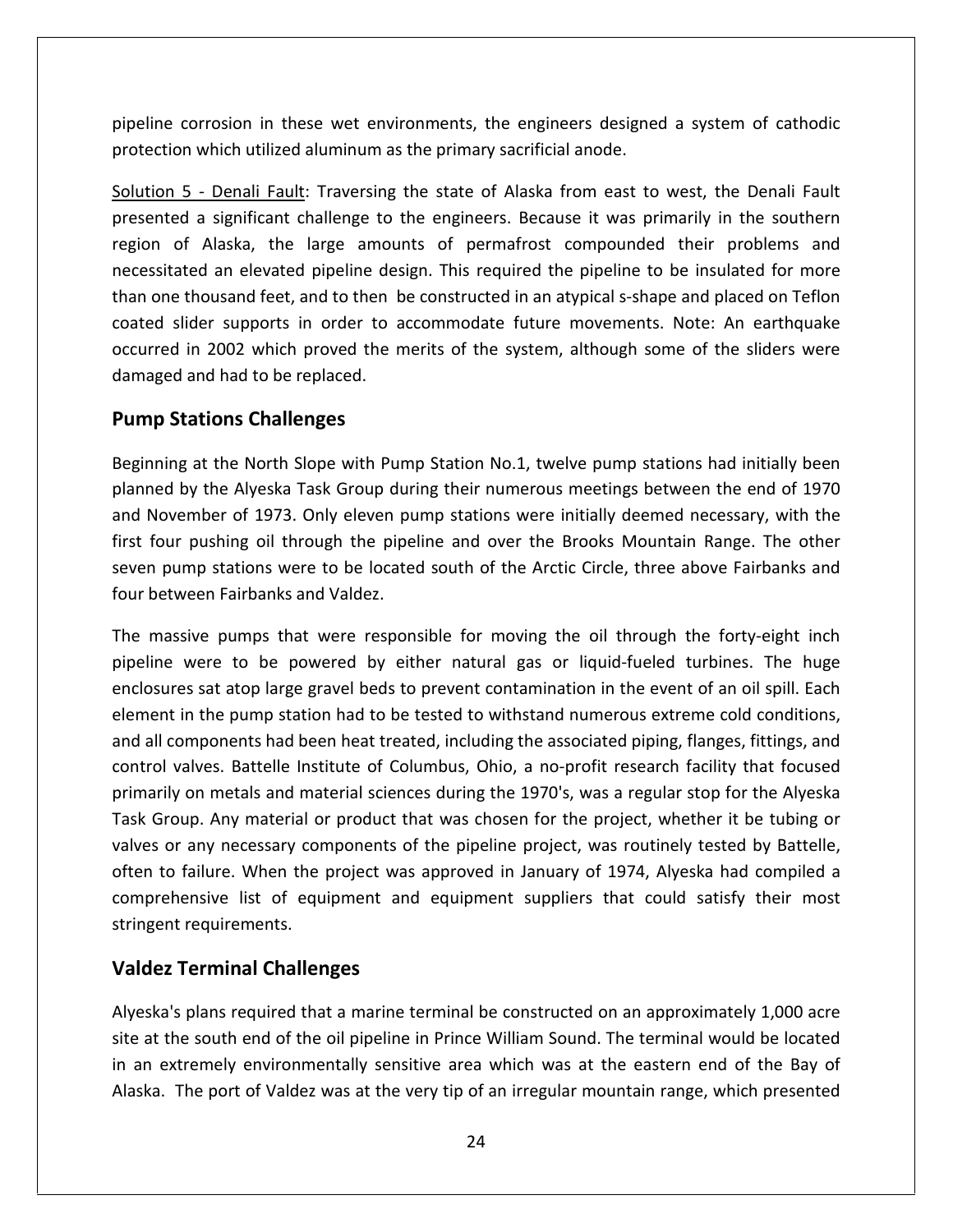pipeline corrosion in these wet environments, the engineers designed a system of cathodic protection which utilized aluminum as the primary sacrificial anode.

Solution 5 - Denali Fault: Traversing the state of Alaska from east to west, the Denali Fault presented a significant challenge to the engineers. Because it was primarily in the southern region of Alaska, the large amounts of permafrost compounded their problems and necessitated an elevated pipeline design. This required the pipeline to be insulated for more than one thousand feet, and to then be constructed in an atypical s-shape and placed on Teflon coated slider supports in order to accommodate future movements. Note: An earthquake occurred in 2002 which proved the merits of the system, although some of the sliders were damaged and had to be replaced.

## Pump Stations Challenges

Beginning at the North Slope with Pump Station No.1, twelve pump stations had initially been planned by the Alyeska Task Group during their numerous meetings between the end of 1970 and November of 1973. Only eleven pump stations were initially deemed necessary, with the first four pushing oil through the pipeline and over the Brooks Mountain Range. The other seven pump stations were to be located south of the Arctic Circle, three above Fairbanks and four between Fairbanks and Valdez.

The massive pumps that were responsible for moving the oil through the forty-eight inch pipeline were to be powered by either natural gas or liquid-fueled turbines. The huge enclosures sat atop large gravel beds to prevent contamination in the event of an oil spill. Each element in the pump station had to be tested to withstand numerous extreme cold conditions, and all components had been heat treated, including the associated piping, flanges, fittings, and control valves. Battelle Institute of Columbus, Ohio, a no-profit research facility that focused primarily on metals and material sciences during the 1970's, was a regular stop for the Alyeska Task Group. Any material or product that was chosen for the project, whether it be tubing or valves or any necessary components of the pipeline project, was routinely tested by Battelle, often to failure. When the project was approved in January of 1974, Alyeska had compiled a comprehensive list of equipment and equipment suppliers that could satisfy their most stringent requirements.

## Valdez Terminal Challenges

Alyeska's plans required that a marine terminal be constructed on an approximately 1,000 acre site at the south end of the oil pipeline in Prince William Sound. The terminal would be located in an extremely environmentally sensitive area which was at the eastern end of the Bay of Alaska. The port of Valdez was at the very tip of an irregular mountain range, which presented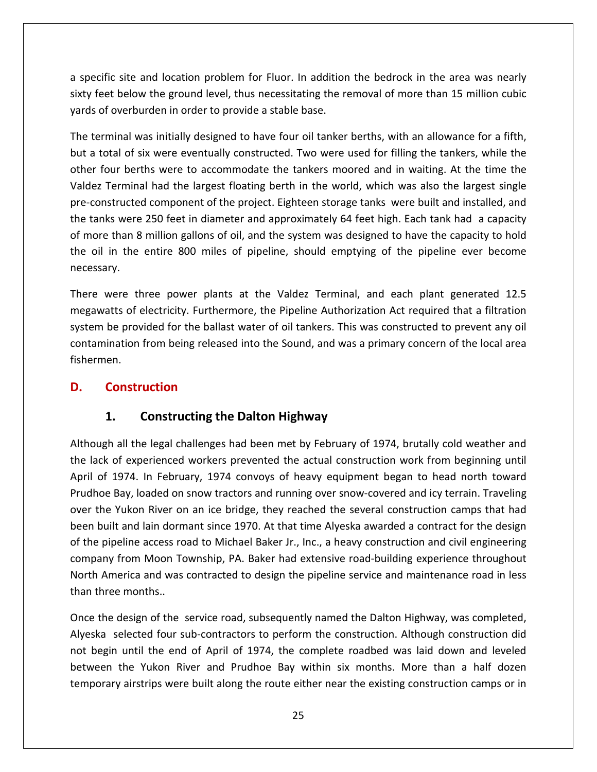a specific site and location problem for Fluor. In addition the bedrock in the area was nearly sixty feet below the ground level, thus necessitating the removal of more than 15 million cubic yards of overburden in order to provide a stable base.

The terminal was initially designed to have four oil tanker berths, with an allowance for a fifth, but a total of six were eventually constructed. Two were used for filling the tankers, while the other four berths were to accommodate the tankers moored and in waiting. At the time the Valdez Terminal had the largest floating berth in the world, which was also the largest single pre-constructed component of the project. Eighteen storage tanks were built and installed, and the tanks were 250 feet in diameter and approximately 64 feet high. Each tank had a capacity of more than 8 million gallons of oil, and the system was designed to have the capacity to hold the oil in the entire 800 miles of pipeline, should emptying of the pipeline ever become necessary.

There were three power plants at the Valdez Terminal, and each plant generated 12.5 megawatts of electricity. Furthermore, the Pipeline Authorization Act required that a filtration system be provided for the ballast water of oil tankers. This was constructed to prevent any oil contamination from being released into the Sound, and was a primary concern of the local area fishermen.

## D. Construction

### 1. Constructing the Dalton Highway

Although all the legal challenges had been met by February of 1974, brutally cold weather and the lack of experienced workers prevented the actual construction work from beginning until April of 1974. In February, 1974 convoys of heavy equipment began to head north toward Prudhoe Bay, loaded on snow tractors and running over snow-covered and icy terrain. Traveling over the Yukon River on an ice bridge, they reached the several construction camps that had been built and lain dormant since 1970. At that time Alyeska awarded a contract for the design of the pipeline access road to Michael Baker Jr., Inc., a heavy construction and civil engineering company from Moon Township, PA. Baker had extensive road-building experience throughout North America and was contracted to design the pipeline service and maintenance road in less than three months..

Once the design of the service road, subsequently named the Dalton Highway, was completed, Alyeska selected four sub-contractors to perform the construction. Although construction did not begin until the end of April of 1974, the complete roadbed was laid down and leveled between the Yukon River and Prudhoe Bay within six months. More than a half dozen temporary airstrips were built along the route either near the existing construction camps or in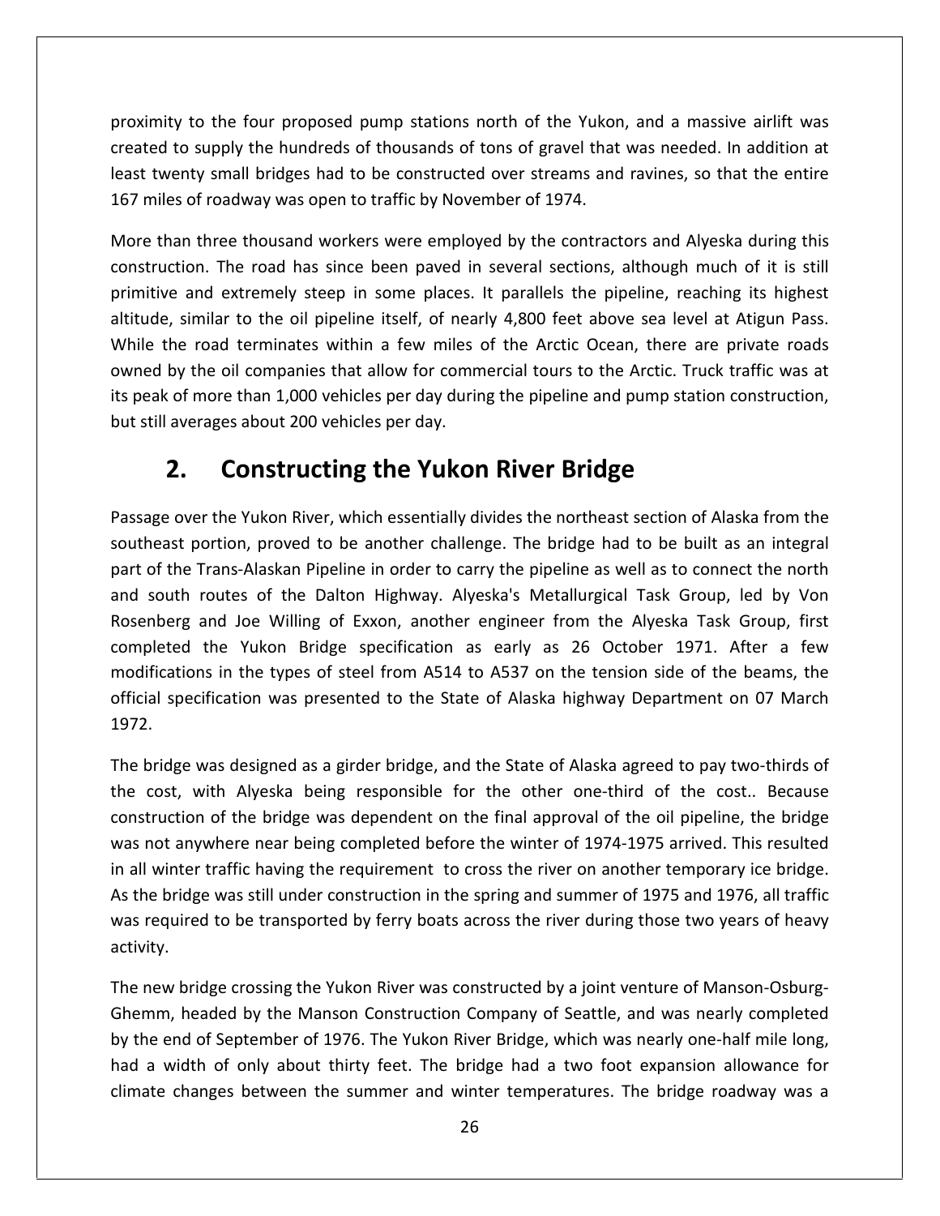proximity to the four proposed pump stations north of the Yukon, and a massive airlift was created to supply the hundreds of thousands of tons of gravel that was needed. In addition at least twenty small bridges had to be constructed over streams and ravines, so that the entire 167 miles of roadway was open to traffic by November of 1974.

More than three thousand workers were employed by the contractors and Alyeska during this construction. The road has since been paved in several sections, although much of it is still primitive and extremely steep in some places. It parallels the pipeline, reaching its highest altitude, similar to the oil pipeline itself, of nearly 4,800 feet above sea level at Atigun Pass. While the road terminates within a few miles of the Arctic Ocean, there are private roads owned by the oil companies that allow for commercial tours to the Arctic. Truck traffic was at its peak of more than 1,000 vehicles per day during the pipeline and pump station construction, but still averages about 200 vehicles per day.

## 2. Constructing the Yukon River Bridge

Passage over the Yukon River, which essentially divides the northeast section of Alaska from the southeast portion, proved to be another challenge. The bridge had to be built as an integral part of the Trans-Alaskan Pipeline in order to carry the pipeline as well as to connect the north and south routes of the Dalton Highway. Alyeska's Metallurgical Task Group, led by Von Rosenberg and Joe Willing of Exxon, another engineer from the Alyeska Task Group, first completed the Yukon Bridge specification as early as 26 October 1971. After a few modifications in the types of steel from A514 to A537 on the tension side of the beams, the official specification was presented to the State of Alaska highway Department on 07 March 1972.

The bridge was designed as a girder bridge, and the State of Alaska agreed to pay two-thirds of the cost, with Alyeska being responsible for the other one-third of the cost.. Because construction of the bridge was dependent on the final approval of the oil pipeline, the bridge was not anywhere near being completed before the winter of 1974-1975 arrived. This resulted in all winter traffic having the requirement to cross the river on another temporary ice bridge. As the bridge was still under construction in the spring and summer of 1975 and 1976, all traffic was required to be transported by ferry boats across the river during those two years of heavy activity.

The new bridge crossing the Yukon River was constructed by a joint venture of Manson-Osburg-Ghemm, headed by the Manson Construction Company of Seattle, and was nearly completed by the end of September of 1976. The Yukon River Bridge, which was nearly one-half mile long, had a width of only about thirty feet. The bridge had a two foot expansion allowance for climate changes between the summer and winter temperatures. The bridge roadway was a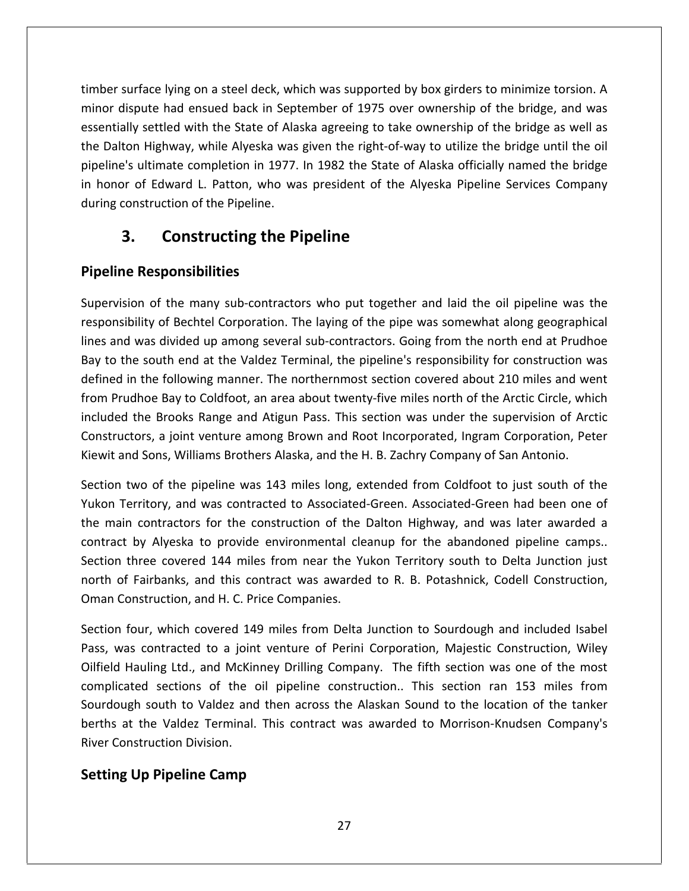timber surface lying on a steel deck, which was supported by box girders to minimize torsion. A minor dispute had ensued back in September of 1975 over ownership of the bridge, and was essentially settled with the State of Alaska agreeing to take ownership of the bridge as well as the Dalton Highway, while Alyeska was given the right-of-way to utilize the bridge until the oil pipeline's ultimate completion in 1977. In 1982 the State of Alaska officially named the bridge in honor of Edward L. Patton, who was president of the Alyeska Pipeline Services Company during construction of the Pipeline.

# 3. Constructing the Pipeline

## Pipeline Responsibilities

Supervision of the many sub-contractors who put together and laid the oil pipeline was the responsibility of Bechtel Corporation. The laying of the pipe was somewhat along geographical lines and was divided up among several sub-contractors. Going from the north end at Prudhoe Bay to the south end at the Valdez Terminal, the pipeline's responsibility for construction was defined in the following manner. The northernmost section covered about 210 miles and went from Prudhoe Bay to Coldfoot, an area about twenty-five miles north of the Arctic Circle, which included the Brooks Range and Atigun Pass. This section was under the supervision of Arctic Constructors, a joint venture among Brown and Root Incorporated, Ingram Corporation, Peter Kiewit and Sons, Williams Brothers Alaska, and the H. B. Zachry Company of San Antonio.

Section two of the pipeline was 143 miles long, extended from Coldfoot to just south of the Yukon Territory, and was contracted to Associated-Green. Associated-Green had been one of the main contractors for the construction of the Dalton Highway, and was later awarded a contract by Alyeska to provide environmental cleanup for the abandoned pipeline camps.. Section three covered 144 miles from near the Yukon Territory south to Delta Junction just north of Fairbanks, and this contract was awarded to R. B. Potashnick, Codell Construction, Oman Construction, and H. C. Price Companies.

Section four, which covered 149 miles from Delta Junction to Sourdough and included Isabel Pass, was contracted to a joint venture of Perini Corporation, Majestic Construction, Wiley Oilfield Hauling Ltd., and McKinney Drilling Company. The fifth section was one of the most complicated sections of the oil pipeline construction.. This section ran 153 miles from Sourdough south to Valdez and then across the Alaskan Sound to the location of the tanker berths at the Valdez Terminal. This contract was awarded to Morrison-Knudsen Company's River Construction Division.

## Setting Up Pipeline Camp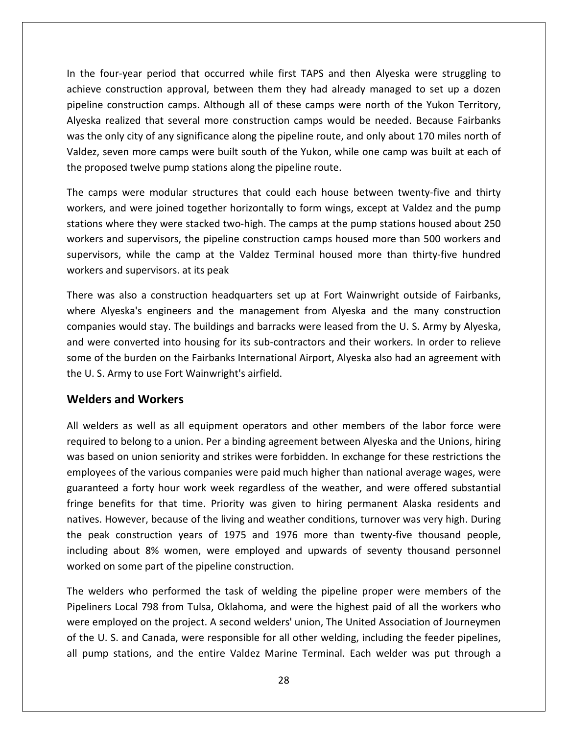In the four-year period that occurred while first TAPS and then Alyeska were struggling to achieve construction approval, between them they had already managed to set up a dozen pipeline construction camps. Although all of these camps were north of the Yukon Territory, Alyeska realized that several more construction camps would be needed. Because Fairbanks was the only city of any significance along the pipeline route, and only about 170 miles north of Valdez, seven more camps were built south of the Yukon, while one camp was built at each of the proposed twelve pump stations along the pipeline route.

The camps were modular structures that could each house between twenty-five and thirty workers, and were joined together horizontally to form wings, except at Valdez and the pump stations where they were stacked two-high. The camps at the pump stations housed about 250 workers and supervisors, the pipeline construction camps housed more than 500 workers and supervisors, while the camp at the Valdez Terminal housed more than thirty-five hundred workers and supervisors. at its peak

There was also a construction headquarters set up at Fort Wainwright outside of Fairbanks, where Alyeska's engineers and the management from Alyeska and the many construction companies would stay. The buildings and barracks were leased from the U. S. Army by Alyeska, and were converted into housing for its sub-contractors and their workers. In order to relieve some of the burden on the Fairbanks International Airport, Alyeska also had an agreement with the U. S. Army to use Fort Wainwright's airfield.

## Welders and Workers

All welders as well as all equipment operators and other members of the labor force were required to belong to a union. Per a binding agreement between Alyeska and the Unions, hiring was based on union seniority and strikes were forbidden. In exchange for these restrictions the employees of the various companies were paid much higher than national average wages, were guaranteed a forty hour work week regardless of the weather, and were offered substantial fringe benefits for that time. Priority was given to hiring permanent Alaska residents and natives. However, because of the living and weather conditions, turnover was very high. During the peak construction years of 1975 and 1976 more than twenty-five thousand people, including about 8% women, were employed and upwards of seventy thousand personnel worked on some part of the pipeline construction.

The welders who performed the task of welding the pipeline proper were members of the Pipeliners Local 798 from Tulsa, Oklahoma, and were the highest paid of all the workers who were employed on the project. A second welders' union, The United Association of Journeymen of the U. S. and Canada, were responsible for all other welding, including the feeder pipelines, all pump stations, and the entire Valdez Marine Terminal. Each welder was put through a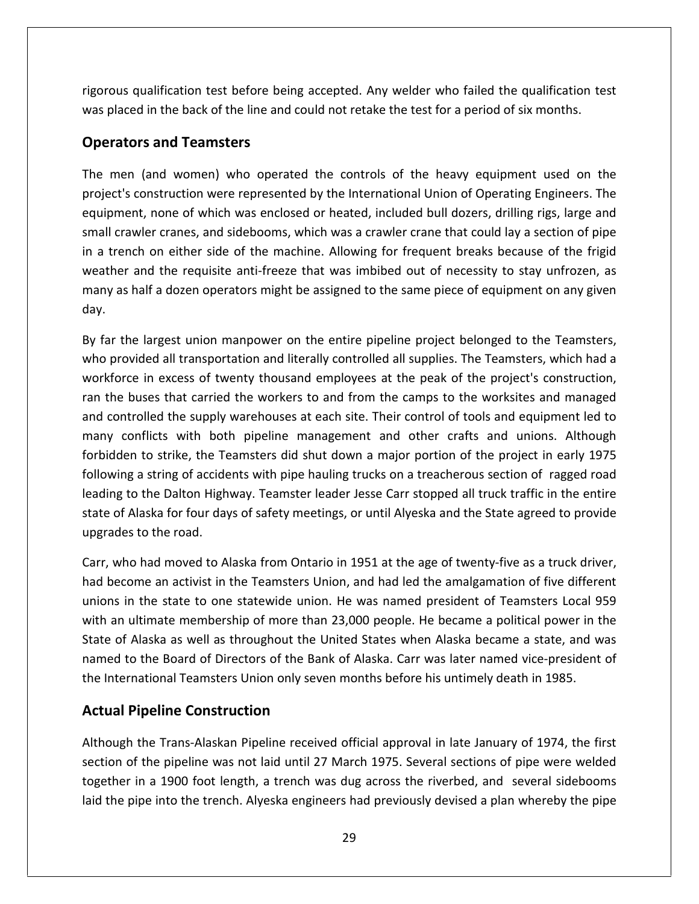rigorous qualification test before being accepted. Any welder who failed the qualification test was placed in the back of the line and could not retake the test for a period of six months.

## Operators and Teamsters

The men (and women) who operated the controls of the heavy equipment used on the project's construction were represented by the International Union of Operating Engineers. The equipment, none of which was enclosed or heated, included bull dozers, drilling rigs, large and small crawler cranes, and sidebooms, which was a crawler crane that could lay a section of pipe in a trench on either side of the machine. Allowing for frequent breaks because of the frigid weather and the requisite anti-freeze that was imbibed out of necessity to stay unfrozen, as many as half a dozen operators might be assigned to the same piece of equipment on any given day.

By far the largest union manpower on the entire pipeline project belonged to the Teamsters, who provided all transportation and literally controlled all supplies. The Teamsters, which had a workforce in excess of twenty thousand employees at the peak of the project's construction, ran the buses that carried the workers to and from the camps to the worksites and managed and controlled the supply warehouses at each site. Their control of tools and equipment led to many conflicts with both pipeline management and other crafts and unions. Although forbidden to strike, the Teamsters did shut down a major portion of the project in early 1975 following a string of accidents with pipe hauling trucks on a treacherous section of ragged road leading to the Dalton Highway. Teamster leader Jesse Carr stopped all truck traffic in the entire state of Alaska for four days of safety meetings, or until Alyeska and the State agreed to provide upgrades to the road.

Carr, who had moved to Alaska from Ontario in 1951 at the age of twenty-five as a truck driver, had become an activist in the Teamsters Union, and had led the amalgamation of five different unions in the state to one statewide union. He was named president of Teamsters Local 959 with an ultimate membership of more than 23,000 people. He became a political power in the State of Alaska as well as throughout the United States when Alaska became a state, and was named to the Board of Directors of the Bank of Alaska. Carr was later named vice-president of the International Teamsters Union only seven months before his untimely death in 1985.

## Actual Pipeline Construction

Although the Trans-Alaskan Pipeline received official approval in late January of 1974, the first section of the pipeline was not laid until 27 March 1975. Several sections of pipe were welded together in a 1900 foot length, a trench was dug across the riverbed, and several sidebooms laid the pipe into the trench. Alyeska engineers had previously devised a plan whereby the pipe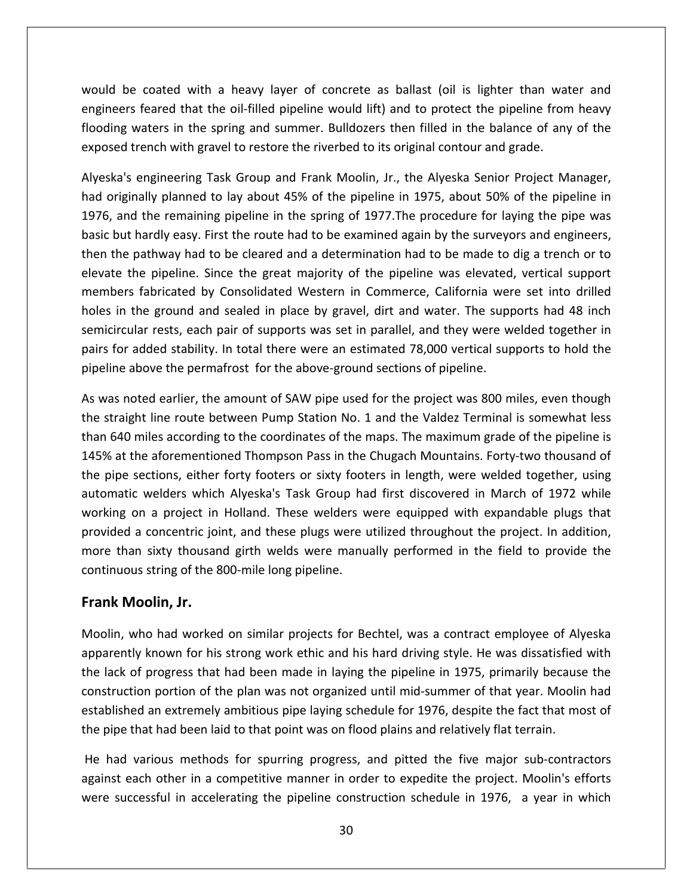would be coated with a heavy layer of concrete as ballast (oil is lighter than water and engineers feared that the oil-filled pipeline would lift) and to protect the pipeline from heavy flooding waters in the spring and summer. Bulldozers then filled in the balance of any of the exposed trench with gravel to restore the riverbed to its original contour and grade.

Alyeska's engineering Task Group and Frank Moolin, Jr., the Alyeska Senior Project Manager, had originally planned to lay about 45% of the pipeline in 1975, about 50% of the pipeline in 1976, and the remaining pipeline in the spring of 1977.The procedure for laying the pipe was basic but hardly easy. First the route had to be examined again by the surveyors and engineers, then the pathway had to be cleared and a determination had to be made to dig a trench or to elevate the pipeline. Since the great majority of the pipeline was elevated, vertical support members fabricated by Consolidated Western in Commerce, California were set into drilled holes in the ground and sealed in place by gravel, dirt and water. The supports had 48 inch semicircular rests, each pair of supports was set in parallel, and they were welded together in pairs for added stability. In total there were an estimated 78,000 vertical supports to hold the pipeline above the permafrost for the above-ground sections of pipeline.

As was noted earlier, the amount of SAW pipe used for the project was 800 miles, even though the straight line route between Pump Station No. 1 and the Valdez Terminal is somewhat less than 640 miles according to the coordinates of the maps. The maximum grade of the pipeline is 145% at the aforementioned Thompson Pass in the Chugach Mountains. Forty-two thousand of the pipe sections, either forty footers or sixty footers in length, were welded together, using automatic welders which Alyeska's Task Group had first discovered in March of 1972 while working on a project in Holland. These welders were equipped with expandable plugs that provided a concentric joint, and these plugs were utilized throughout the project. In addition, more than sixty thousand girth welds were manually performed in the field to provide the continuous string of the 800-mile long pipeline.

## Frank Moolin, Jr.

Moolin, who had worked on similar projects for Bechtel, was a contract employee of Alyeska apparently known for his strong work ethic and his hard driving style. He was dissatisfied with the lack of progress that had been made in laying the pipeline in 1975, primarily because the construction portion of the plan was not organized until mid-summer of that year. Moolin had established an extremely ambitious pipe laying schedule for 1976, despite the fact that most of the pipe that had been laid to that point was on flood plains and relatively flat terrain.

He had various methods for spurring progress, and pitted the five major sub-contractors against each other in a competitive manner in order to expedite the project. Moolin's efforts were successful in accelerating the pipeline construction schedule in 1976, a year in which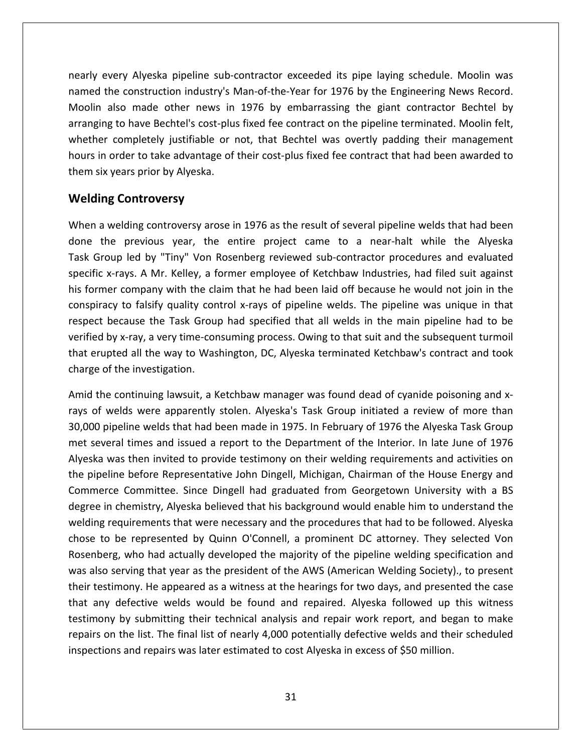nearly every Alyeska pipeline sub-contractor exceeded its pipe laying schedule. Moolin was named the construction industry's Man-of-the-Year for 1976 by the Engineering News Record. Moolin also made other news in 1976 by embarrassing the giant contractor Bechtel by arranging to have Bechtel's cost-plus fixed fee contract on the pipeline terminated. Moolin felt, whether completely justifiable or not, that Bechtel was overtly padding their management hours in order to take advantage of their cost-plus fixed fee contract that had been awarded to them six years prior by Alyeska.

## Welding Controversy

When a welding controversy arose in 1976 as the result of several pipeline welds that had been done the previous year, the entire project came to a near-halt while the Alyeska Task Group led by "Tiny" Von Rosenberg reviewed sub-contractor procedures and evaluated specific x-rays. A Mr. Kelley, a former employee of Ketchbaw Industries, had filed suit against his former company with the claim that he had been laid off because he would not join in the conspiracy to falsify quality control x-rays of pipeline welds. The pipeline was unique in that respect because the Task Group had specified that all welds in the main pipeline had to be verified by x-ray, a very time-consuming process. Owing to that suit and the subsequent turmoil that erupted all the way to Washington, DC, Alyeska terminated Ketchbaw's contract and took charge of the investigation.

Amid the continuing lawsuit, a Ketchbaw manager was found dead of cyanide poisoning and x-rays of welds were apparently stolen. Alyeska's Task Group initiated a review of more than 30,000 pipeline welds that had been made in 1975. In February of 1976 the Alyeska Task Group met several times and issued a report to the Department of the Interior. In late June of 1976 Alyeska was then invited to provide testimony on their welding requirements and activities on the pipeline before Representative John Dingell, Michigan, Chairman of the House Energy and Commerce Committee. Since Dingell had graduated from Georgetown University with a BS degree in chemistry, Alyeska believed that his background would enable him to understand the welding requirements that were necessary and the procedures that had to be followed. Alyeska chose to be represented by Quinn O'Connell, a prominent DC attorney. They selected Von Rosenberg, who had actually developed the majority of the pipeline welding specification and was also serving that year as the president of the AWS (American Welding Society)., to present their testimony. He appeared as a witness at the hearings for two days, and presented the case that any defective welds would be found and repaired. Alyeska followed up this witness testimony by submitting their technical analysis and repair work report, and began to make repairs on the list. The final list of nearly 4,000 potentially defective welds and their scheduled inspections and repairs was later estimated to cost Alyeska in excess of $50 million.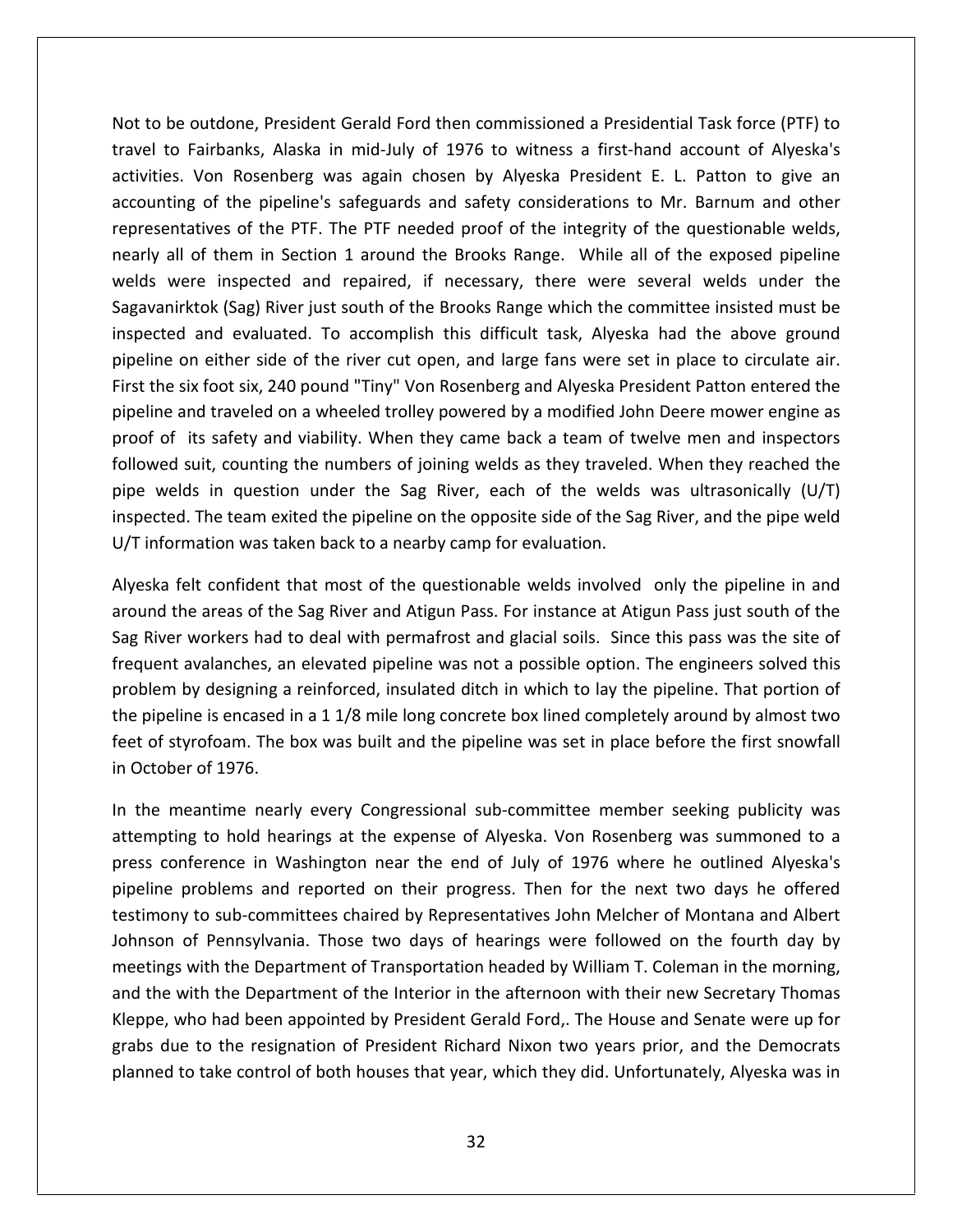Not to be outdone, President Gerald Ford then commissioned a Presidential Task force (PTF) to travel to Fairbanks, Alaska in mid-July of 1976 to witness a first-hand account of Alyeska's activities. Von Rosenberg was again chosen by Alyeska President E. L. Patton to give an accounting of the pipeline's safeguards and safety considerations to Mr. Barnum and other representatives of the PTF. The PTF needed proof of the integrity of the questionable welds, nearly all of them in Section 1 around the Brooks Range. While all of the exposed pipeline welds were inspected and repaired, if necessary, there were several welds under the Sagavanirktok (Sag) River just south of the Brooks Range which the committee insisted must be inspected and evaluated. To accomplish this difficult task, Alyeska had the above ground pipeline on either side of the river cut open, and large fans were set in place to circulate air. First the six foot six, 240 pound "Tiny" Von Rosenberg and Alyeska President Patton entered the pipeline and traveled on a wheeled trolley powered by a modified John Deere mower engine as proof of its safety and viability. When they came back a team of twelve men and inspectors followed suit, counting the numbers of joining welds as they traveled. When they reached the pipe welds in question under the Sag River, each of the welds was ultrasonically (U/T) inspected. The team exited the pipeline on the opposite side of the Sag River, and the pipe weld U/T information was taken back to a nearby camp for evaluation.

Alyeska felt confident that most of the questionable welds involved only the pipeline in and around the areas of the Sag River and Atigun Pass. For instance at Atigun Pass just south of the Sag River workers had to deal with permafrost and glacial soils. Since this pass was the site of frequent avalanches, an elevated pipeline was not a possible option. The engineers solved this problem by designing a reinforced, insulated ditch in which to lay the pipeline. That portion of the pipeline is encased in a 1 1/8 mile long concrete box lined completely around by almost two feet of styrofoam. The box was built and the pipeline was set in place before the first snowfall in October of 1976.

In the meantime nearly every Congressional sub-committee member seeking publicity was attempting to hold hearings at the expense of Alyeska. Von Rosenberg was summoned to a press conference in Washington near the end of July of 1976 where he outlined Alyeska's pipeline problems and reported on their progress. Then for the next two days he offered testimony to sub-committees chaired by Representatives John Melcher of Montana and Albert Johnson of Pennsylvania. Those two days of hearings were followed on the fourth day by meetings with the Department of Transportation headed by William T. Coleman in the morning, and the with the Department of the Interior in the afternoon with their new Secretary Thomas Kleppe, who had been appointed by President Gerald Ford,. The House and Senate were up for grabs due to the resignation of President Richard Nixon two years prior, and the Democrats planned to take control of both houses that year, which they did. Unfortunately, Alyeska was in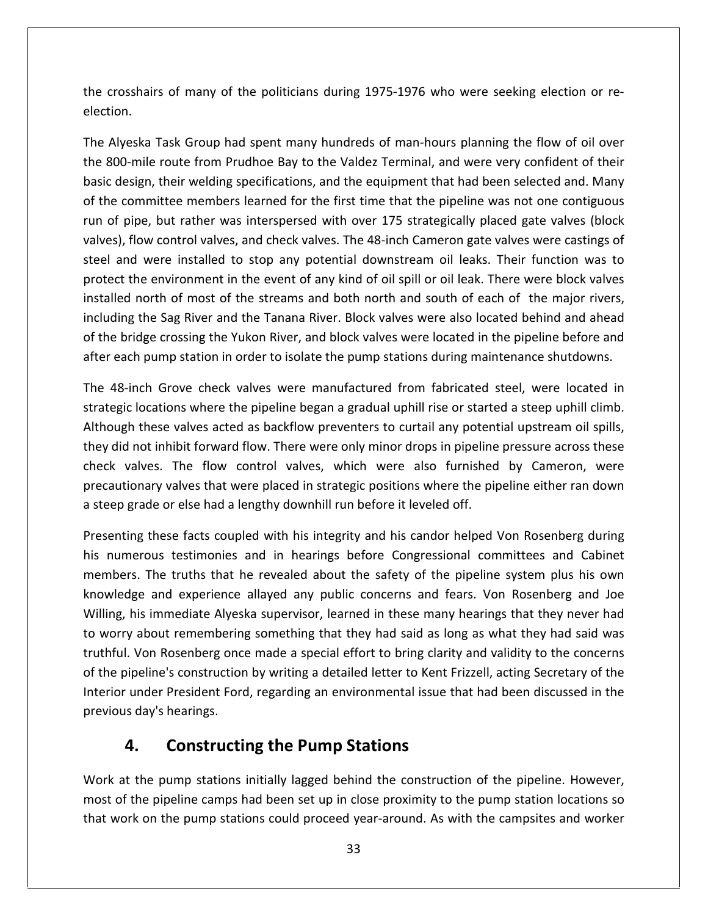the crosshairs of many of the politicians during 1975-1976 who were seeking election or re-election.

The Alyeska Task Group had spent many hundreds of man-hours planning the flow of oil over the 800-mile route from Prudhoe Bay to the Valdez Terminal, and were very confident of their basic design, their welding specifications, and the equipment that had been selected and. Many of the committee members learned for the first time that the pipeline was not one contiguous run of pipe, but rather was interspersed with over 175 strategically placed gate valves (block valves), flow control valves, and check valves. The 48-inch Cameron gate valves were castings of steel and were installed to stop any potential downstream oil leaks. Their function was to protect the environment in the event of any kind of oil spill or oil leak. There were block valves installed north of most of the streams and both north and south of each of the major rivers, including the Sag River and the Tanana River. Block valves were also located behind and ahead of the bridge crossing the Yukon River, and block valves were located in the pipeline before and after each pump station in order to isolate the pump stations during maintenance shutdowns.

The 48-inch Grove check valves were manufactured from fabricated steel, were located in strategic locations where the pipeline began a gradual uphill rise or started a steep uphill climb. Although these valves acted as backflow preventers to curtail any potential upstream oil spills, they did not inhibit forward flow. There were only minor drops in pipeline pressure across these check valves. The flow control valves, which were also furnished by Cameron, were precautionary valves that were placed in strategic positions where the pipeline either ran down a steep grade or else had a lengthy downhill run before it leveled off.

Presenting these facts coupled with his integrity and his candor helped Von Rosenberg during his numerous testimonies and in hearings before Congressional committees and Cabinet members. The truths that he revealed about the safety of the pipeline system plus his own knowledge and experience allayed any public concerns and fears. Von Rosenberg and Joe Willing, his immediate Alyeska supervisor, learned in these many hearings that they never had to worry about remembering something that they had said as long as what they had said was truthful. Von Rosenberg once made a special effort to bring clarity and validity to the concerns of the pipeline's construction by writing a detailed letter to Kent Frizzell, acting Secretary of the Interior under President Ford, regarding an environmental issue that had been discussed in the previous day's hearings.

## 4. Constructing the Pump Stations

Work at the pump stations initially lagged behind the construction of the pipeline. However, most of the pipeline camps had been set up in close proximity to the pump station locations so that work on the pump stations could proceed year-around. As with the campsites and worker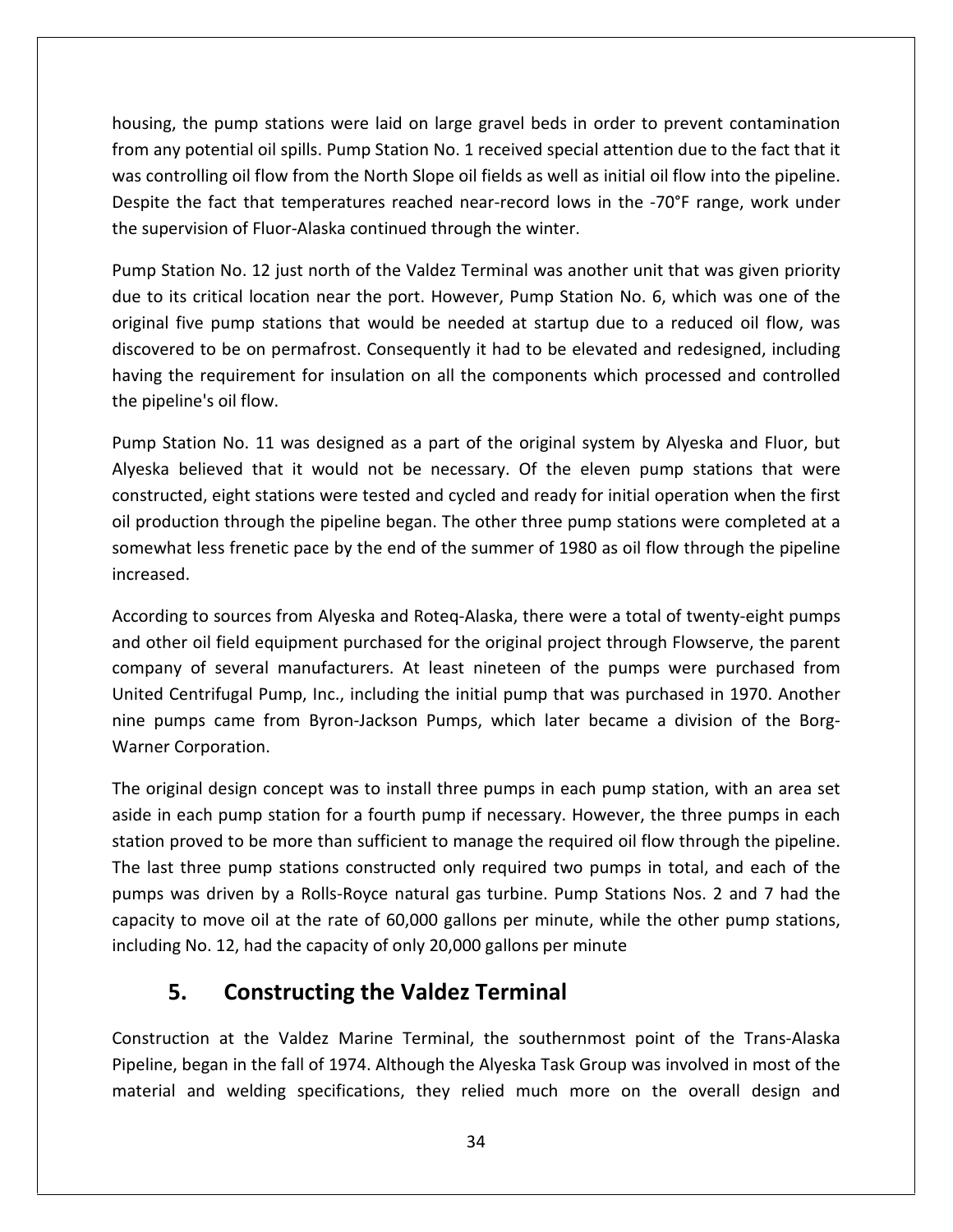housing, the pump stations were laid on large gravel beds in order to prevent contamination from any potential oil spills. Pump Station No. 1 received special attention due to the fact that it was controlling oil flow from the North Slope oil fields as well as initial oil flow into the pipeline. Despite the fact that temperatures reached near-record lows in the -70°F range, work under the supervision of Fluor-Alaska continued through the winter.

Pump Station No. 12 just north of the Valdez Terminal was another unit that was given priority due to its critical location near the port. However, Pump Station No. 6, which was one of the original five pump stations that would be needed at startup due to a reduced oil flow, was discovered to be on permafrost. Consequently it had to be elevated and redesigned, including having the requirement for insulation on all the components which processed and controlled the pipeline's oil flow.

Pump Station No. 11 was designed as a part of the original system by Alyeska and Fluor, but Alyeska believed that it would not be necessary. Of the eleven pump stations that were constructed, eight stations were tested and cycled and ready for initial operation when the first oil production through the pipeline began. The other three pump stations were completed at a somewhat less frenetic pace by the end of the summer of 1980 as oil flow through the pipeline increased.

According to sources from Alyeska and Roteq-Alaska, there were a total of twenty-eight pumps and other oil field equipment purchased for the original project through Flowserve, the parent company of several manufacturers. At least nineteen of the pumps were purchased from United Centrifugal Pump, Inc., including the initial pump that was purchased in 1970. Another nine pumps came from Byron-Jackson Pumps, which later became a division of the Borg-Warner Corporation.

The original design concept was to install three pumps in each pump station, with an area set aside in each pump station for a fourth pump if necessary. However, the three pumps in each station proved to be more than sufficient to manage the required oil flow through the pipeline. The last three pump stations constructed only required two pumps in total, and each of the pumps was driven by a Rolls-Royce natural gas turbine. Pump Stations Nos. 2 and 7 had the capacity to move oil at the rate of 60,000 gallons per minute, while the other pump stations, including No. 12, had the capacity of only 20,000 gallons per minute

## 5. Constructing the Valdez Terminal

Construction at the Valdez Marine Terminal, the southernmost point of the Trans-Alaska Pipeline, began in the fall of 1974. Although the Alyeska Task Group was involved in most of the material and welding specifications, they relied much more on the overall design and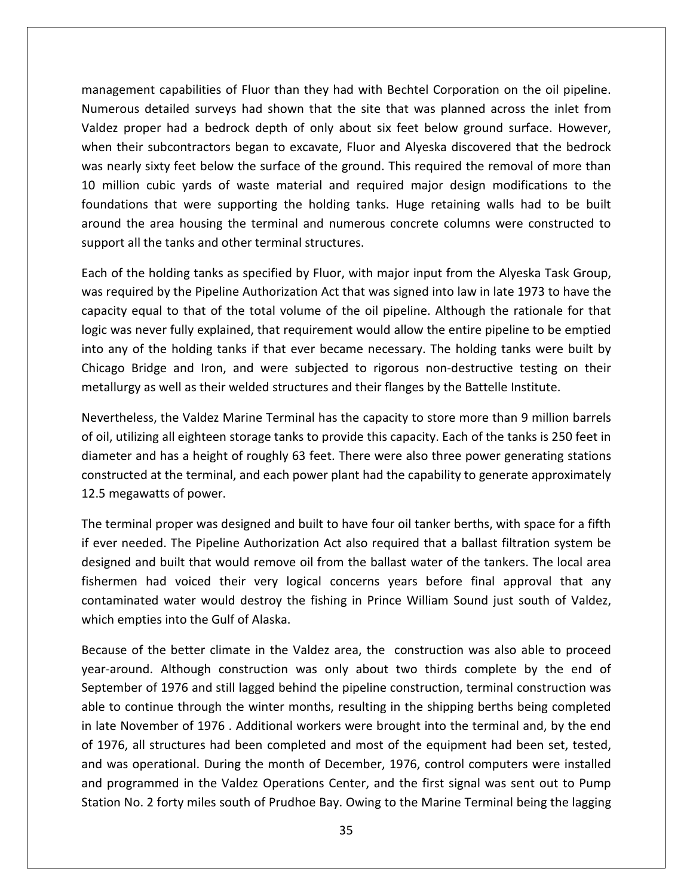management capabilities of Fluor than they had with Bechtel Corporation on the oil pipeline. Numerous detailed surveys had shown that the site that was planned across the inlet from Valdez proper had a bedrock depth of only about six feet below ground surface. However, when their subcontractors began to excavate, Fluor and Alyeska discovered that the bedrock was nearly sixty feet below the surface of the ground. This required the removal of more than 10 million cubic yards of waste material and required major design modifications to the foundations that were supporting the holding tanks. Huge retaining walls had to be built around the area housing the terminal and numerous concrete columns were constructed to support all the tanks and other terminal structures.

Each of the holding tanks as specified by Fluor, with major input from the Alyeska Task Group, was required by the Pipeline Authorization Act that was signed into law in late 1973 to have the capacity equal to that of the total volume of the oil pipeline. Although the rationale for that logic was never fully explained, that requirement would allow the entire pipeline to be emptied into any of the holding tanks if that ever became necessary. The holding tanks were built by Chicago Bridge and Iron, and were subjected to rigorous non-destructive testing on their metallurgy as well as their welded structures and their flanges by the Battelle Institute.

Nevertheless, the Valdez Marine Terminal has the capacity to store more than 9 million barrels of oil, utilizing all eighteen storage tanks to provide this capacity. Each of the tanks is 250 feet in diameter and has a height of roughly 63 feet. There were also three power generating stations constructed at the terminal, and each power plant had the capability to generate approximately 12.5 megawatts of power.

The terminal proper was designed and built to have four oil tanker berths, with space for a fifth if ever needed. The Pipeline Authorization Act also required that a ballast filtration system be designed and built that would remove oil from the ballast water of the tankers. The local area fishermen had voiced their very logical concerns years before final approval that any contaminated water would destroy the fishing in Prince William Sound just south of Valdez, which empties into the Gulf of Alaska.

Because of the better climate in the Valdez area, the construction was also able to proceed year-around. Although construction was only about two thirds complete by the end of September of 1976 and still lagged behind the pipeline construction, terminal construction was able to continue through the winter months, resulting in the shipping berths being completed in late November of 1976 . Additional workers were brought into the terminal and, by the end of 1976, all structures had been completed and most of the equipment had been set, tested, and was operational. During the month of December, 1976, control computers were installed and programmed in the Valdez Operations Center, and the first signal was sent out to Pump Station No. 2 forty miles south of Prudhoe Bay. Owing to the Marine Terminal being the lagging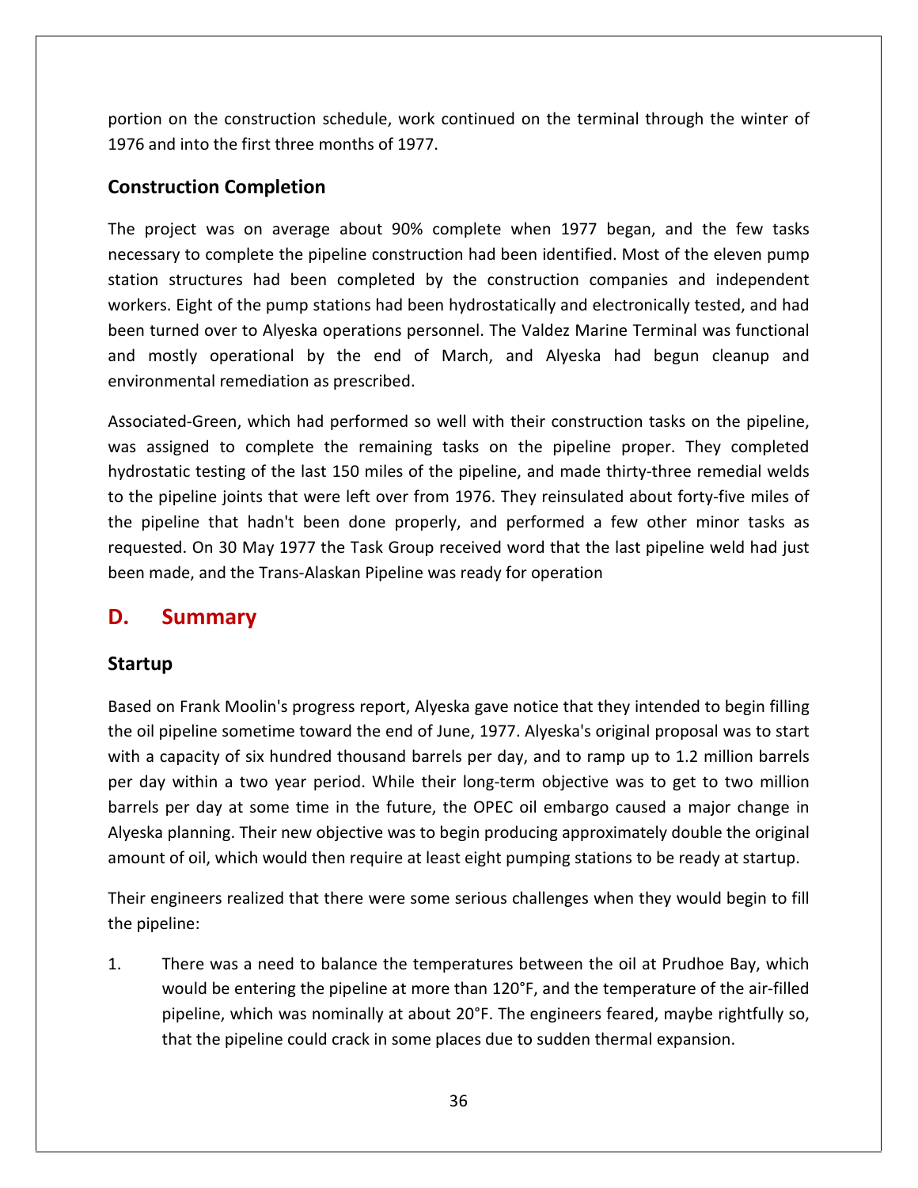portion on the construction schedule, work continued on the terminal through the winter of 1976 and into the first three months of 1977.

### Construction Completion

The project was on average about 90% complete when 1977 began, and the few tasks necessary to complete the pipeline construction had been identified. Most of the eleven pump station structures had been completed by the construction companies and independent workers. Eight of the pump stations had been hydrostatically and electronically tested, and had been turned over to Alyeska operations personnel. The Valdez Marine Terminal was functional and mostly operational by the end of March, and Alyeska had begun cleanup and environmental remediation as prescribed.

Associated-Green, which had performed so well with their construction tasks on the pipeline, was assigned to complete the remaining tasks on the pipeline proper. They completed hydrostatic testing of the last 150 miles of the pipeline, and made thirty-three remedial welds to the pipeline joints that were left over from 1976. They reinsulated about forty-five miles of the pipeline that hadn't been done properly, and performed a few other minor tasks as requested. On 30 May 1977 the Task Group received word that the last pipeline weld had just been made, and the Trans-Alaskan Pipeline was ready for operation

## D. Summary

### Startup

Based on Frank Moolin's progress report, Alyeska gave notice that they intended to begin filling the oil pipeline sometime toward the end of June, 1977. Alyeska's original proposal was to start with a capacity of six hundred thousand barrels per day, and to ramp up to 1.2 million barrels per day within a two year period. While their long-term objective was to get to two million barrels per day at some time in the future, the OPEC oil embargo caused a major change in Alyeska planning. Their new objective was to begin producing approximately double the original amount of oil, which would then require at least eight pumping stations to be ready at startup.

Their engineers realized that there were some serious challenges when they would begin to fill the pipeline:

1. There was a need to balance the temperatures between the oil at Prudhoe Bay, which would be entering the pipeline at more than 120°F, and the temperature of the air-filled pipeline, which was nominally at about 20°F. The engineers feared, maybe rightfully so, that the pipeline could crack in some places due to sudden thermal expansion.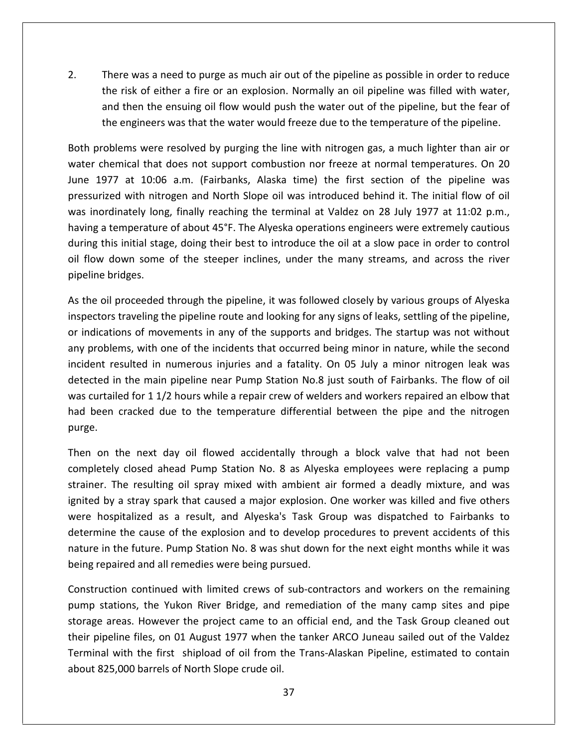2. There was a need to purge as much air out of the pipeline as possible in order to reduce the risk of either a fire or an explosion. Normally an oil pipeline was filled with water, and then the ensuing oil flow would push the water out of the pipeline, but the fear of the engineers was that the water would freeze due to the temperature of the pipeline.

Both problems were resolved by purging the line with nitrogen gas, a much lighter than air or water chemical that does not support combustion nor freeze at normal temperatures. On 20 June 1977 at 10:06 a.m. (Fairbanks, Alaska time) the first section of the pipeline was pressurized with nitrogen and North Slope oil was introduced behind it. The initial flow of oil was inordinately long, finally reaching the terminal at Valdez on 28 July 1977 at 11:02 p.m., having a temperature of about 45°F. The Alyeska operations engineers were extremely cautious during this initial stage, doing their best to introduce the oil at a slow pace in order to control oil flow down some of the steeper inclines, under the many streams, and across the river pipeline bridges.

As the oil proceeded through the pipeline, it was followed closely by various groups of Alyeska inspectors traveling the pipeline route and looking for any signs of leaks, settling of the pipeline, or indications of movements in any of the supports and bridges. The startup was not without any problems, with one of the incidents that occurred being minor in nature, while the second incident resulted in numerous injuries and a fatality. On 05 July a minor nitrogen leak was detected in the main pipeline near Pump Station No.8 just south of Fairbanks. The flow of oil was curtailed for 1 1/2 hours while a repair crew of welders and workers repaired an elbow that had been cracked due to the temperature differential between the pipe and the nitrogen purge.

Then on the next day oil flowed accidentally through a block valve that had not been completely closed ahead Pump Station No. 8 as Alyeska employees were replacing a pump strainer. The resulting oil spray mixed with ambient air formed a deadly mixture, and was ignited by a stray spark that caused a major explosion. One worker was killed and five others were hospitalized as a result, and Alyeska's Task Group was dispatched to Fairbanks to determine the cause of the explosion and to develop procedures to prevent accidents of this nature in the future. Pump Station No. 8 was shut down for the next eight months while it was being repaired and all remedies were being pursued.

Construction continued with limited crews of sub-contractors and workers on the remaining pump stations, the Yukon River Bridge, and remediation of the many camp sites and pipe storage areas. However the project came to an official end, and the Task Group cleaned out their pipeline files, on 01 August 1977 when the tanker ARCO Juneau sailed out of the Valdez Terminal with the first shipload of oil from the Trans-Alaskan Pipeline, estimated to contain about 825,000 barrels of North Slope crude oil.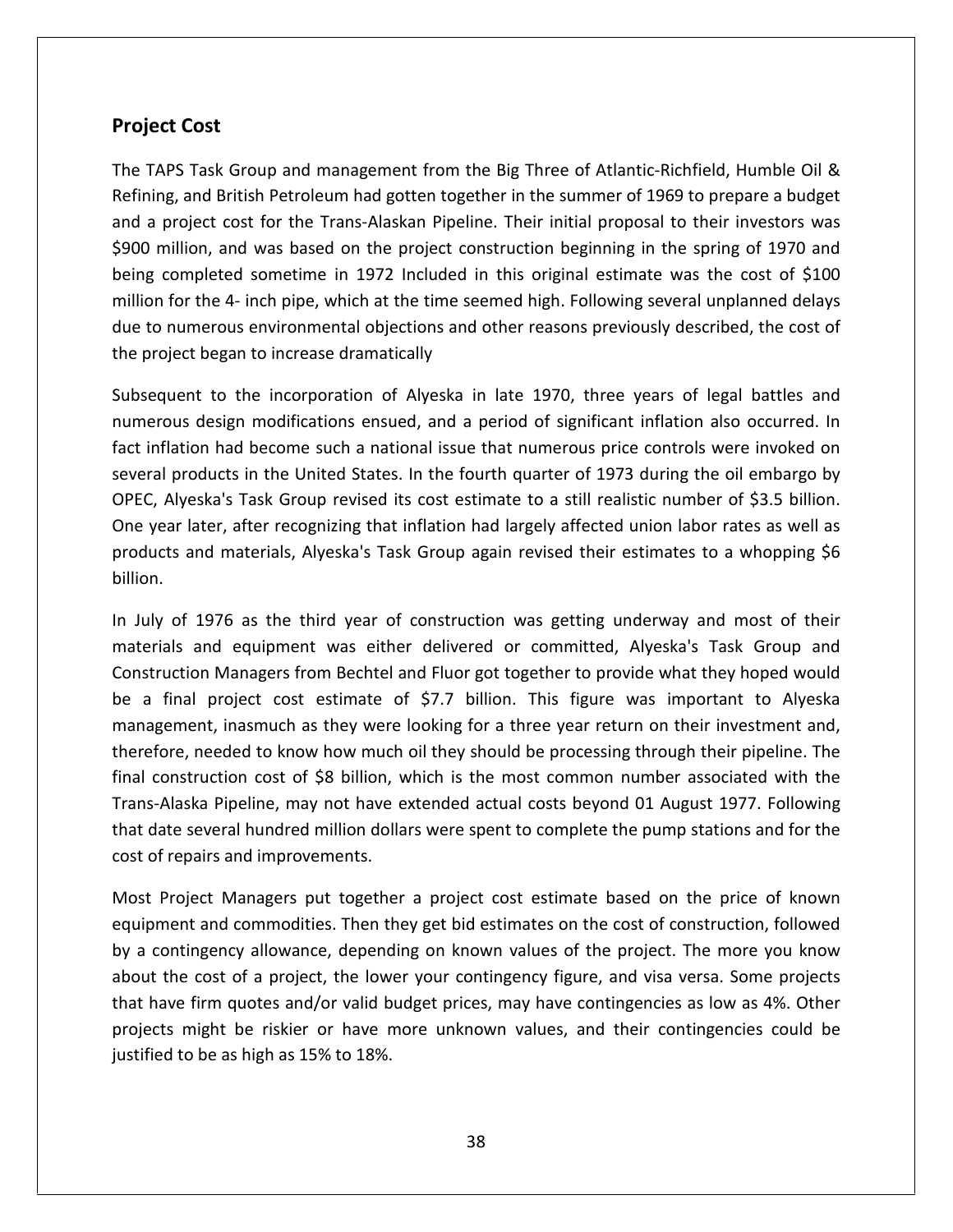**Project Cost**

The TAPS Task Group and management from the Big Three of Atlantic-Richfield, Humble Oil & Refining, and British Petroleum had gotten together in the summer of 1969 to prepare a budget and a project cost for the Trans-Alaskan Pipeline. Their initial proposal to their investors was $900 million, and was based on the project construction beginning in the spring of 1970 and being completed sometime in 1972 Included in this original estimate was the cost of $100 million for the 4- inch pipe, which at the time seemed high. Following several unplanned delays due to numerous environmental objections and other reasons previously described, the cost of the project began to increase dramatically

Subsequent to the incorporation of Alyeska in late 1970, three years of legal battles and numerous design modifications ensued, and a period of significant inflation also occurred. In fact inflation had become such a national issue that numerous price controls were invoked on several products in the United States. In the fourth quarter of 1973 during the oil embargo by OPEC, Alyeska's Task Group revised its cost estimate to a still realistic number of $3.5 billion. One year later, after recognizing that inflation had largely affected union labor rates as well as products and materials, Alyeska's Task Group again revised their estimates to a whopping $6 billion.

In July of 1976 as the third year of construction was getting underway and most of their materials and equipment was either delivered or committed, Alyeska's Task Group and Construction Managers from Bechtel and Fluor got together to provide what they hoped would be a final project cost estimate of $7.7 billion. This figure was important to Alyeska management, inasmuch as they were looking for a three year return on their investment and, therefore, needed to know how much oil they should be processing through their pipeline. The final construction cost of $8 billion, which is the most common number associated with the Trans-Alaska Pipeline, may not have extended actual costs beyond 01 August 1977. Following that date several hundred million dollars were spent to complete the pump stations and for the cost of repairs and improvements.

Most Project Managers put together a project cost estimate based on the price of known equipment and commodities. Then they get bid estimates on the cost of construction, followed by a contingency allowance, depending on known values of the project. The more you know about the cost of a project, the lower your contingency figure, and visa versa. Some projects that have firm quotes and/or valid budget prices, may have contingencies as low as 4%. Other projects might be riskier or have more unknown values, and their contingencies could be justified to be as high as 15% to 18%.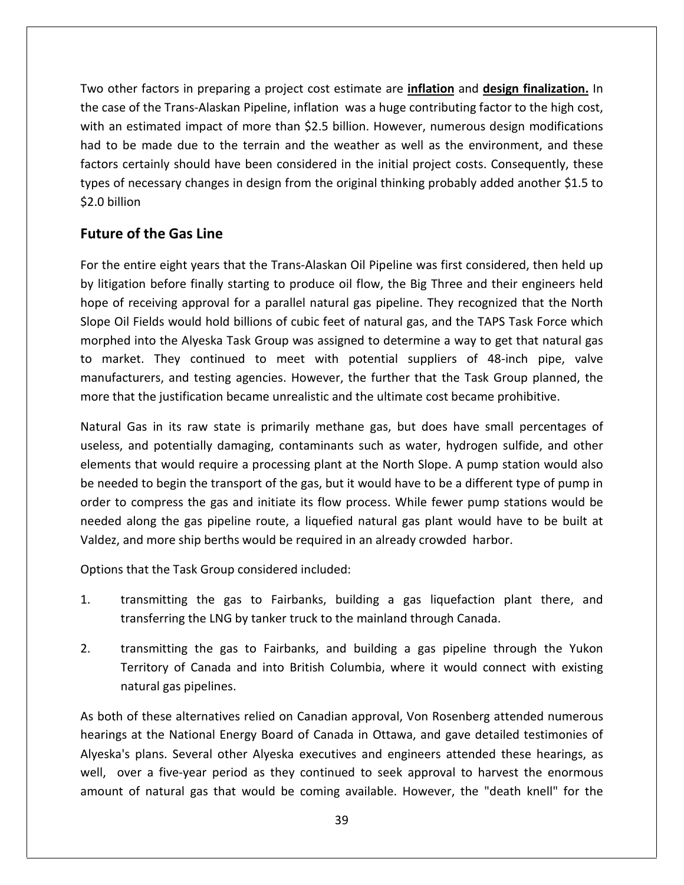Two other factors in preparing a project cost estimate are **inflation** and **design finalization.** In the case of the Trans-Alaskan Pipeline, inflation was a huge contributing factor to the high cost, with an estimated impact of more than $2.5 billion. However, numerous design modifications had to be made due to the terrain and the weather as well as the environment, and these factors certainly should have been considered in the initial project costs. Consequently, these types of necessary changes in design from the original thinking probably added another $1.5 to $2.0 billion

## Future of the Gas Line

For the entire eight years that the Trans-Alaskan Oil Pipeline was first considered, then held up by litigation before finally starting to produce oil flow, the Big Three and their engineers held hope of receiving approval for a parallel natural gas pipeline. They recognized that the North Slope Oil Fields would hold billions of cubic feet of natural gas, and the TAPS Task Force which morphed into the Alyeska Task Group was assigned to determine a way to get that natural gas to market. They continued to meet with potential suppliers of 48-inch pipe, valve manufacturers, and testing agencies. However, the further that the Task Group planned, the more that the justification became unrealistic and the ultimate cost became prohibitive.

Natural Gas in its raw state is primarily methane gas, but does have small percentages of useless, and potentially damaging, contaminants such as water, hydrogen sulfide, and other elements that would require a processing plant at the North Slope. A pump station would also be needed to begin the transport of the gas, but it would have to be a different type of pump in order to compress the gas and initiate its flow process. While fewer pump stations would be needed along the gas pipeline route, a liquefied natural gas plant would have to be built at Valdez, and more ship berths would be required in an already crowded harbor.

Options that the Task Group considered included:

1. transmitting the gas to Fairbanks, building a gas liquefaction plant there, and transferring the LNG by tanker truck to the mainland through Canada.

2. transmitting the gas to Fairbanks, and building a gas pipeline through the Yukon Territory of Canada and into British Columbia, where it would connect with existing natural gas pipelines.

As both of these alternatives relied on Canadian approval, Von Rosenberg attended numerous hearings at the National Energy Board of Canada in Ottawa, and gave detailed testimonies of Alyeska's plans. Several other Alyeska executives and engineers attended these hearings, as well, over a five-year period as they continued to seek approval to harvest the enormous amount of natural gas that would be coming available. However, the "death knell" for the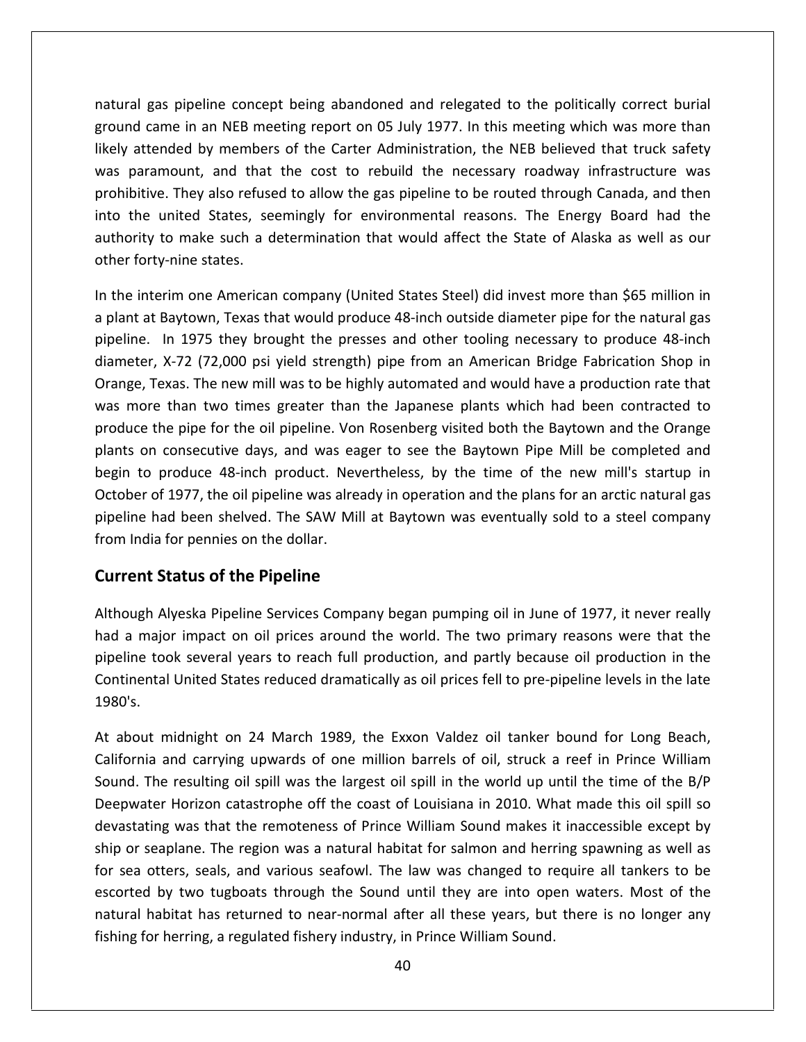natural gas pipeline concept being abandoned and relegated to the politically correct burial ground came in an NEB meeting report on 05 July 1977. In this meeting which was more than likely attended by members of the Carter Administration, the NEB believed that truck safety was paramount, and that the cost to rebuild the necessary roadway infrastructure was prohibitive. They also refused to allow the gas pipeline to be routed through Canada, and then into the united States, seemingly for environmental reasons. The Energy Board had the authority to make such a determination that would affect the State of Alaska as well as our other forty-nine states.

In the interim one American company (United States Steel) did invest more than $65 million in a plant at Baytown, Texas that would produce 48-inch outside diameter pipe for the natural gas pipeline. In 1975 they brought the presses and other tooling necessary to produce 48-inch diameter, X-72 (72,000 psi yield strength) pipe from an American Bridge Fabrication Shop in Orange, Texas. The new mill was to be highly automated and would have a production rate that was more than two times greater than the Japanese plants which had been contracted to produce the pipe for the oil pipeline. Von Rosenberg visited both the Baytown and the Orange plants on consecutive days, and was eager to see the Baytown Pipe Mill be completed and begin to produce 48-inch product. Nevertheless, by the time of the new mill's startup in October of 1977, the oil pipeline was already in operation and the plans for an arctic natural gas pipeline had been shelved. The SAW Mill at Baytown was eventually sold to a steel company from India for pennies on the dollar.

## Current Status of the Pipeline

Although Alyeska Pipeline Services Company began pumping oil in June of 1977, it never really had a major impact on oil prices around the world. The two primary reasons were that the pipeline took several years to reach full production, and partly because oil production in the Continental United States reduced dramatically as oil prices fell to pre-pipeline levels in the late 1980's.

At about midnight on 24 March 1989, the Exxon Valdez oil tanker bound for Long Beach, California and carrying upwards of one million barrels of oil, struck a reef in Prince William Sound. The resulting oil spill was the largest oil spill in the world up until the time of the B/P Deepwater Horizon catastrophe off the coast of Louisiana in 2010. What made this oil spill so devastating was that the remoteness of Prince William Sound makes it inaccessible except by ship or seaplane. The region was a natural habitat for salmon and herring spawning as well as for sea otters, seals, and various seafowl. The law was changed to require all tankers to be escorted by two tugboats through the Sound until they are into open waters. Most of the natural habitat has returned to near-normal after all these years, but there is no longer any fishing for herring, a regulated fishery industry, in Prince William Sound.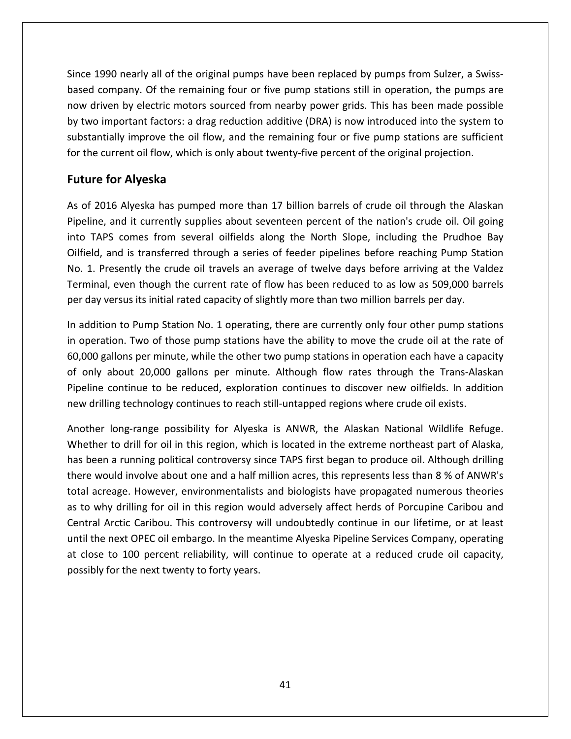Since 1990 nearly all of the original pumps have been replaced by pumps from Sulzer, a Swiss-based company. Of the remaining four or five pump stations still in operation, the pumps are now driven by electric motors sourced from nearby power grids. This has been made possible by two important factors: a drag reduction additive (DRA) is now introduced into the system to substantially improve the oil flow, and the remaining four or five pump stations are sufficient for the current oil flow, which is only about twenty-five percent of the original projection.

## Future for Alyeska

As of 2016 Alyeska has pumped more than 17 billion barrels of crude oil through the Alaskan Pipeline, and it currently supplies about seventeen percent of the nation's crude oil. Oil going into TAPS comes from several oilfields along the North Slope, including the Prudhoe Bay Oilfield, and is transferred through a series of feeder pipelines before reaching Pump Station No. 1. Presently the crude oil travels an average of twelve days before arriving at the Valdez Terminal, even though the current rate of flow has been reduced to as low as 509,000 barrels per day versus its initial rated capacity of slightly more than two million barrels per day.

In addition to Pump Station No. 1 operating, there are currently only four other pump stations in operation. Two of those pump stations have the ability to move the crude oil at the rate of 60,000 gallons per minute, while the other two pump stations in operation each have a capacity of only about 20,000 gallons per minute. Although flow rates through the Trans-Alaskan Pipeline continue to be reduced, exploration continues to discover new oilfields. In addition new drilling technology continues to reach still-untapped regions where crude oil exists.

Another long-range possibility for Alyeska is ANWR, the Alaskan National Wildlife Refuge. Whether to drill for oil in this region, which is located in the extreme northeast part of Alaska, has been a running political controversy since TAPS first began to produce oil. Although drilling there would involve about one and a half million acres, this represents less than 8 % of ANWR's total acreage. However, environmentalists and biologists have propagated numerous theories as to why drilling for oil in this region would adversely affect herds of Porcupine Caribou and Central Arctic Caribou. This controversy will undoubtedly continue in our lifetime, or at least until the next OPEC oil embargo. In the meantime Alyeska Pipeline Services Company, operating at close to 100 percent reliability, will continue to operate at a reduced crude oil capacity, possibly for the next twenty to forty years.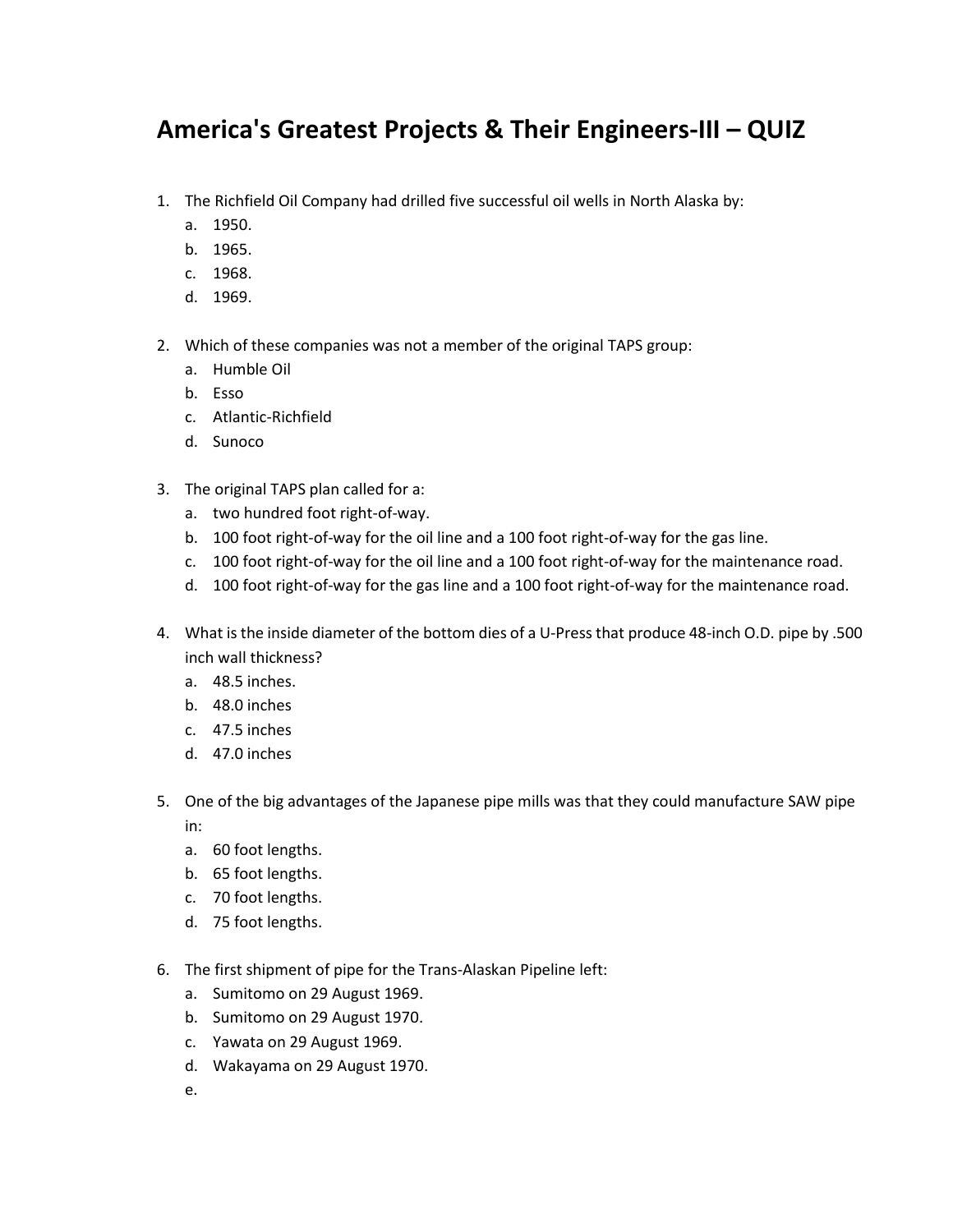# America's Greatest Projects & Their Engineers-III – QUIZ

1. The Richfield Oil Company had drilled five successful oil wells in North Alaska by:
   a. 1950.
   b. 1965.
   c. 1968.
   d. 1969.

2. Which of these companies was not a member of the original TAPS group:
   a. Humble Oil
   b. Esso
   c. Atlantic-Richfield
   d. Sunoco

3. The original TAPS plan called for a:
   a. two hundred foot right-of-way.
   b. 100 foot right-of-way for the oil line and a 100 foot right-of-way for the gas line.
   c. 100 foot right-of-way for the oil line and a 100 foot right-of-way for the maintenance road.
   d. 100 foot right-of-way for the gas line and a 100 foot right-of-way for the maintenance road.

4. What is the inside diameter of the bottom dies of a U-Press that produce 48-inch O.D. pipe by .500 inch wall thickness?
   a. 48.5 inches.
   b. 48.0 inches
   c. 47.5 inches
   d. 47.0 inches

5. One of the big advantages of the Japanese pipe mills was that they could manufacture SAW pipe in:
   a. 60 foot lengths.
   b. 65 foot lengths.
   c. 70 foot lengths.
   d. 75 foot lengths.

6. The first shipment of pipe for the Trans-Alaskan Pipeline left:
   a. Sumitomo on 29 August 1969.
   b. Sumitomo on 29 August 1970.
   c. Yawata on 29 August 1969.
   d. Wakayama on 29 August 1970.
   e.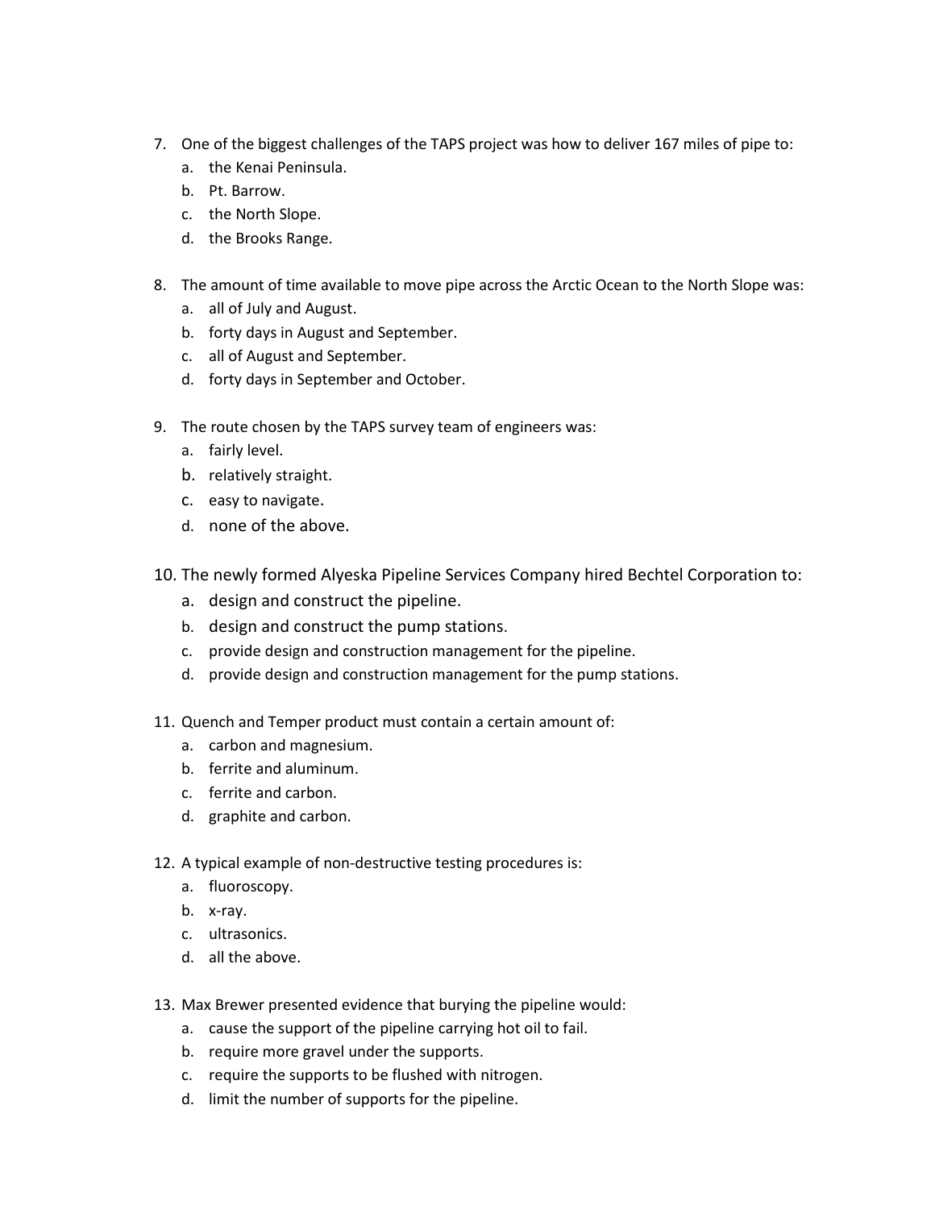7. One of the biggest challenges of the TAPS project was how to deliver 167 miles of pipe to:
   a. the Kenai Peninsula.
   b. Pt. Barrow.
   c. the North Slope.
   d. the Brooks Range.

8. The amount of time available to move pipe across the Arctic Ocean to the North Slope was:
   a. all of July and August.
   b. forty days in August and September.
   c. all of August and September.
   d. forty days in September and October.

9. The route chosen by the TAPS survey team of engineers was:
   a. fairly level.
   b. relatively straight.
   c. easy to navigate.
   d. none of the above.

10. The newly formed Alyeska Pipeline Services Company hired Bechtel Corporation to:
    a. design and construct the pipeline.
    b. design and construct the pump stations.
    c. provide design and construction management for the pipeline.
    d. provide design and construction management for the pump stations.

11. Quench and Temper product must contain a certain amount of:
    a. carbon and magnesium.
    b. ferrite and aluminum.
    c. ferrite and carbon.
    d. graphite and carbon.

12. A typical example of non-destructive testing procedures is:
    a. fluoroscopy.
    b. x-ray.
    c. ultrasonics.
    d. all the above.

13. Max Brewer presented evidence that burying the pipeline would:
    a. cause the support of the pipeline carrying hot oil to fail.
    b. require more gravel under the supports.
    c. require the supports to be flushed with nitrogen.
    d. limit the number of supports for the pipeline.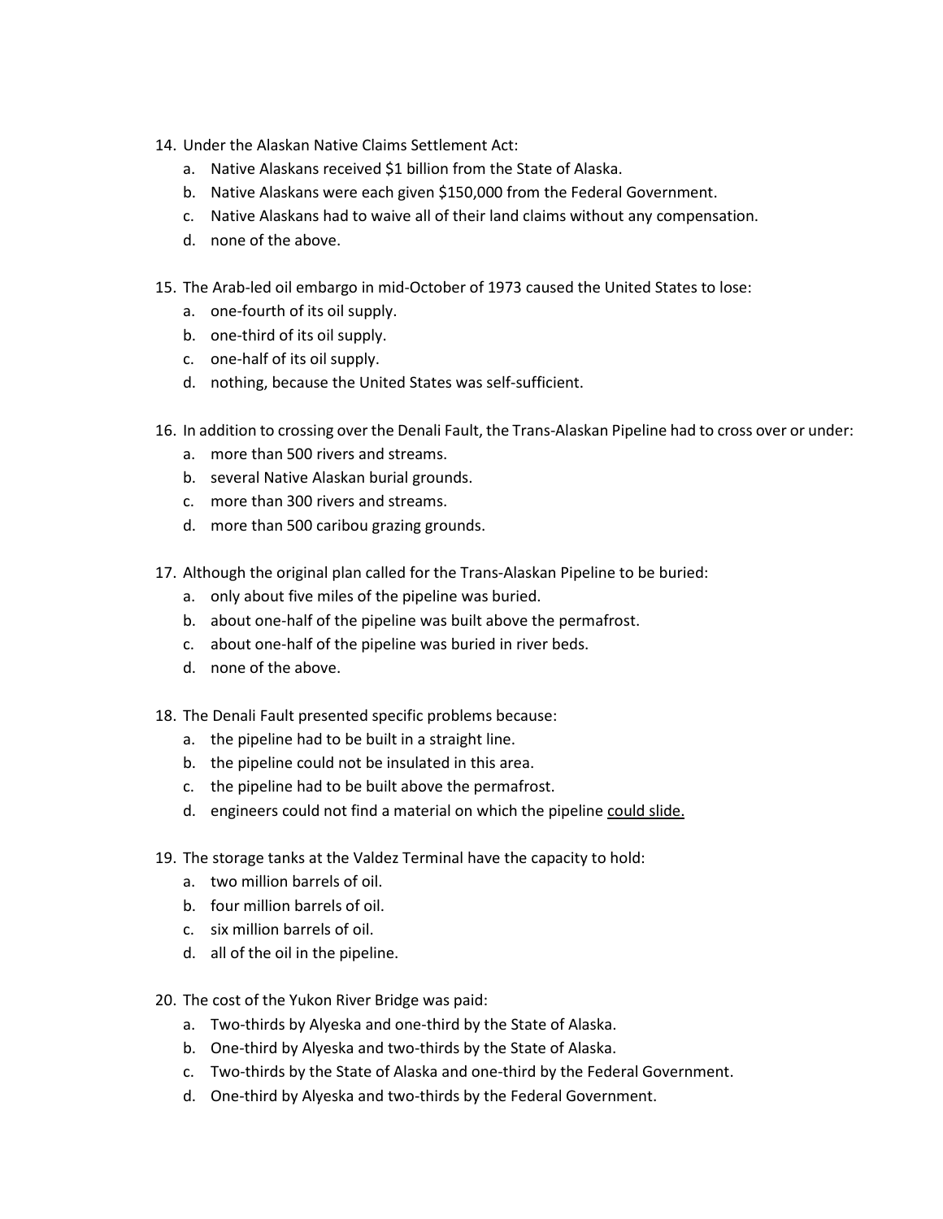14. Under the Alaskan Native Claims Settlement Act:
    a. Native Alaskans received $1 billion from the State of Alaska.
    b. Native Alaskans were each given $150,000 from the Federal Government.
    c. Native Alaskans had to waive all of their land claims without any compensation.
    d. none of the above.

15. The Arab-led oil embargo in mid-October of 1973 caused the United States to lose:
    a. one-fourth of its oil supply.
    b. one-third of its oil supply.
    c. one-half of its oil supply.
    d. nothing, because the United States was self-sufficient.

16. In addition to crossing over the Denali Fault, the Trans-Alaskan Pipeline had to cross over or under:
    a. more than 500 rivers and streams.
    b. several Native Alaskan burial grounds.
    c. more than 300 rivers and streams.
    d. more than 500 caribou grazing grounds.

17. Although the original plan called for the Trans-Alaskan Pipeline to be buried:
    a. only about five miles of the pipeline was buried.
    b. about one-half of the pipeline was built above the permafrost.
    c. about one-half of the pipeline was buried in river beds.
    d. none of the above.

18. The Denali Fault presented specific problems because:
    a. the pipeline had to be built in a straight line.
    b. the pipeline could not be insulated in this area.
    c. the pipeline had to be built above the permafrost.
    d. engineers could not find a material on which the pipeline <u>could slide.</u>

19. The storage tanks at the Valdez Terminal have the capacity to hold:
    a. two million barrels of oil.
    b. four million barrels of oil.
    c. six million barrels of oil.
    d. all of the oil in the pipeline.

20. The cost of the Yukon River Bridge was paid:
    a. Two-thirds by Alyeska and one-third by the State of Alaska.
    b. One-third by Alyeska and two-thirds by the State of Alaska.
    c. Two-thirds by the State of Alaska and one-third by the Federal Government.
    d. One-third by Alyeska and two-thirds by the Federal Government.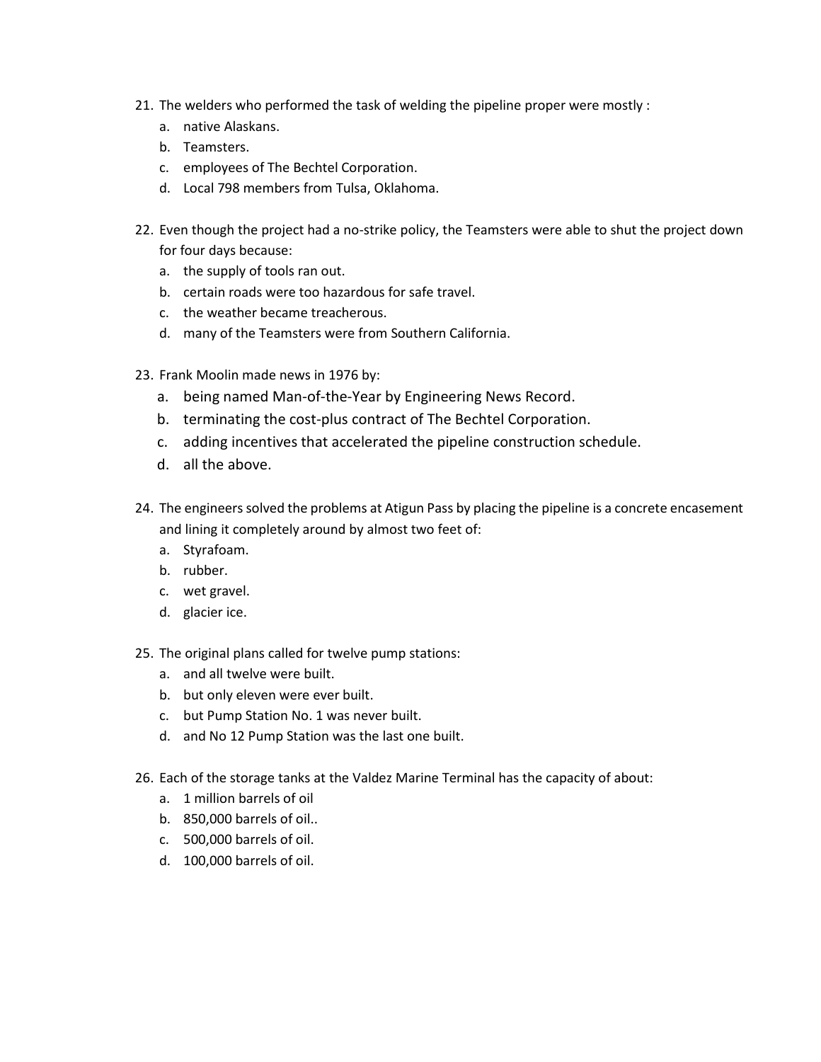21. The welders who performed the task of welding the pipeline proper were mostly :
    a. native Alaskans.
    b. Teamsters.
    c. employees of The Bechtel Corporation.
    d. Local 798 members from Tulsa, Oklahoma.

22. Even though the project had a no-strike policy, the Teamsters were able to shut the project down for four days because:
    a. the supply of tools ran out.
    b. certain roads were too hazardous for safe travel.
    c. the weather became treacherous.
    d. many of the Teamsters were from Southern California.

23. Frank Moolin made news in 1976 by:
    a. being named Man-of-the-Year by Engineering News Record.
    b. terminating the cost-plus contract of The Bechtel Corporation.
    c. adding incentives that accelerated the pipeline construction schedule.
    d. all the above.

24. The engineers solved the problems at Atigun Pass by placing the pipeline is a concrete encasement and lining it completely around by almost two feet of:
    a. Styrafoam.
    b. rubber.
    c. wet gravel.
    d. glacier ice.

25. The original plans called for twelve pump stations:
    a. and all twelve were built.
    b. but only eleven were ever built.
    c. but Pump Station No. 1 was never built.
    d. and No 12 Pump Station was the last one built.

26. Each of the storage tanks at the Valdez Marine Terminal has the capacity of about:
    a. 1 million barrels of oil
    b. 850,000 barrels of oil..
    c. 500,000 barrels of oil.
    d. 100,000 barrels of oil.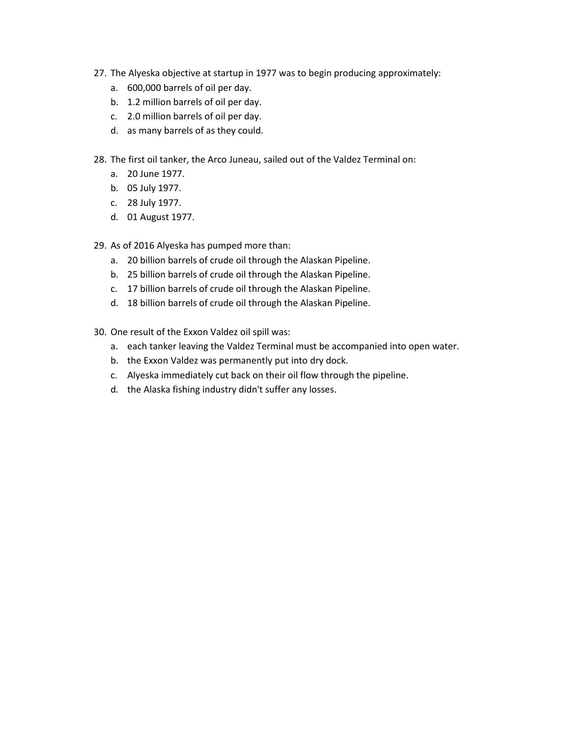27. The Alyeska objective at startup in 1977 was to begin producing approximately:
    a. 600,000 barrels of oil per day.
    b. 1.2 million barrels of oil per day.
    c. 2.0 million barrels of oil per day.
    d. as many barrels of as they could.

28. The first oil tanker, the Arco Juneau, sailed out of the Valdez Terminal on:
    a. 20 June 1977.
    b. 05 July 1977.
    c. 28 July 1977.
    d. 01 August 1977.

29. As of 2016 Alyeska has pumped more than:
    a. 20 billion barrels of crude oil through the Alaskan Pipeline.
    b. 25 billion barrels of crude oil through the Alaskan Pipeline.
    c. 17 billion barrels of crude oil through the Alaskan Pipeline.
    d. 18 billion barrels of crude oil through the Alaskan Pipeline.

30. One result of the Exxon Valdez oil spill was:
    a. each tanker leaving the Valdez Terminal must be accompanied into open water.
    b. the Exxon Valdez was permanently put into dry dock.
    c. Alyeska immediately cut back on their oil flow through the pipeline.
    d. the Alaska fishing industry didn't suffer any losses.